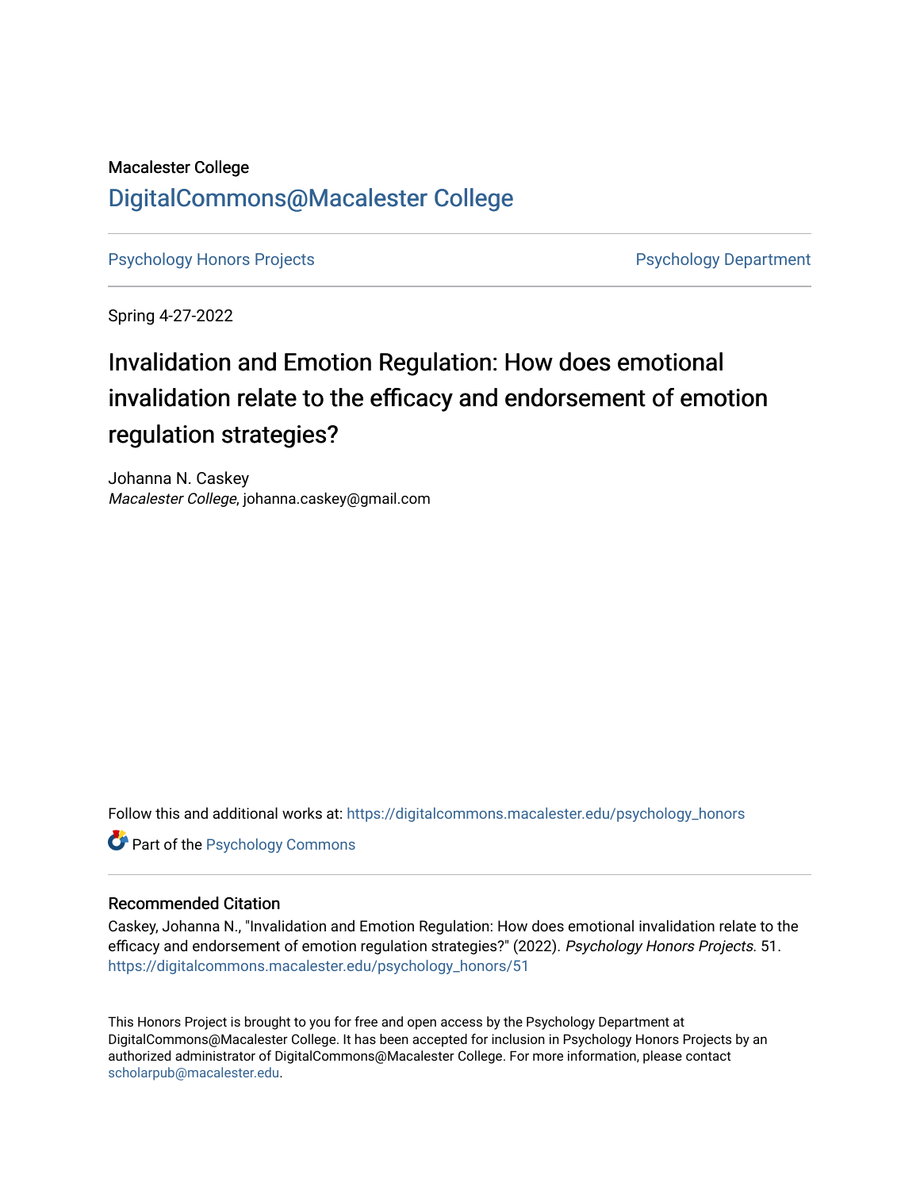Macalester College

# DigitalCommons@Macalester College

Psychology Honors Projects | Psychology Department

Spring 4-27-2022

## Invalidation and Emotion Regulation: How does emotional invalidation relate to the efficacy and endorsement of emotion regulation strategies?

Johanna N. Caskey
*Macalester College*, johanna.caskey@gmail.com

Follow this and additional works at: https://digitalcommons.macalester.edu/psychology_honors

Part of the Psychology Commons

### Recommended Citation

Caskey, Johanna N., "Invalidation and Emotion Regulation: How does emotional invalidation relate to the efficacy and endorsement of emotion regulation strategies?" (2022). *Psychology Honors Projects*. 51.
https://digitalcommons.macalester.edu/psychology_honors/51

This Honors Project is brought to you for free and open access by the Psychology Department at DigitalCommons@Macalester College. It has been accepted for inclusion in Psychology Honors Projects by an authorized administrator of DigitalCommons@Macalester College. For more information, please contact scholarpub@macalester.edu.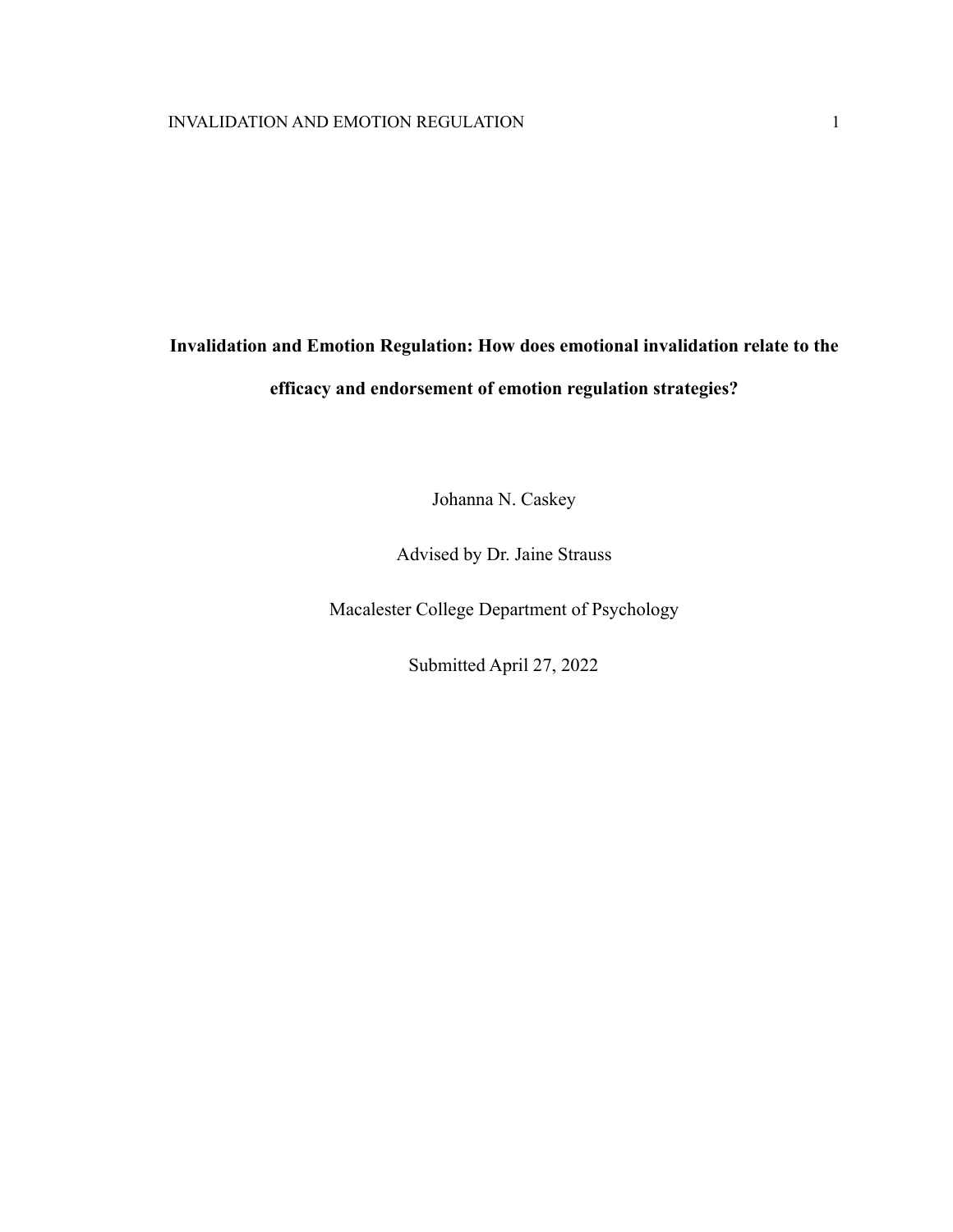**Invalidation and Emotion Regulation: How does emotional invalidation relate to the efficacy and endorsement of emotion regulation strategies?**

Johanna N. Caskey

Advised by Dr. Jaine Strauss

Macalester College Department of Psychology

Submitted April 27, 2022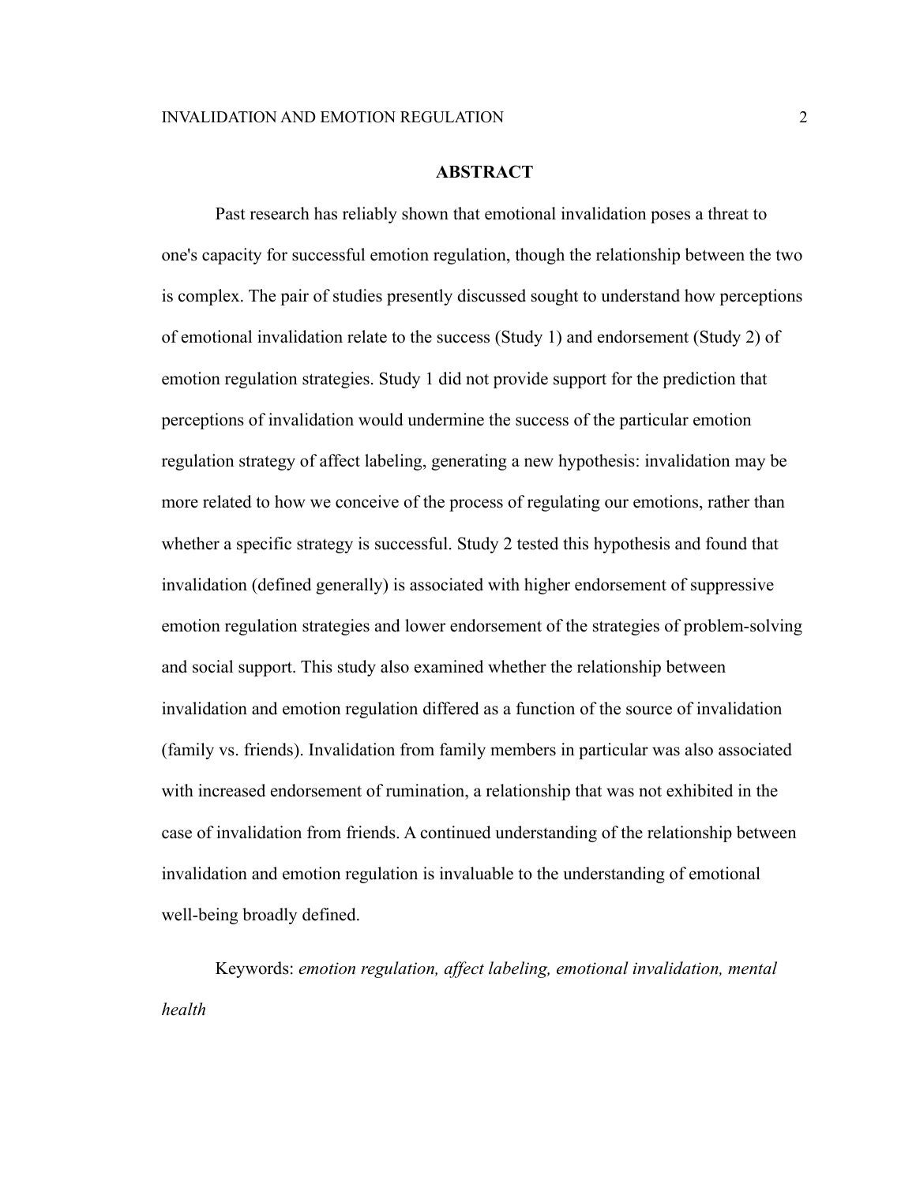# ABSTRACT

Past research has reliably shown that emotional invalidation poses a threat to one's capacity for successful emotion regulation, though the relationship between the two is complex. The pair of studies presently discussed sought to understand how perceptions of emotional invalidation relate to the success (Study 1) and endorsement (Study 2) of emotion regulation strategies. Study 1 did not provide support for the prediction that perceptions of invalidation would undermine the success of the particular emotion regulation strategy of affect labeling, generating a new hypothesis: invalidation may be more related to how we conceive of the process of regulating our emotions, rather than whether a specific strategy is successful. Study 2 tested this hypothesis and found that invalidation (defined generally) is associated with higher endorsement of suppressive emotion regulation strategies and lower endorsement of the strategies of problem-solving and social support. This study also examined whether the relationship between invalidation and emotion regulation differed as a function of the source of invalidation (family vs. friends). Invalidation from family members in particular was also associated with increased endorsement of rumination, a relationship that was not exhibited in the case of invalidation from friends. A continued understanding of the relationship between invalidation and emotion regulation is invaluable to the understanding of emotional well-being broadly defined.

Keywords: *emotion regulation, affect labeling, emotional invalidation, mental health*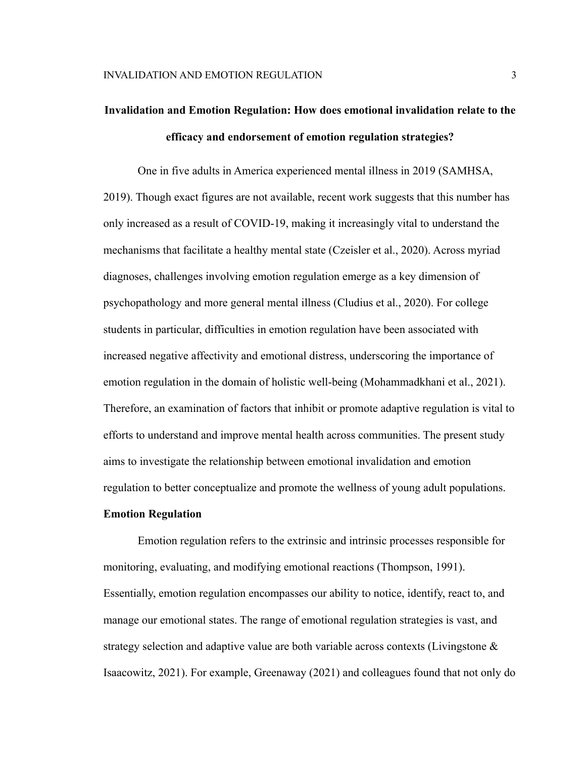# Invalidation and Emotion Regulation: How does emotional invalidation relate to the efficacy and endorsement of emotion regulation strategies?

One in five adults in America experienced mental illness in 2019 (SAMHSA, 2019). Though exact figures are not available, recent work suggests that this number has only increased as a result of COVID-19, making it increasingly vital to understand the mechanisms that facilitate a healthy mental state (Czeisler et al., 2020). Across myriad diagnoses, challenges involving emotion regulation emerge as a key dimension of psychopathology and more general mental illness (Cludius et al., 2020). For college students in particular, difficulties in emotion regulation have been associated with increased negative affectivity and emotional distress, underscoring the importance of emotion regulation in the domain of holistic well-being (Mohammadkhani et al., 2021). Therefore, an examination of factors that inhibit or promote adaptive regulation is vital to efforts to understand and improve mental health across communities. The present study aims to investigate the relationship between emotional invalidation and emotion regulation to better conceptualize and promote the wellness of young adult populations.

## Emotion Regulation

Emotion regulation refers to the extrinsic and intrinsic processes responsible for monitoring, evaluating, and modifying emotional reactions (Thompson, 1991). Essentially, emotion regulation encompasses our ability to notice, identify, react to, and manage our emotional states. The range of emotional regulation strategies is vast, and strategy selection and adaptive value are both variable across contexts (Livingstone & Isaacowitz, 2021). For example, Greenaway (2021) and colleagues found that not only do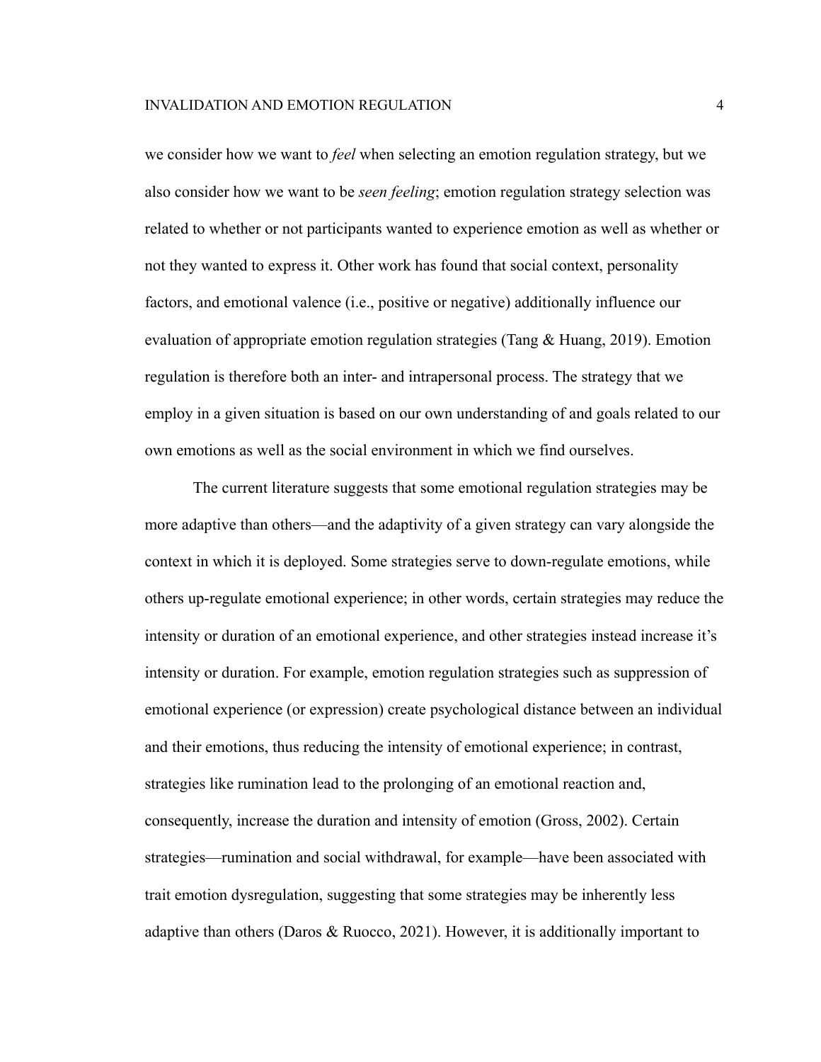we consider how we want to *feel* when selecting an emotion regulation strategy, but we also consider how we want to be *seen feeling*; emotion regulation strategy selection was related to whether or not participants wanted to experience emotion as well as whether or not they wanted to express it. Other work has found that social context, personality factors, and emotional valence (i.e., positive or negative) additionally influence our evaluation of appropriate emotion regulation strategies (Tang & Huang, 2019). Emotion regulation is therefore both an inter- and intrapersonal process. The strategy that we employ in a given situation is based on our own understanding of and goals related to our own emotions as well as the social environment in which we find ourselves.

The current literature suggests that some emotional regulation strategies may be more adaptive than others—and the adaptivity of a given strategy can vary alongside the context in which it is deployed. Some strategies serve to down-regulate emotions, while others up-regulate emotional experience; in other words, certain strategies may reduce the intensity or duration of an emotional experience, and other strategies instead increase it's intensity or duration. For example, emotion regulation strategies such as suppression of emotional experience (or expression) create psychological distance between an individual and their emotions, thus reducing the intensity of emotional experience; in contrast, strategies like rumination lead to the prolonging of an emotional reaction and, consequently, increase the duration and intensity of emotion (Gross, 2002). Certain strategies—rumination and social withdrawal, for example—have been associated with trait emotion dysregulation, suggesting that some strategies may be inherently less adaptive than others (Daros & Ruocco, 2021). However, it is additionally important to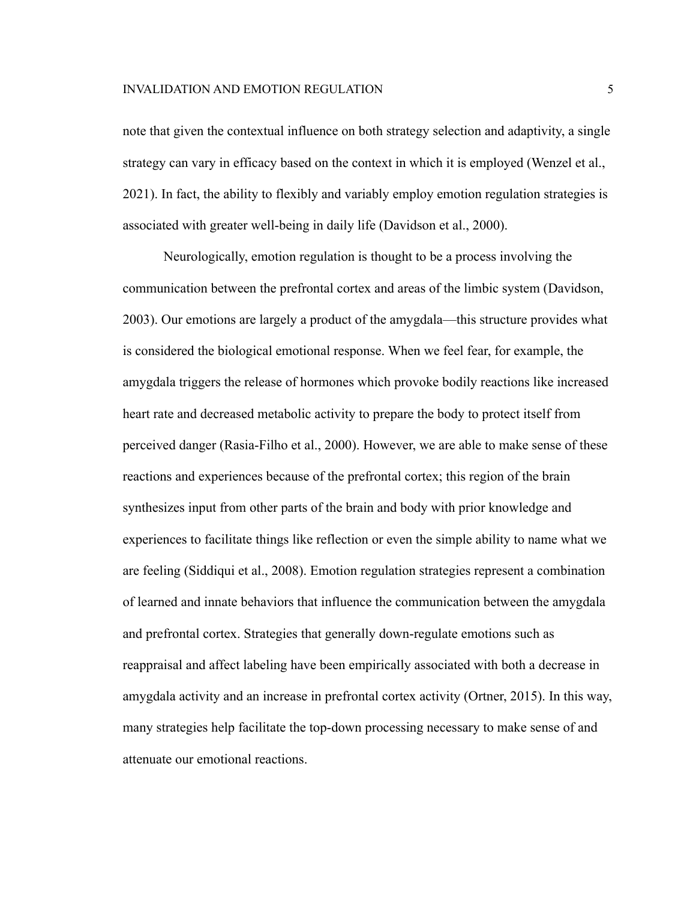note that given the contextual influence on both strategy selection and adaptivity, a single strategy can vary in efficacy based on the context in which it is employed (Wenzel et al., 2021). In fact, the ability to flexibly and variably employ emotion regulation strategies is associated with greater well-being in daily life (Davidson et al., 2000).

Neurologically, emotion regulation is thought to be a process involving the communication between the prefrontal cortex and areas of the limbic system (Davidson, 2003). Our emotions are largely a product of the amygdala—this structure provides what is considered the biological emotional response. When we feel fear, for example, the amygdala triggers the release of hormones which provoke bodily reactions like increased heart rate and decreased metabolic activity to prepare the body to protect itself from perceived danger (Rasia-Filho et al., 2000). However, we are able to make sense of these reactions and experiences because of the prefrontal cortex; this region of the brain synthesizes input from other parts of the brain and body with prior knowledge and experiences to facilitate things like reflection or even the simple ability to name what we are feeling (Siddiqui et al., 2008). Emotion regulation strategies represent a combination of learned and innate behaviors that influence the communication between the amygdala and prefrontal cortex. Strategies that generally down-regulate emotions such as reappraisal and affect labeling have been empirically associated with both a decrease in amygdala activity and an increase in prefrontal cortex activity (Ortner, 2015). In this way, many strategies help facilitate the top-down processing necessary to make sense of and attenuate our emotional reactions.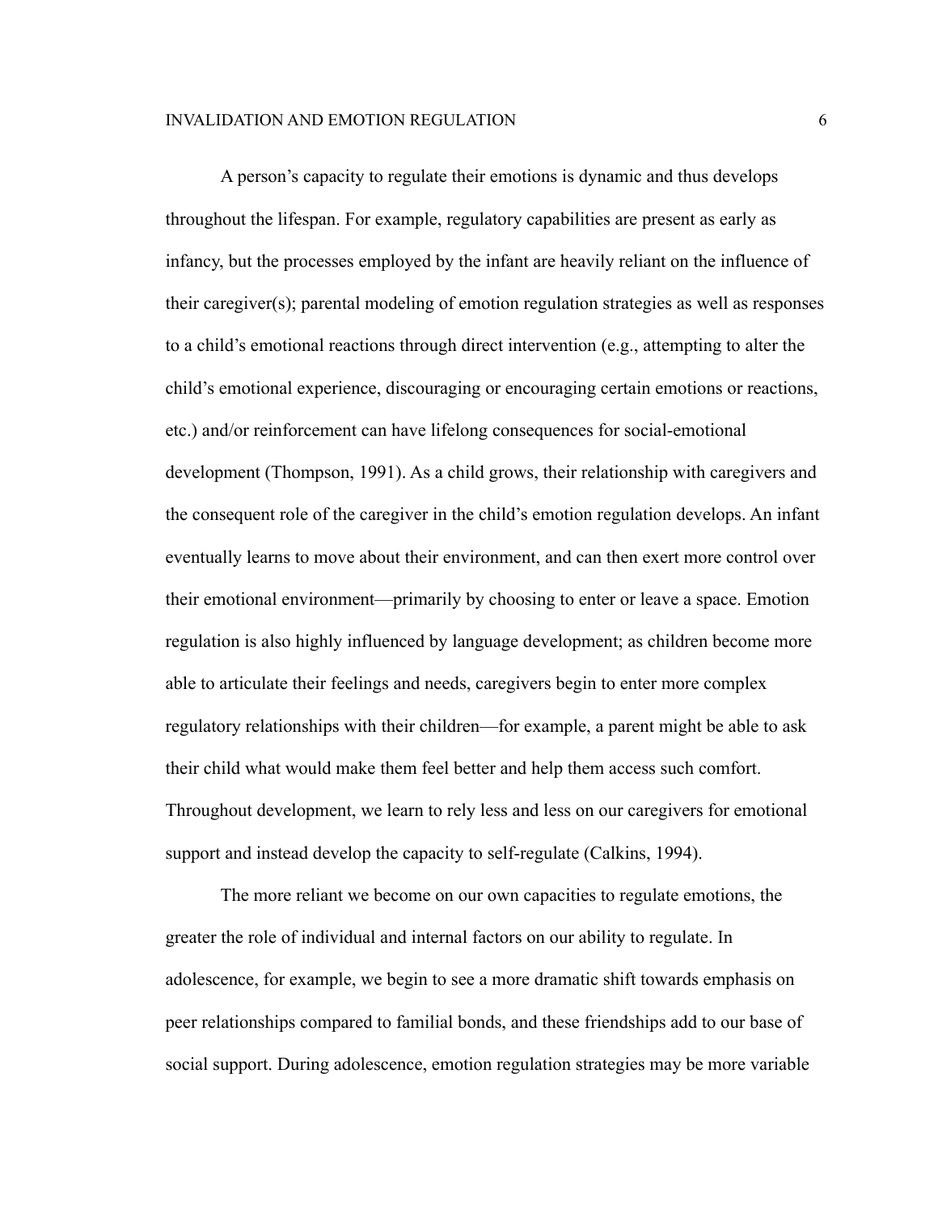A person's capacity to regulate their emotions is dynamic and thus develops throughout the lifespan. For example, regulatory capabilities are present as early as infancy, but the processes employed by the infant are heavily reliant on the influence of their caregiver(s); parental modeling of emotion regulation strategies as well as responses to a child's emotional reactions through direct intervention (e.g., attempting to alter the child's emotional experience, discouraging or encouraging certain emotions or reactions, etc.) and/or reinforcement can have lifelong consequences for social-emotional development (Thompson, 1991). As a child grows, their relationship with caregivers and the consequent role of the caregiver in the child's emotion regulation develops. An infant eventually learns to move about their environment, and can then exert more control over their emotional environment—primarily by choosing to enter or leave a space. Emotion regulation is also highly influenced by language development; as children become more able to articulate their feelings and needs, caregivers begin to enter more complex regulatory relationships with their children—for example, a parent might be able to ask their child what would make them feel better and help them access such comfort. Throughout development, we learn to rely less and less on our caregivers for emotional support and instead develop the capacity to self-regulate (Calkins, 1994).

The more reliant we become on our own capacities to regulate emotions, the greater the role of individual and internal factors on our ability to regulate. In adolescence, for example, we begin to see a more dramatic shift towards emphasis on peer relationships compared to familial bonds, and these friendships add to our base of social support. During adolescence, emotion regulation strategies may be more variable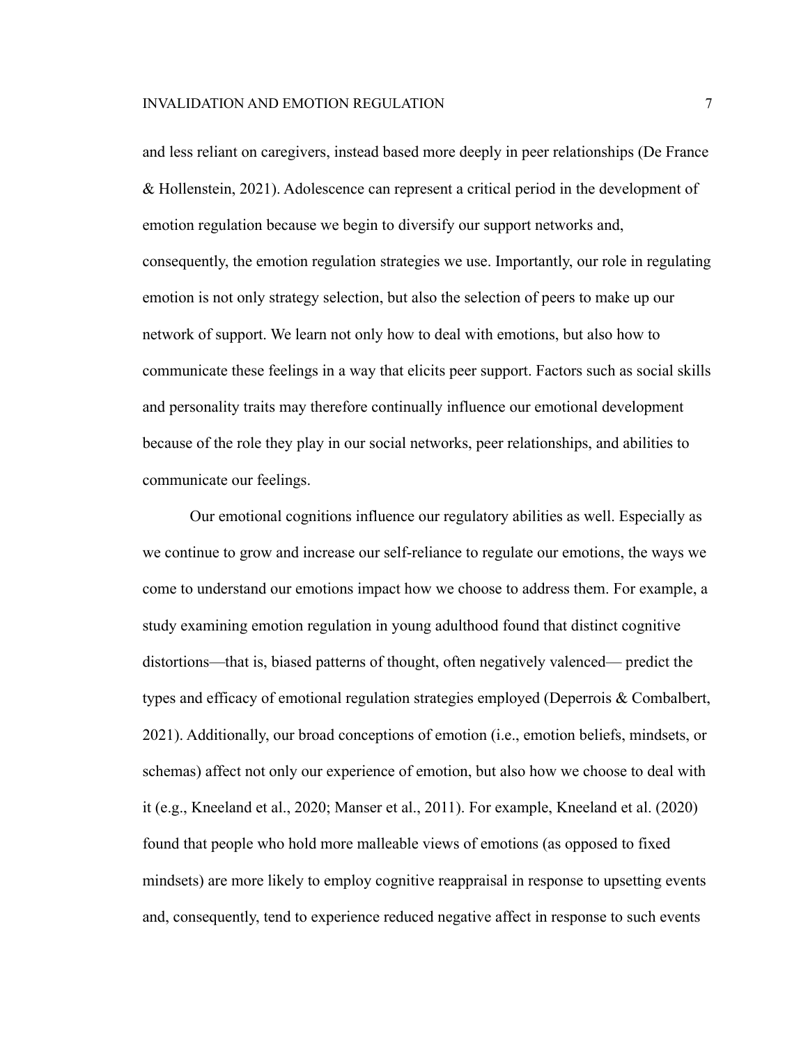and less reliant on caregivers, instead based more deeply in peer relationships (De France & Hollenstein, 2021). Adolescence can represent a critical period in the development of emotion regulation because we begin to diversify our support networks and, consequently, the emotion regulation strategies we use. Importantly, our role in regulating emotion is not only strategy selection, but also the selection of peers to make up our network of support. We learn not only how to deal with emotions, but also how to communicate these feelings in a way that elicits peer support. Factors such as social skills and personality traits may therefore continually influence our emotional development because of the role they play in our social networks, peer relationships, and abilities to communicate our feelings.

Our emotional cognitions influence our regulatory abilities as well. Especially as we continue to grow and increase our self-reliance to regulate our emotions, the ways we come to understand our emotions impact how we choose to address them. For example, a study examining emotion regulation in young adulthood found that distinct cognitive distortions—that is, biased patterns of thought, often negatively valenced— predict the types and efficacy of emotional regulation strategies employed (Deperrois & Combalbert, 2021). Additionally, our broad conceptions of emotion (i.e., emotion beliefs, mindsets, or schemas) affect not only our experience of emotion, but also how we choose to deal with it (e.g., Kneeland et al., 2020; Manser et al., 2011). For example, Kneeland et al. (2020) found that people who hold more malleable views of emotions (as opposed to fixed mindsets) are more likely to employ cognitive reappraisal in response to upsetting events and, consequently, tend to experience reduced negative affect in response to such events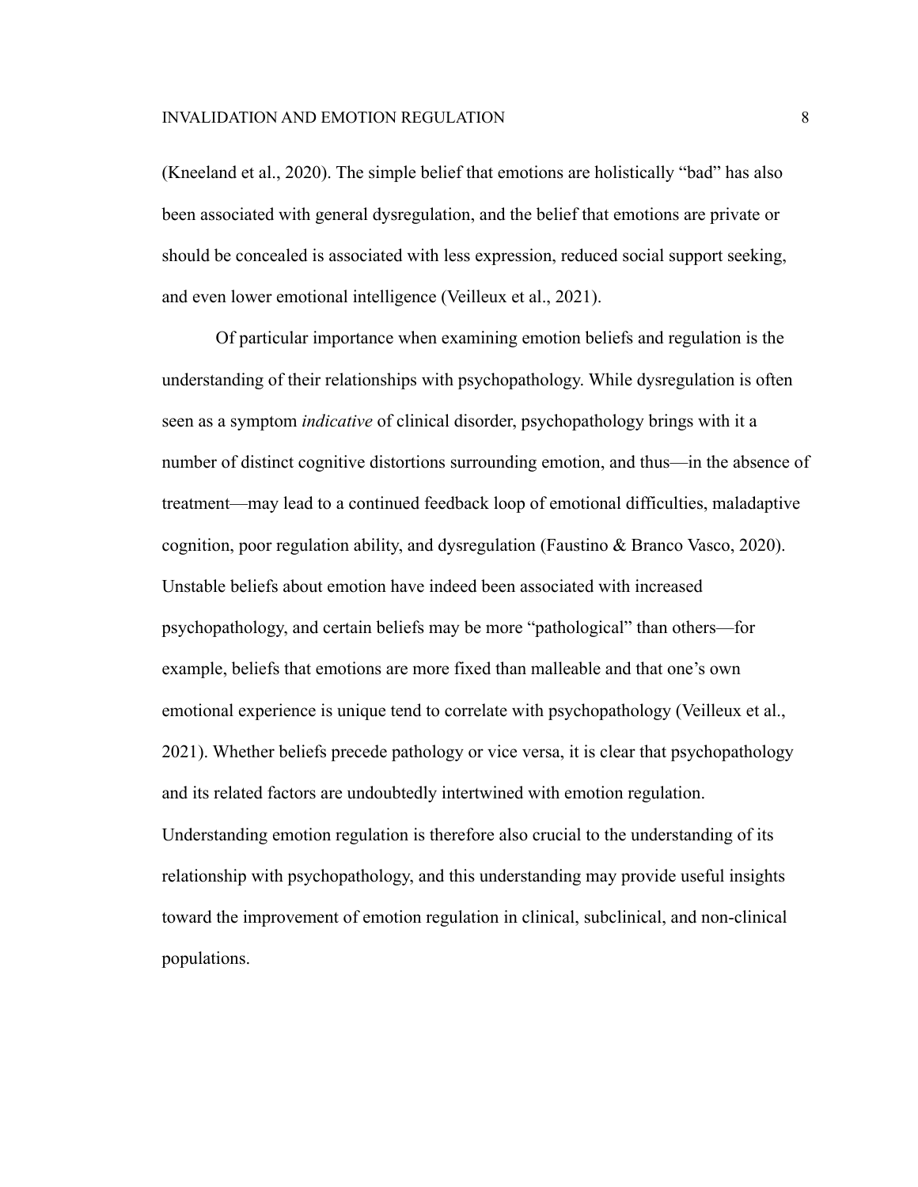(Kneeland et al., 2020). The simple belief that emotions are holistically “bad” has also been associated with general dysregulation, and the belief that emotions are private or should be concealed is associated with less expression, reduced social support seeking, and even lower emotional intelligence (Veilleux et al., 2021).

Of particular importance when examining emotion beliefs and regulation is the understanding of their relationships with psychopathology. While dysregulation is often seen as a symptom *indicative* of clinical disorder, psychopathology brings with it a number of distinct cognitive distortions surrounding emotion, and thus—in the absence of treatment—may lead to a continued feedback loop of emotional difficulties, maladaptive cognition, poor regulation ability, and dysregulation (Faustino & Branco Vasco, 2020). Unstable beliefs about emotion have indeed been associated with increased psychopathology, and certain beliefs may be more “pathological” than others—for example, beliefs that emotions are more fixed than malleable and that one’s own emotional experience is unique tend to correlate with psychopathology (Veilleux et al., 2021). Whether beliefs precede pathology or vice versa, it is clear that psychopathology and its related factors are undoubtedly intertwined with emotion regulation. Understanding emotion regulation is therefore also crucial to the understanding of its relationship with psychopathology, and this understanding may provide useful insights toward the improvement of emotion regulation in clinical, subclinical, and non-clinical populations.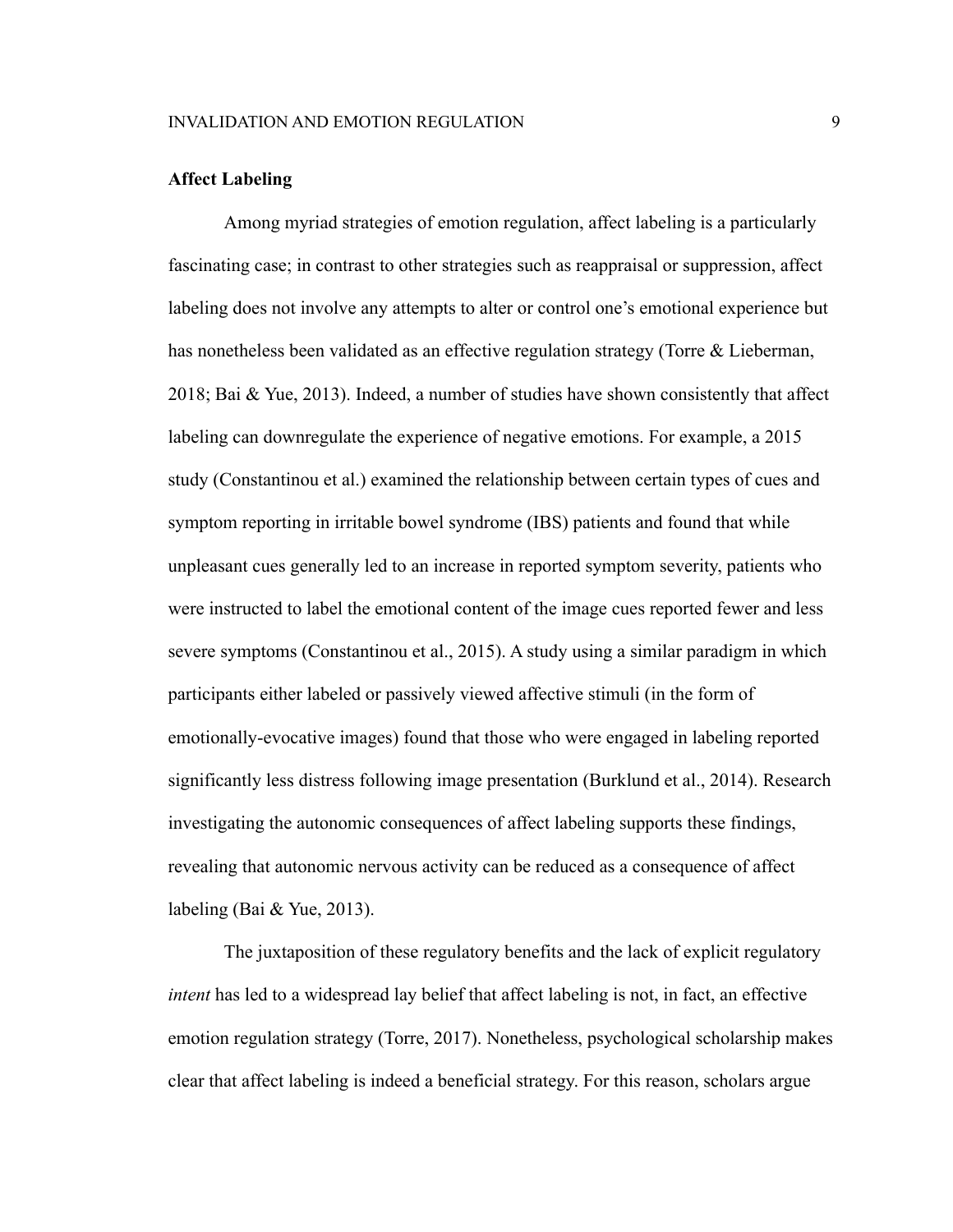**Affect Labeling**

Among myriad strategies of emotion regulation, affect labeling is a particularly fascinating case; in contrast to other strategies such as reappraisal or suppression, affect labeling does not involve any attempts to alter or control one's emotional experience but has nonetheless been validated as an effective regulation strategy (Torre & Lieberman, 2018; Bai & Yue, 2013). Indeed, a number of studies have shown consistently that affect labeling can downregulate the experience of negative emotions. For example, a 2015 study (Constantinou et al.) examined the relationship between certain types of cues and symptom reporting in irritable bowel syndrome (IBS) patients and found that while unpleasant cues generally led to an increase in reported symptom severity, patients who were instructed to label the emotional content of the image cues reported fewer and less severe symptoms (Constantinou et al., 2015). A study using a similar paradigm in which participants either labeled or passively viewed affective stimuli (in the form of emotionally-evocative images) found that those who were engaged in labeling reported significantly less distress following image presentation (Burklund et al., 2014). Research investigating the autonomic consequences of affect labeling supports these findings, revealing that autonomic nervous activity can be reduced as a consequence of affect labeling (Bai & Yue, 2013).

The juxtaposition of these regulatory benefits and the lack of explicit regulatory *intent* has led to a widespread lay belief that affect labeling is not, in fact, an effective emotion regulation strategy (Torre, 2017). Nonetheless, psychological scholarship makes clear that affect labeling is indeed a beneficial strategy. For this reason, scholars argue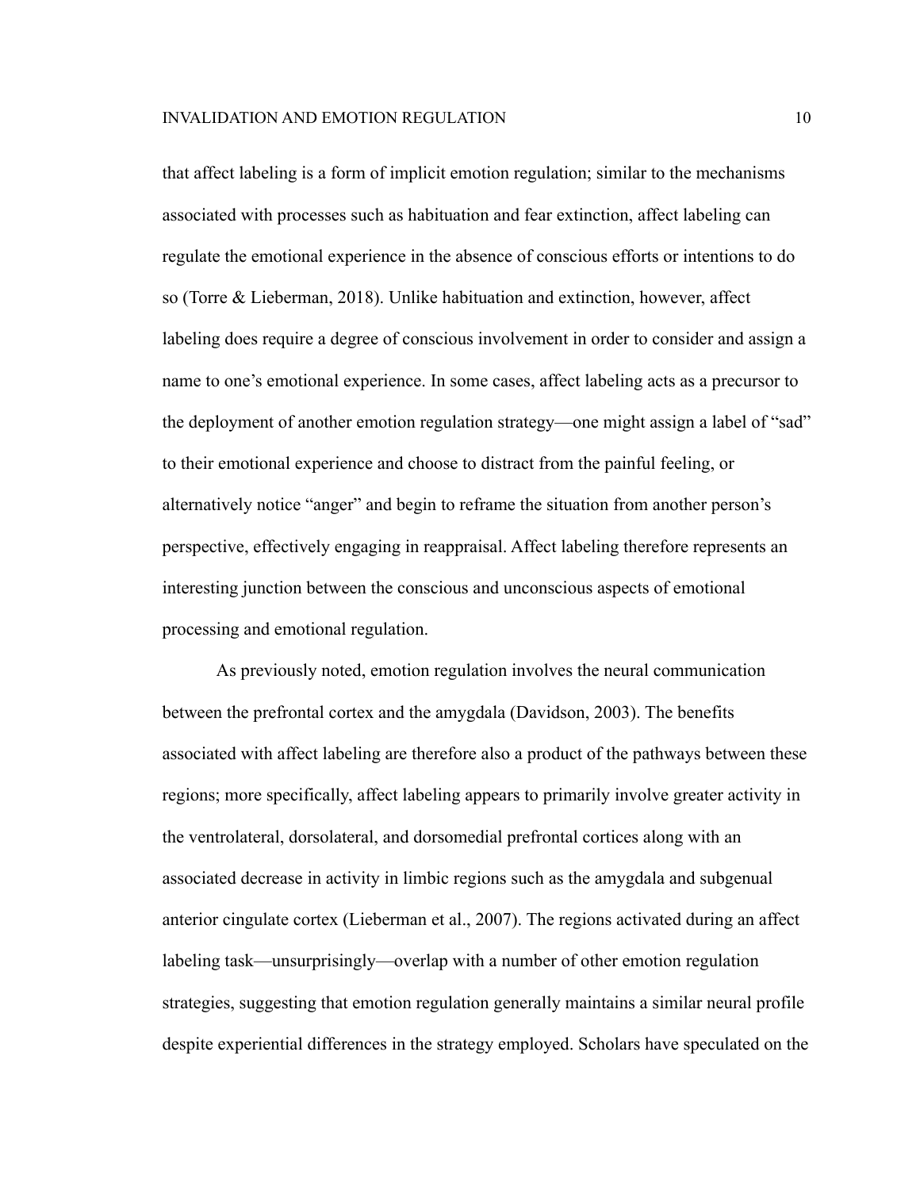that affect labeling is a form of implicit emotion regulation; similar to the mechanisms associated with processes such as habituation and fear extinction, affect labeling can regulate the emotional experience in the absence of conscious efforts or intentions to do so (Torre & Lieberman, 2018). Unlike habituation and extinction, however, affect labeling does require a degree of conscious involvement in order to consider and assign a name to one's emotional experience. In some cases, affect labeling acts as a precursor to the deployment of another emotion regulation strategy—one might assign a label of "sad" to their emotional experience and choose to distract from the painful feeling, or alternatively notice "anger" and begin to reframe the situation from another person's perspective, effectively engaging in reappraisal. Affect labeling therefore represents an interesting junction between the conscious and unconscious aspects of emotional processing and emotional regulation.

As previously noted, emotion regulation involves the neural communication between the prefrontal cortex and the amygdala (Davidson, 2003). The benefits associated with affect labeling are therefore also a product of the pathways between these regions; more specifically, affect labeling appears to primarily involve greater activity in the ventrolateral, dorsolateral, and dorsomedial prefrontal cortices along with an associated decrease in activity in limbic regions such as the amygdala and subgenual anterior cingulate cortex (Lieberman et al., 2007). The regions activated during an affect labeling task—unsurprisingly—overlap with a number of other emotion regulation strategies, suggesting that emotion regulation generally maintains a similar neural profile despite experiential differences in the strategy employed. Scholars have speculated on the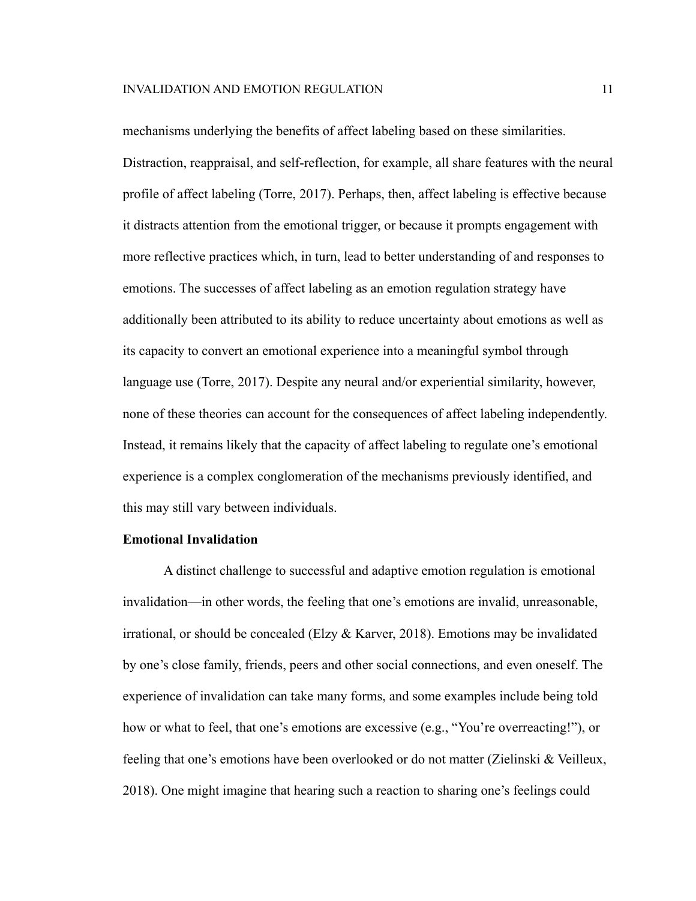mechanisms underlying the benefits of affect labeling based on these similarities. Distraction, reappraisal, and self-reflection, for example, all share features with the neural profile of affect labeling (Torre, 2017). Perhaps, then, affect labeling is effective because it distracts attention from the emotional trigger, or because it prompts engagement with more reflective practices which, in turn, lead to better understanding of and responses to emotions. The successes of affect labeling as an emotion regulation strategy have additionally been attributed to its ability to reduce uncertainty about emotions as well as its capacity to convert an emotional experience into a meaningful symbol through language use (Torre, 2017). Despite any neural and/or experiential similarity, however, none of these theories can account for the consequences of affect labeling independently. Instead, it remains likely that the capacity of affect labeling to regulate one's emotional experience is a complex conglomeration of the mechanisms previously identified, and this may still vary between individuals.

**Emotional Invalidation**

A distinct challenge to successful and adaptive emotion regulation is emotional invalidation—in other words, the feeling that one's emotions are invalid, unreasonable, irrational, or should be concealed (Elzy & Karver, 2018). Emotions may be invalidated by one's close family, friends, peers and other social connections, and even oneself. The experience of invalidation can take many forms, and some examples include being told how or what to feel, that one's emotions are excessive (e.g., "You're overreacting!"), or feeling that one's emotions have been overlooked or do not matter (Zielinski & Veilleux, 2018). One might imagine that hearing such a reaction to sharing one's feelings could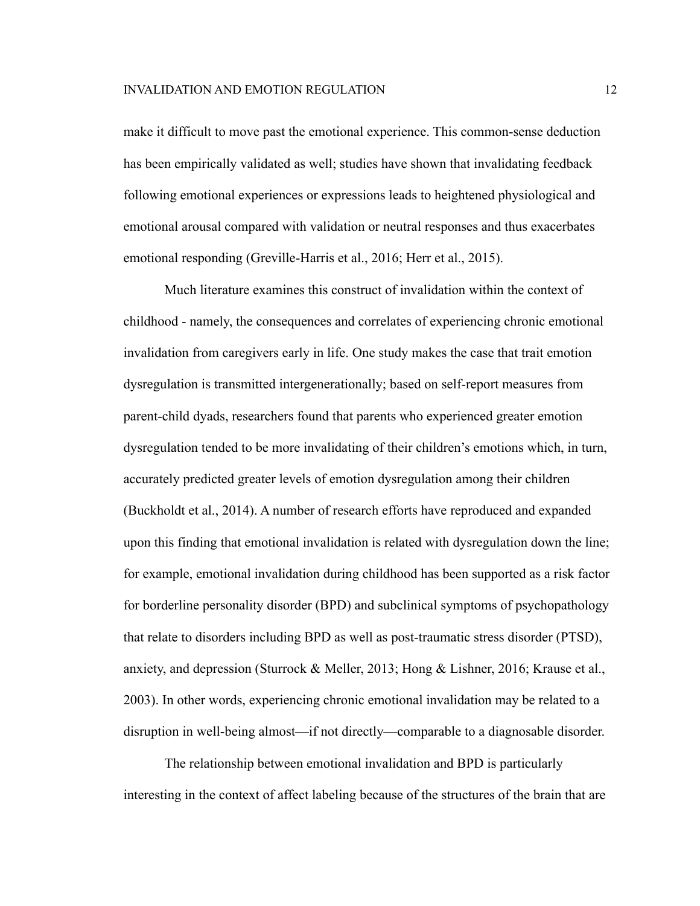make it difficult to move past the emotional experience. This common-sense deduction has been empirically validated as well; studies have shown that invalidating feedback following emotional experiences or expressions leads to heightened physiological and emotional arousal compared with validation or neutral responses and thus exacerbates emotional responding (Greville-Harris et al., 2016; Herr et al., 2015).

Much literature examines this construct of invalidation within the context of childhood - namely, the consequences and correlates of experiencing chronic emotional invalidation from caregivers early in life. One study makes the case that trait emotion dysregulation is transmitted intergenerationally; based on self-report measures from parent-child dyads, researchers found that parents who experienced greater emotion dysregulation tended to be more invalidating of their children's emotions which, in turn, accurately predicted greater levels of emotion dysregulation among their children (Buckholdt et al., 2014). A number of research efforts have reproduced and expanded upon this finding that emotional invalidation is related with dysregulation down the line; for example, emotional invalidation during childhood has been supported as a risk factor for borderline personality disorder (BPD) and subclinical symptoms of psychopathology that relate to disorders including BPD as well as post-traumatic stress disorder (PTSD), anxiety, and depression (Sturrock & Meller, 2013; Hong & Lishner, 2016; Krause et al., 2003). In other words, experiencing chronic emotional invalidation may be related to a disruption in well-being almost—if not directly—comparable to a diagnosable disorder.

The relationship between emotional invalidation and BPD is particularly interesting in the context of affect labeling because of the structures of the brain that are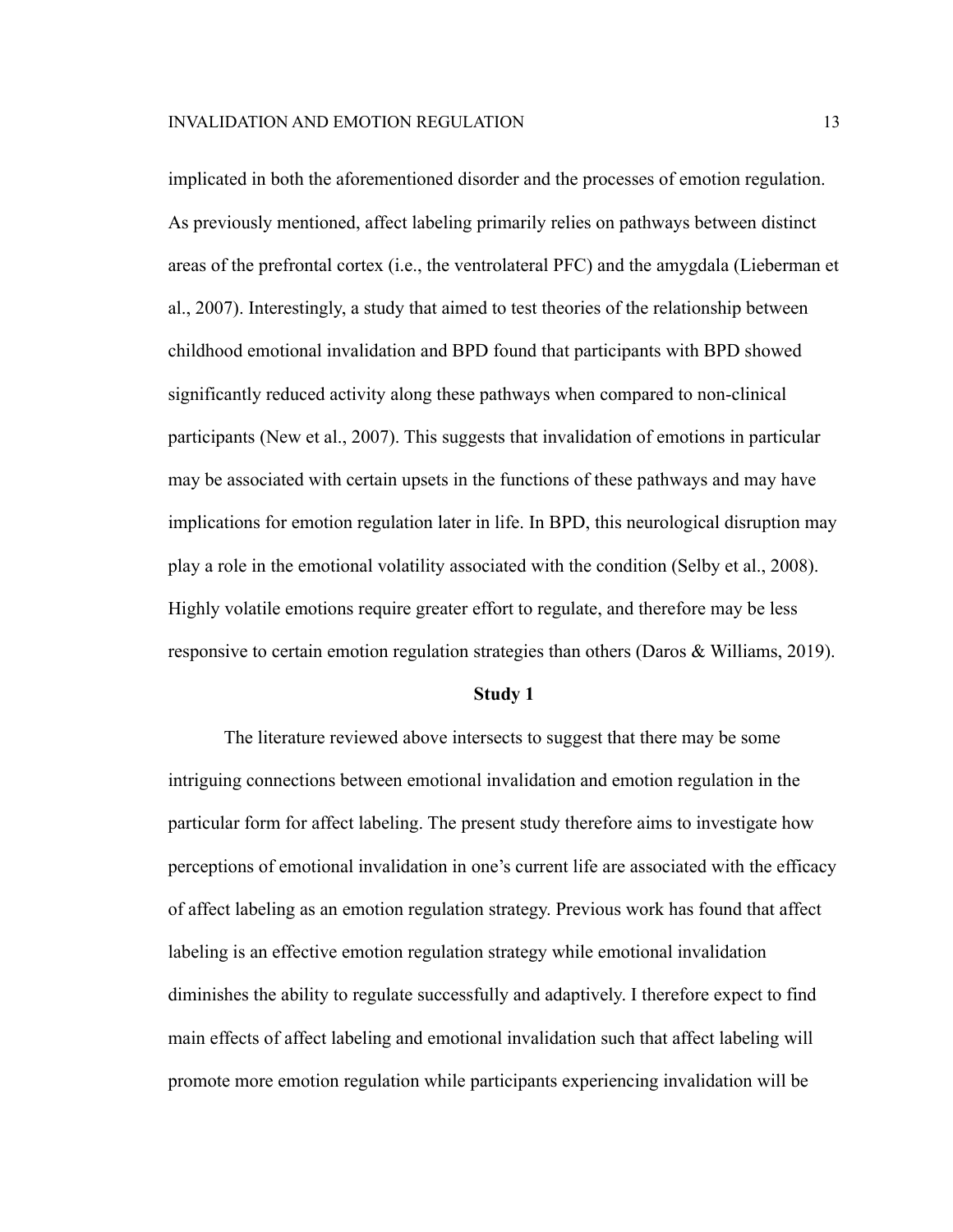implicated in both the aforementioned disorder and the processes of emotion regulation. As previously mentioned, affect labeling primarily relies on pathways between distinct areas of the prefrontal cortex (i.e., the ventrolateral PFC) and the amygdala (Lieberman et al., 2007). Interestingly, a study that aimed to test theories of the relationship between childhood emotional invalidation and BPD found that participants with BPD showed significantly reduced activity along these pathways when compared to non-clinical participants (New et al., 2007). This suggests that invalidation of emotions in particular may be associated with certain upsets in the functions of these pathways and may have implications for emotion regulation later in life. In BPD, this neurological disruption may play a role in the emotional volatility associated with the condition (Selby et al., 2008). Highly volatile emotions require greater effort to regulate, and therefore may be less responsive to certain emotion regulation strategies than others (Daros & Williams, 2019).

## Study 1

The literature reviewed above intersects to suggest that there may be some intriguing connections between emotional invalidation and emotion regulation in the particular form for affect labeling. The present study therefore aims to investigate how perceptions of emotional invalidation in one's current life are associated with the efficacy of affect labeling as an emotion regulation strategy. Previous work has found that affect labeling is an effective emotion regulation strategy while emotional invalidation diminishes the ability to regulate successfully and adaptively. I therefore expect to find main effects of affect labeling and emotional invalidation such that affect labeling will promote more emotion regulation while participants experiencing invalidation will be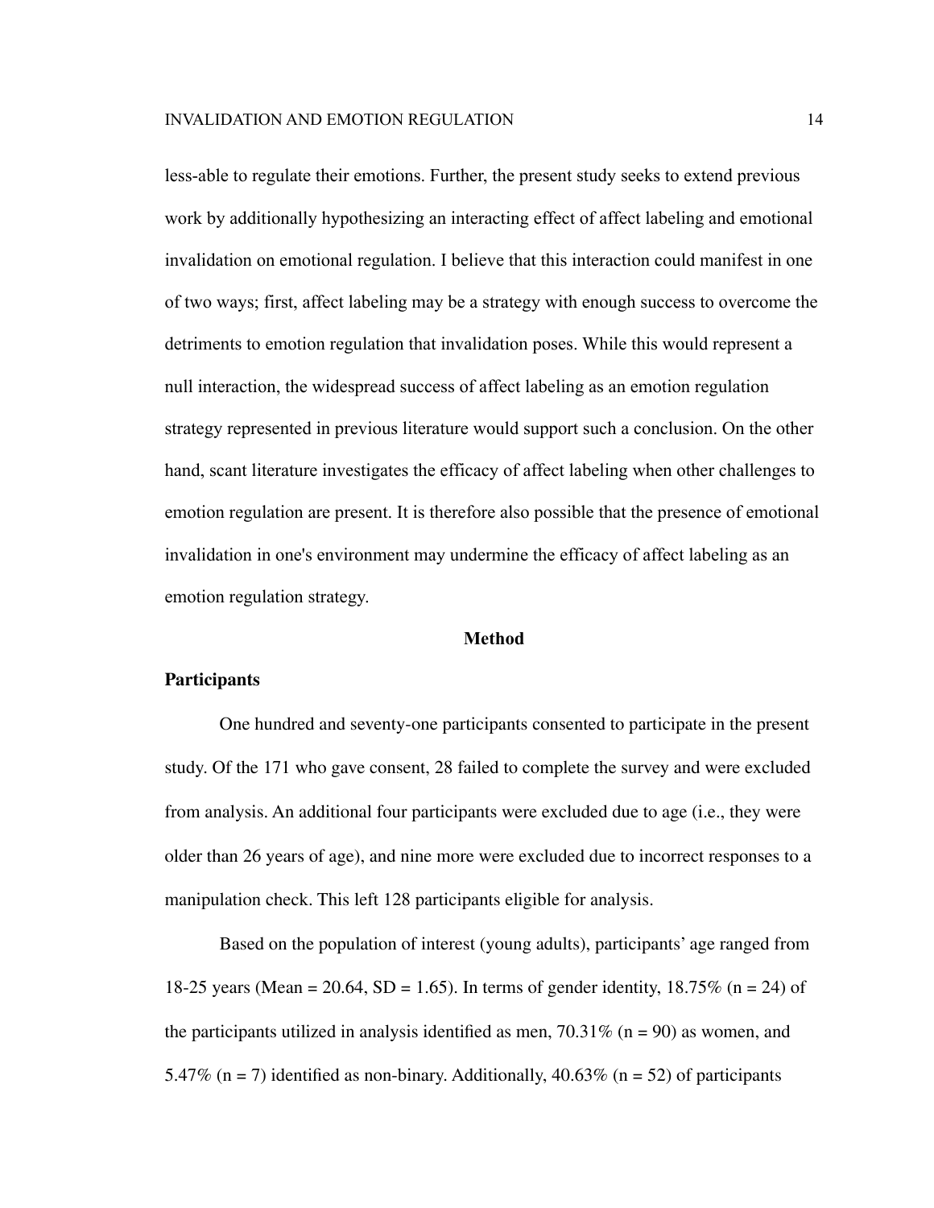less-able to regulate their emotions. Further, the present study seeks to extend previous work by additionally hypothesizing an interacting effect of affect labeling and emotional invalidation on emotional regulation. I believe that this interaction could manifest in one of two ways; first, affect labeling may be a strategy with enough success to overcome the detriments to emotion regulation that invalidation poses. While this would represent a null interaction, the widespread success of affect labeling as an emotion regulation strategy represented in previous literature would support such a conclusion. On the other hand, scant literature investigates the efficacy of affect labeling when other challenges to emotion regulation are present. It is therefore also possible that the presence of emotional invalidation in one's environment may undermine the efficacy of affect labeling as an emotion regulation strategy.

# Method

## Participants

One hundred and seventy-one participants consented to participate in the present study. Of the 171 who gave consent, 28 failed to complete the survey and were excluded from analysis. An additional four participants were excluded due to age (i.e., they were older than 26 years of age), and nine more were excluded due to incorrect responses to a manipulation check. This left 128 participants eligible for analysis.

Based on the population of interest (young adults), participants' age ranged from 18-25 years (Mean = 20.64, SD = 1.65). In terms of gender identity, 18.75% (n = 24) of the participants utilized in analysis identified as men, 70.31% (n = 90) as women, and 5.47% (n = 7) identified as non-binary. Additionally, 40.63% (n = 52) of participants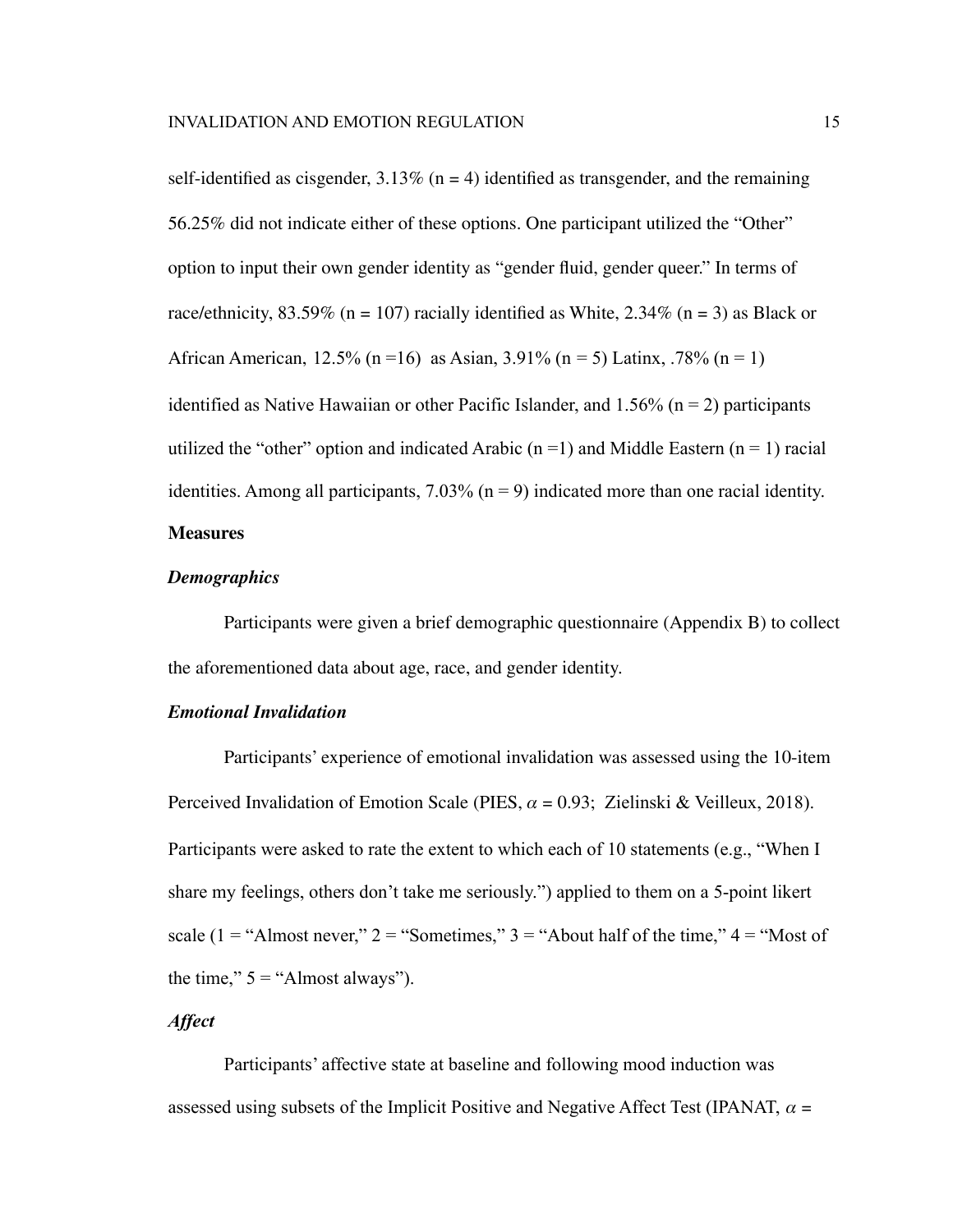self-identified as cisgender, 3.13% (n = 4) identified as transgender, and the remaining 56.25% did not indicate either of these options. One participant utilized the "Other" option to input their own gender identity as "gender fluid, gender queer." In terms of race/ethnicity, 83.59% (n = 107) racially identified as White, 2.34% (n = 3) as Black or African American, 12.5% (n =16) as Asian, 3.91% (n = 5) Latinx, .78% (n = 1) identified as Native Hawaiian or other Pacific Islander, and 1.56% (n = 2) participants utilized the "other" option and indicated Arabic (n =1) and Middle Eastern (n = 1) racial identities. Among all participants, 7.03% (n = 9) indicated more than one racial identity.

## Measures

### *Demographics*

Participants were given a brief demographic questionnaire (Appendix B) to collect the aforementioned data about age, race, and gender identity.

### *Emotional Invalidation*

Participants' experience of emotional invalidation was assessed using the 10-item Perceived Invalidation of Emotion Scale (PIES, $\alpha = 0.93$; Zielinski & Veilleux, 2018). Participants were asked to rate the extent to which each of 10 statements (e.g., "When I share my feelings, others don't take me seriously.") applied to them on a 5-point likert scale (1 = "Almost never," 2 = "Sometimes," 3 = "About half of the time," 4 = "Most of the time," 5 = "Almost always").

### *Affect*

Participants' affective state at baseline and following mood induction was assessed using subsets of the Implicit Positive and Negative Affect Test (IPANAT, $\alpha =$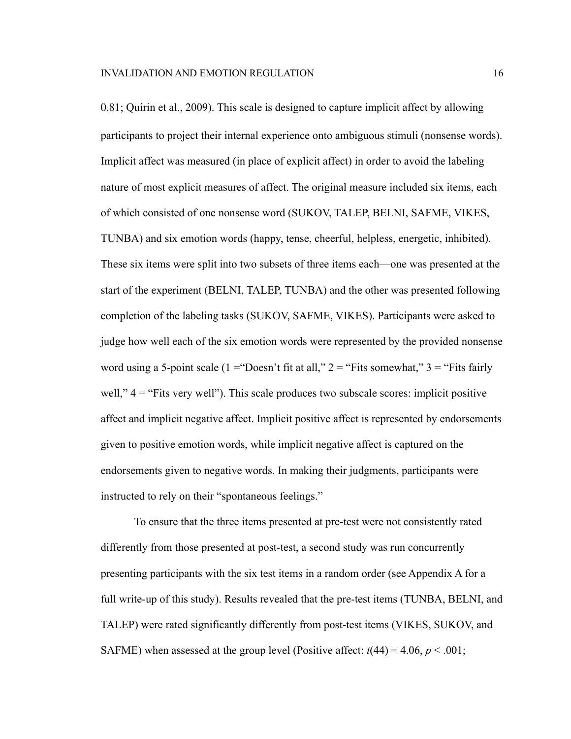0.81; Quirin et al., 2009). This scale is designed to capture implicit affect by allowing participants to project their internal experience onto ambiguous stimuli (nonsense words). Implicit affect was measured (in place of explicit affect) in order to avoid the labeling nature of most explicit measures of affect. The original measure included six items, each of which consisted of one nonsense word (SUKOV, TALEP, BELNI, SAFME, VIKES, TUNBA) and six emotion words (happy, tense, cheerful, helpless, energetic, inhibited). These six items were split into two subsets of three items each—one was presented at the start of the experiment (BELNI, TALEP, TUNBA) and the other was presented following completion of the labeling tasks (SUKOV, SAFME, VIKES). Participants were asked to judge how well each of the six emotion words were represented by the provided nonsense word using a 5-point scale (1 ="Doesn't fit at all," 2 = "Fits somewhat," 3 = "Fits fairly well," 4 = "Fits very well"). This scale produces two subscale scores: implicit positive affect and implicit negative affect. Implicit positive affect is represented by endorsements given to positive emotion words, while implicit negative affect is captured on the endorsements given to negative words. In making their judgments, participants were instructed to rely on their "spontaneous feelings."

To ensure that the three items presented at pre-test were not consistently rated differently from those presented at post-test, a second study was run concurrently presenting participants with the six test items in a random order (see Appendix A for a full write-up of this study). Results revealed that the pre-test items (TUNBA, BELNI, and TALEP) were rated significantly differently from post-test items (VIKES, SUKOV, and SAFME) when assessed at the group level (Positive affect: $t(44) = 4.06$, $p < .001$;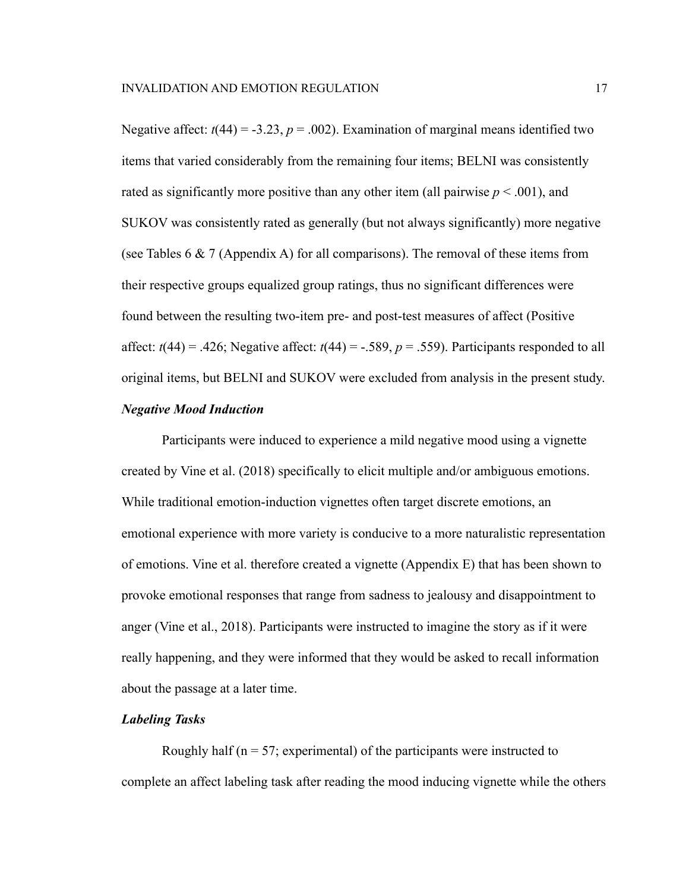Negative affect: $t(44) = -3.23$, $p = .002$). Examination of marginal means identified two items that varied considerably from the remaining four items; BELNI was consistently rated as significantly more positive than any other item (all pairwise $p < .001$), and SUKOV was consistently rated as generally (but not always significantly) more negative (see Tables 6 & 7 (Appendix A) for all comparisons). The removal of these items from their respective groups equalized group ratings, thus no significant differences were found between the resulting two-item pre- and post-test measures of affect (Positive affect: $t(44) = .426$; Negative affect: $t(44) = -.589$, $p = .559$). Participants responded to all original items, but BELNI and SUKOV were excluded from analysis in the present study.

### ***Negative Mood Induction***

Participants were induced to experience a mild negative mood using a vignette created by Vine et al. (2018) specifically to elicit multiple and/or ambiguous emotions. While traditional emotion-induction vignettes often target discrete emotions, an emotional experience with more variety is conducive to a more naturalistic representation of emotions. Vine et al. therefore created a vignette (Appendix E) that has been shown to provoke emotional responses that range from sadness to jealousy and disappointment to anger (Vine et al., 2018). Participants were instructed to imagine the story as if it were really happening, and they were informed that they would be asked to recall information about the passage at a later time.

### ***Labeling Tasks***

Roughly half ($n = 57$; experimental) of the participants were instructed to complete an affect labeling task after reading the mood inducing vignette while the others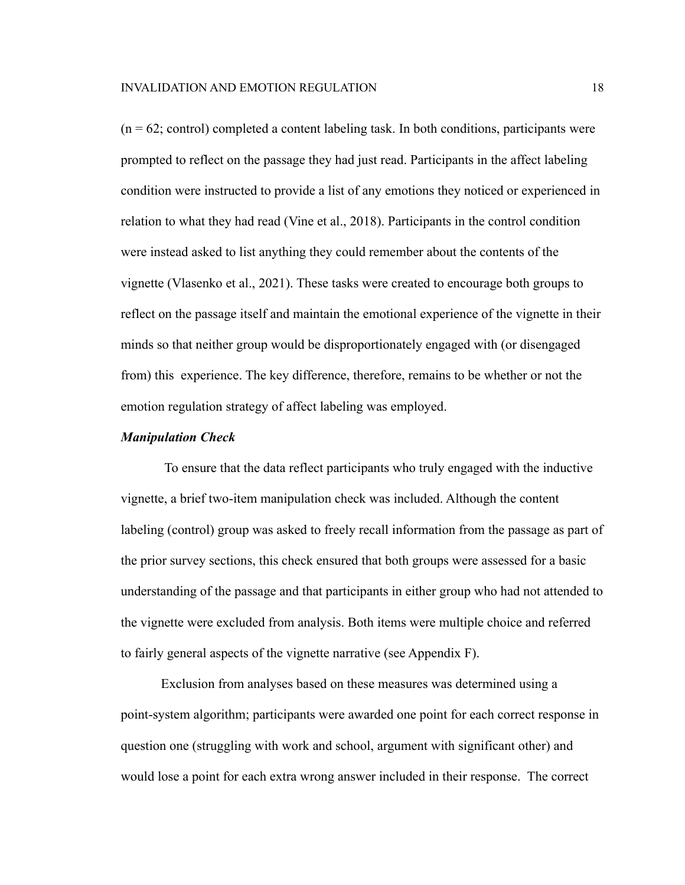(n = 62; control) completed a content labeling task. In both conditions, participants were prompted to reflect on the passage they had just read. Participants in the affect labeling condition were instructed to provide a list of any emotions they noticed or experienced in relation to what they had read (Vine et al., 2018). Participants in the control condition were instead asked to list anything they could remember about the contents of the vignette (Vlasenko et al., 2021). These tasks were created to encourage both groups to reflect on the passage itself and maintain the emotional experience of the vignette in their minds so that neither group would be disproportionately engaged with (or disengaged from) this experience. The key difference, therefore, remains to be whether or not the emotion regulation strategy of affect labeling was employed.

***Manipulation Check***

To ensure that the data reflect participants who truly engaged with the inductive vignette, a brief two-item manipulation check was included. Although the content labeling (control) group was asked to freely recall information from the passage as part of the prior survey sections, this check ensured that both groups were assessed for a basic understanding of the passage and that participants in either group who had not attended to the vignette were excluded from analysis. Both items were multiple choice and referred to fairly general aspects of the vignette narrative (see Appendix F).

Exclusion from analyses based on these measures was determined using a point-system algorithm; participants were awarded one point for each correct response in question one (struggling with work and school, argument with significant other) and would lose a point for each extra wrong answer included in their response. The correct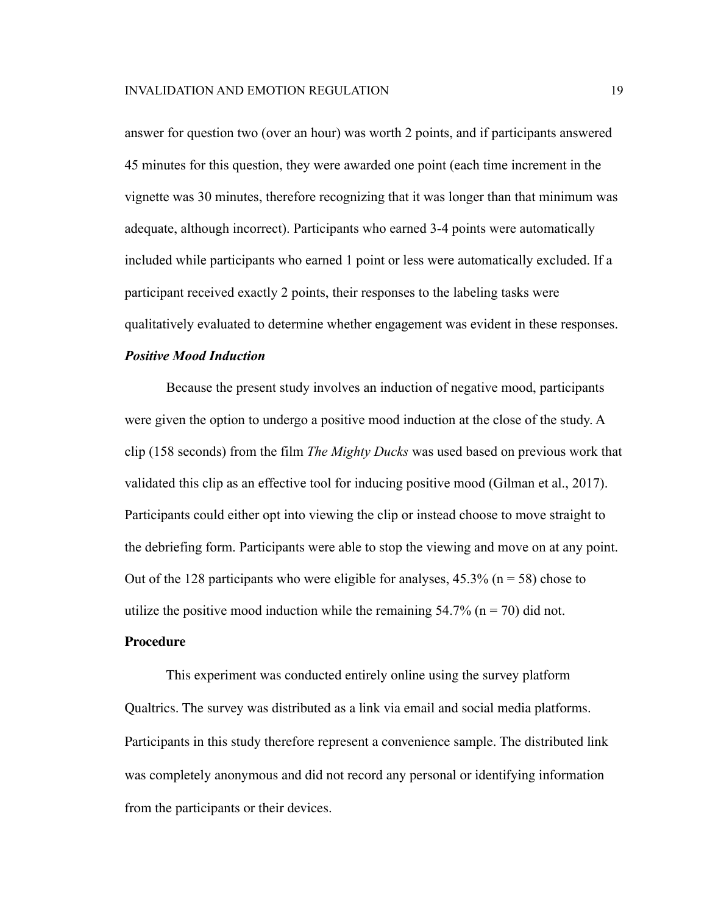answer for question two (over an hour) was worth 2 points, and if participants answered 45 minutes for this question, they were awarded one point (each time increment in the vignette was 30 minutes, therefore recognizing that it was longer than that minimum was adequate, although incorrect). Participants who earned 3-4 points were automatically included while participants who earned 1 point or less were automatically excluded. If a participant received exactly 2 points, their responses to the labeling tasks were qualitatively evaluated to determine whether engagement was evident in these responses.

### *Positive Mood Induction*

Because the present study involves an induction of negative mood, participants were given the option to undergo a positive mood induction at the close of the study. A clip (158 seconds) from the film *The Mighty Ducks* was used based on previous work that validated this clip as an effective tool for inducing positive mood (Gilman et al., 2017). Participants could either opt into viewing the clip or instead choose to move straight to the debriefing form. Participants were able to stop the viewing and move on at any point. Out of the 128 participants who were eligible for analyses, 45.3% (n = 58) chose to utilize the positive mood induction while the remaining 54.7% (n = 70) did not.

## Procedure

This experiment was conducted entirely online using the survey platform Qualtrics. The survey was distributed as a link via email and social media platforms. Participants in this study therefore represent a convenience sample. The distributed link was completely anonymous and did not record any personal or identifying information from the participants or their devices.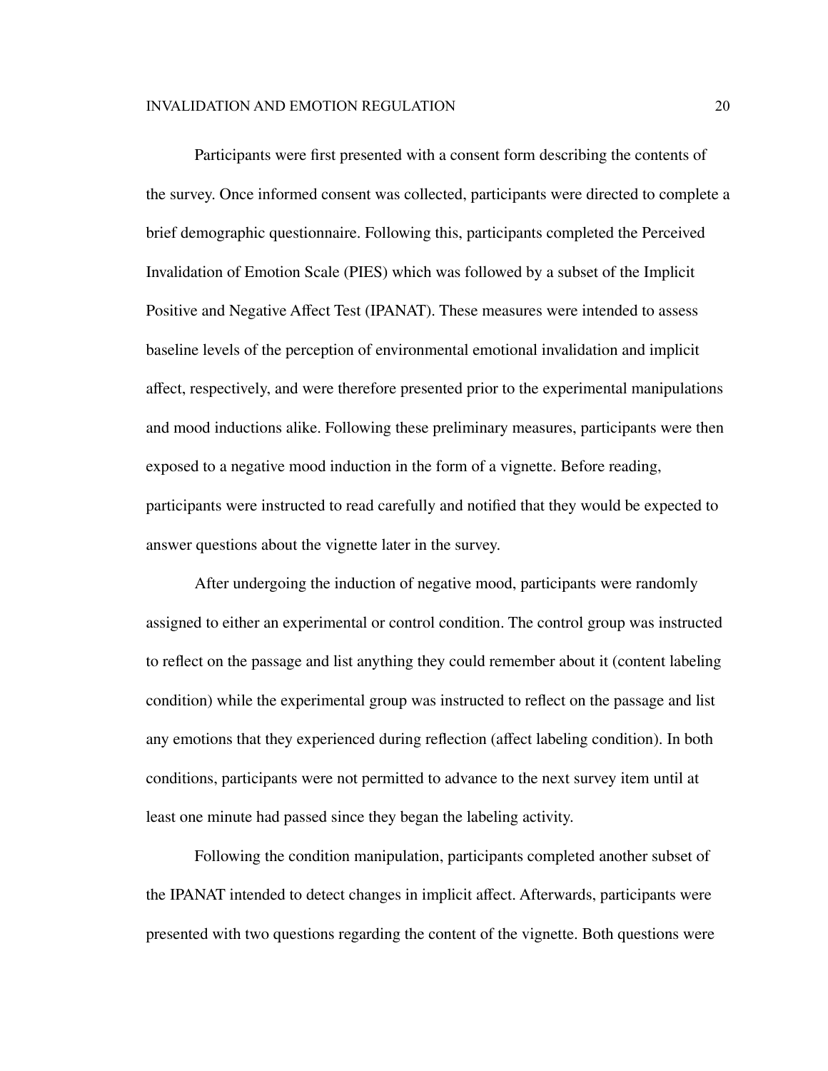Participants were first presented with a consent form describing the contents of the survey. Once informed consent was collected, participants were directed to complete a brief demographic questionnaire. Following this, participants completed the Perceived Invalidation of Emotion Scale (PIES) which was followed by a subset of the Implicit Positive and Negative Affect Test (IPANAT). These measures were intended to assess baseline levels of the perception of environmental emotional invalidation and implicit affect, respectively, and were therefore presented prior to the experimental manipulations and mood inductions alike. Following these preliminary measures, participants were then exposed to a negative mood induction in the form of a vignette. Before reading, participants were instructed to read carefully and notified that they would be expected to answer questions about the vignette later in the survey.

After undergoing the induction of negative mood, participants were randomly assigned to either an experimental or control condition. The control group was instructed to reflect on the passage and list anything they could remember about it (content labeling condition) while the experimental group was instructed to reflect on the passage and list any emotions that they experienced during reflection (affect labeling condition). In both conditions, participants were not permitted to advance to the next survey item until at least one minute had passed since they began the labeling activity.

Following the condition manipulation, participants completed another subset of the IPANAT intended to detect changes in implicit affect. Afterwards, participants were presented with two questions regarding the content of the vignette. Both questions were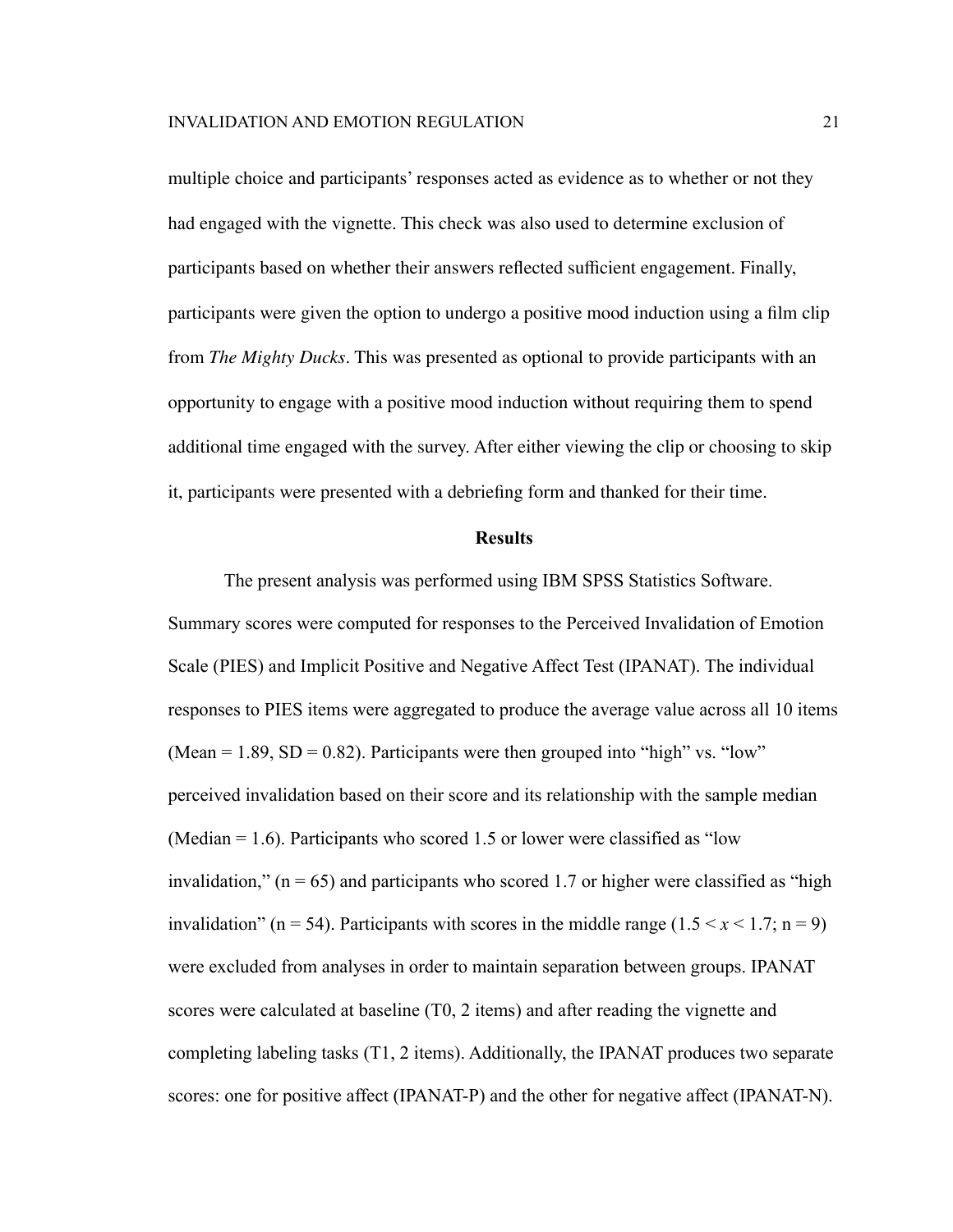multiple choice and participants' responses acted as evidence as to whether or not they had engaged with the vignette. This check was also used to determine exclusion of participants based on whether their answers reflected sufficient engagement. Finally, participants were given the option to undergo a positive mood induction using a film clip from *The Mighty Ducks*. This was presented as optional to provide participants with an opportunity to engage with a positive mood induction without requiring them to spend additional time engaged with the survey. After either viewing the clip or choosing to skip it, participants were presented with a debriefing form and thanked for their time.

## Results

The present analysis was performed using IBM SPSS Statistics Software. Summary scores were computed for responses to the Perceived Invalidation of Emotion Scale (PIES) and Implicit Positive and Negative Affect Test (IPANAT). The individual responses to PIES items were aggregated to produce the average value across all 10 items (Mean = 1.89, SD = 0.82). Participants were then grouped into "high" vs. "low" perceived invalidation based on their score and its relationship with the sample median (Median = 1.6). Participants who scored 1.5 or lower were classified as "low invalidation," (n = 65) and participants who scored 1.7 or higher were classified as "high invalidation" (n = 54). Participants with scores in the middle range ($1.5 < x < 1.7$; n = 9) were excluded from analyses in order to maintain separation between groups. IPANAT scores were calculated at baseline (T0, 2 items) and after reading the vignette and completing labeling tasks (T1, 2 items). Additionally, the IPANAT produces two separate scores: one for positive affect (IPANAT-P) and the other for negative affect (IPANAT-N).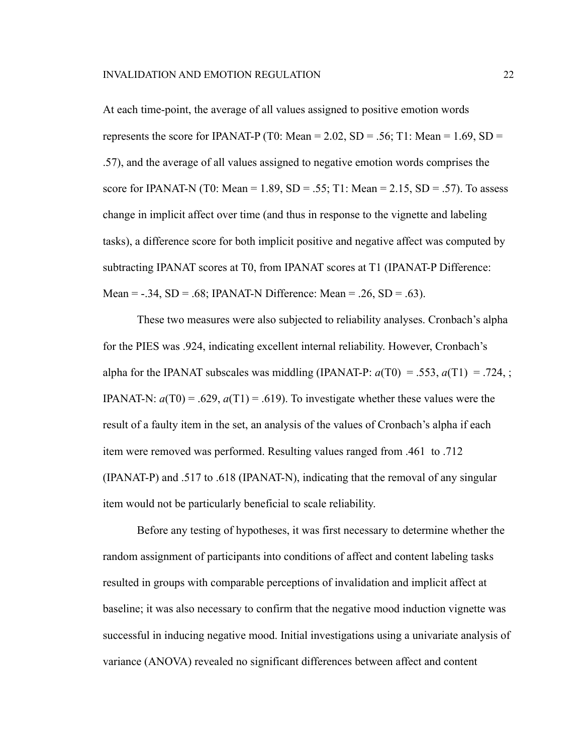At each time-point, the average of all values assigned to positive emotion words represents the score for IPANAT-P (T0: Mean = 2.02, SD = .56; T1: Mean = 1.69, SD = .57), and the average of all values assigned to negative emotion words comprises the score for IPANAT-N (T0: Mean = 1.89, SD = .55; T1: Mean = 2.15, SD = .57). To assess change in implicit affect over time (and thus in response to the vignette and labeling tasks), a difference score for both implicit positive and negative affect was computed by subtracting IPANAT scores at T0, from IPANAT scores at T1 (IPANAT-P Difference: Mean = -.34, SD = .68; IPANAT-N Difference: Mean = .26, SD = .63).

These two measures were also subjected to reliability analyses. Cronbach's alpha for the PIES was .924, indicating excellent internal reliability. However, Cronbach's alpha for the IPANAT subscales was middling (IPANAT-P: *a*(T0) = .553, *a*(T1) = .724, ; IPANAT-N: *a*(T0) = .629, *a*(T1) = .619). To investigate whether these values were the result of a faulty item in the set, an analysis of the values of Cronbach's alpha if each item were removed was performed. Resulting values ranged from .461 to .712 (IPANAT-P) and .517 to .618 (IPANAT-N), indicating that the removal of any singular item would not be particularly beneficial to scale reliability.

Before any testing of hypotheses, it was first necessary to determine whether the random assignment of participants into conditions of affect and content labeling tasks resulted in groups with comparable perceptions of invalidation and implicit affect at baseline; it was also necessary to confirm that the negative mood induction vignette was successful in inducing negative mood. Initial investigations using a univariate analysis of variance (ANOVA) revealed no significant differences between affect and content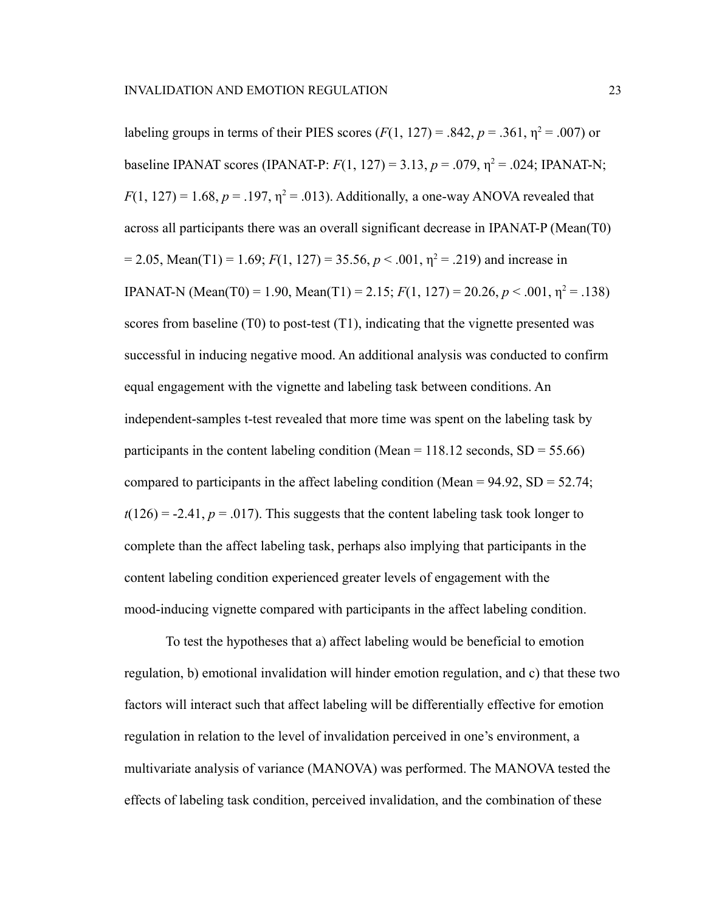labeling groups in terms of their PIES scores ($F(1, 127) = .842$, $p = .361$, $\eta^2 = .007$) or baseline IPANAT scores (IPANAT-P: $F(1, 127) = 3.13$, $p = .079$, $\eta^2 = .024$; IPANAT-N; $F(1, 127) = 1.68$, $p = .197$, $\eta^2 = .013$). Additionally, a one-way ANOVA revealed that across all participants there was an overall significant decrease in IPANAT-P (Mean(T0) = 2.05, Mean(T1) = 1.69; $F(1, 127) = 35.56$, $p < .001$, $\eta^2 = .219$) and increase in IPANAT-N (Mean(T0) = 1.90, Mean(T1) = 2.15; $F(1, 127) = 20.26$, $p < .001$, $\eta^2 = .138$) scores from baseline (T0) to post-test (T1), indicating that the vignette presented was successful in inducing negative mood. An additional analysis was conducted to confirm equal engagement with the vignette and labeling task between conditions. An independent-samples t-test revealed that more time was spent on the labeling task by participants in the content labeling condition (Mean = 118.12 seconds, SD = 55.66) compared to participants in the affect labeling condition (Mean = 94.92, SD = 52.74; $t(126) = -2.41$, $p = .017$). This suggests that the content labeling task took longer to complete than the affect labeling task, perhaps also implying that participants in the content labeling condition experienced greater levels of engagement with the mood-inducing vignette compared with participants in the affect labeling condition.

To test the hypotheses that a) affect labeling would be beneficial to emotion regulation, b) emotional invalidation will hinder emotion regulation, and c) that these two factors will interact such that affect labeling will be differentially effective for emotion regulation in relation to the level of invalidation perceived in one's environment, a multivariate analysis of variance (MANOVA) was performed. The MANOVA tested the effects of labeling task condition, perceived invalidation, and the combination of these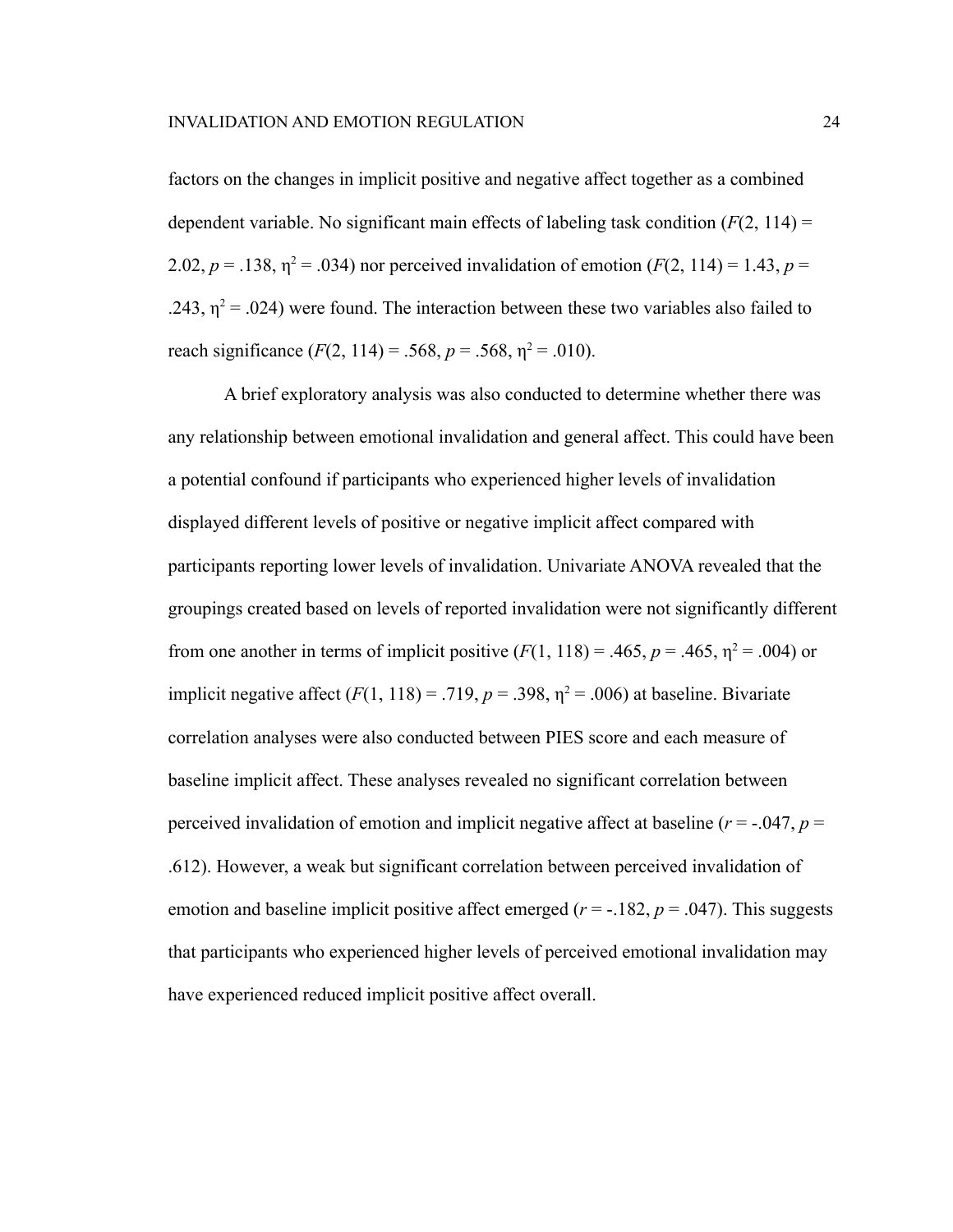factors on the changes in implicit positive and negative affect together as a combined dependent variable. No significant main effects of labeling task condition ($F(2, 114) = 2.02$, $p = .138$, $\eta^2 = .034$) nor perceived invalidation of emotion ($F(2, 114) = 1.43$, $p = .243$, $\eta^2 = .024$) were found. The interaction between these two variables also failed to reach significance ($F(2, 114) = .568$, $p = .568$, $\eta^2 = .010$).

A brief exploratory analysis was also conducted to determine whether there was any relationship between emotional invalidation and general affect. This could have been a potential confound if participants who experienced higher levels of invalidation displayed different levels of positive or negative implicit affect compared with participants reporting lower levels of invalidation. Univariate ANOVA revealed that the groupings created based on levels of reported invalidation were not significantly different from one another in terms of implicit positive ($F(1, 118) = .465$, $p = .465$, $\eta^2 = .004$) or implicit negative affect ($F(1, 118) = .719$, $p = .398$, $\eta^2 = .006$) at baseline. Bivariate correlation analyses were also conducted between PIES score and each measure of baseline implicit affect. These analyses revealed no significant correlation between perceived invalidation of emotion and implicit negative affect at baseline ($r = -.047$, $p = .612$). However, a weak but significant correlation between perceived invalidation of emotion and baseline implicit positive affect emerged ($r = -.182$, $p = .047$). This suggests that participants who experienced higher levels of perceived emotional invalidation may have experienced reduced implicit positive affect overall.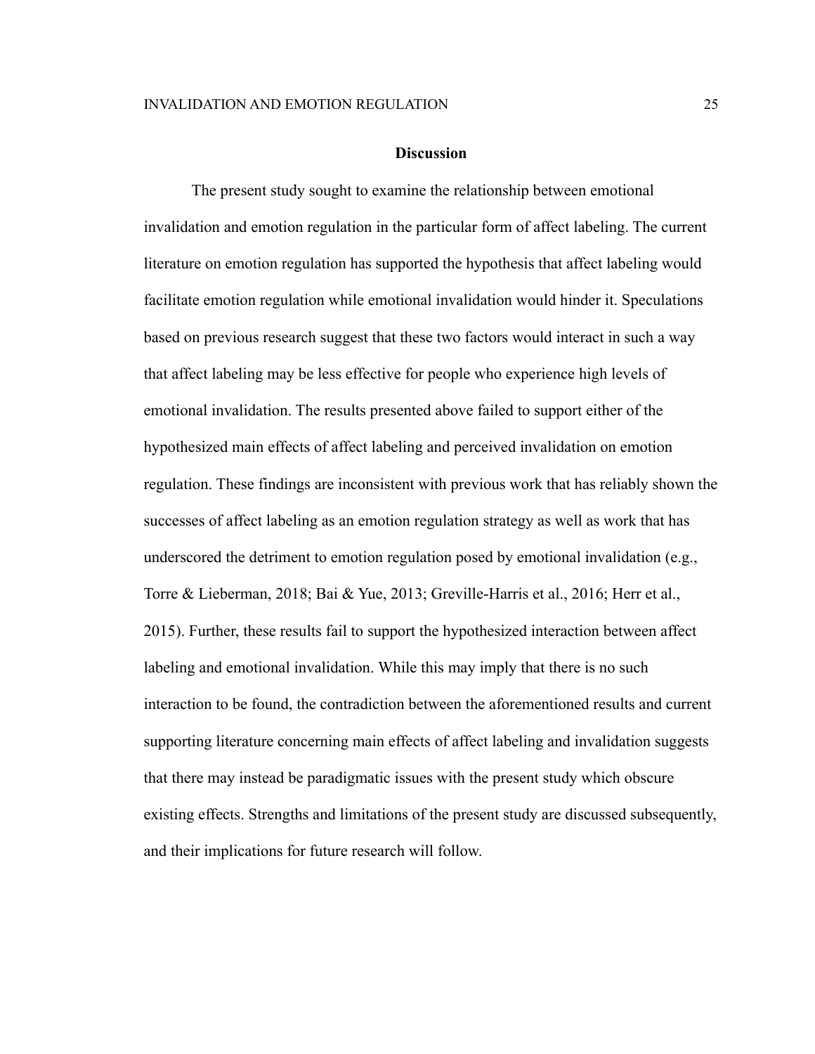## Discussion

The present study sought to examine the relationship between emotional invalidation and emotion regulation in the particular form of affect labeling. The current literature on emotion regulation has supported the hypothesis that affect labeling would facilitate emotion regulation while emotional invalidation would hinder it. Speculations based on previous research suggest that these two factors would interact in such a way that affect labeling may be less effective for people who experience high levels of emotional invalidation. The results presented above failed to support either of the hypothesized main effects of affect labeling and perceived invalidation on emotion regulation. These findings are inconsistent with previous work that has reliably shown the successes of affect labeling as an emotion regulation strategy as well as work that has underscored the detriment to emotion regulation posed by emotional invalidation (e.g., Torre & Lieberman, 2018; Bai & Yue, 2013; Greville-Harris et al., 2016; Herr et al., 2015). Further, these results fail to support the hypothesized interaction between affect labeling and emotional invalidation. While this may imply that there is no such interaction to be found, the contradiction between the aforementioned results and current supporting literature concerning main effects of affect labeling and invalidation suggests that there may instead be paradigmatic issues with the present study which obscure existing effects. Strengths and limitations of the present study are discussed subsequently, and their implications for future research will follow.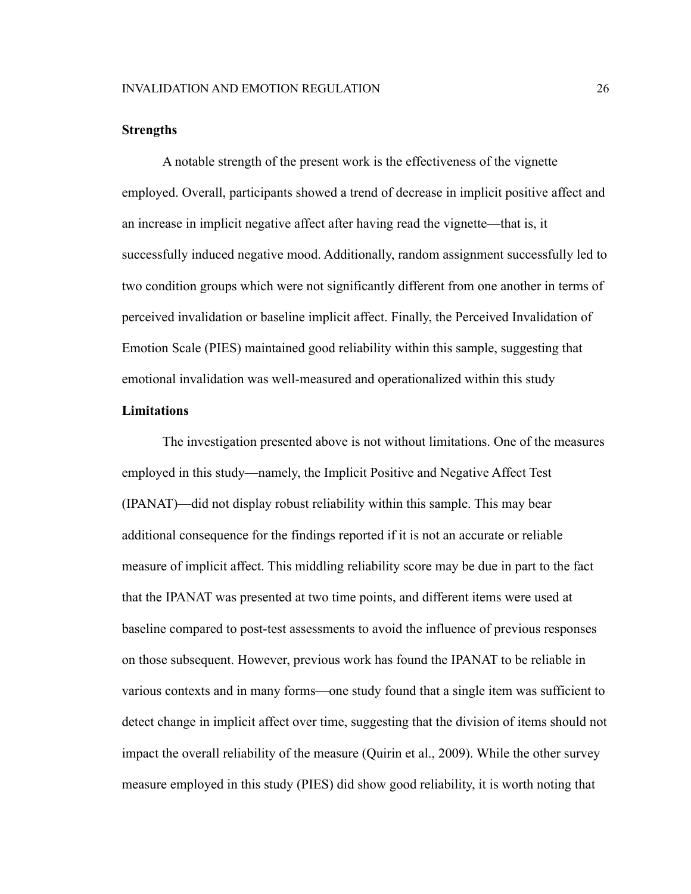### Strengths

A notable strength of the present work is the effectiveness of the vignette employed. Overall, participants showed a trend of decrease in implicit positive affect and an increase in implicit negative affect after having read the vignette—that is, it successfully induced negative mood. Additionally, random assignment successfully led to two condition groups which were not significantly different from one another in terms of perceived invalidation or baseline implicit affect. Finally, the Perceived Invalidation of Emotion Scale (PIES) maintained good reliability within this sample, suggesting that emotional invalidation was well-measured and operationalized within this study

### Limitations

The investigation presented above is not without limitations. One of the measures employed in this study—namely, the Implicit Positive and Negative Affect Test (IPANAT)—did not display robust reliability within this sample. This may bear additional consequence for the findings reported if it is not an accurate or reliable measure of implicit affect. This middling reliability score may be due in part to the fact that the IPANAT was presented at two time points, and different items were used at baseline compared to post-test assessments to avoid the influence of previous responses on those subsequent. However, previous work has found the IPANAT to be reliable in various contexts and in many forms—one study found that a single item was sufficient to detect change in implicit affect over time, suggesting that the division of items should not impact the overall reliability of the measure (Quirin et al., 2009). While the other survey measure employed in this study (PIES) did show good reliability, it is worth noting that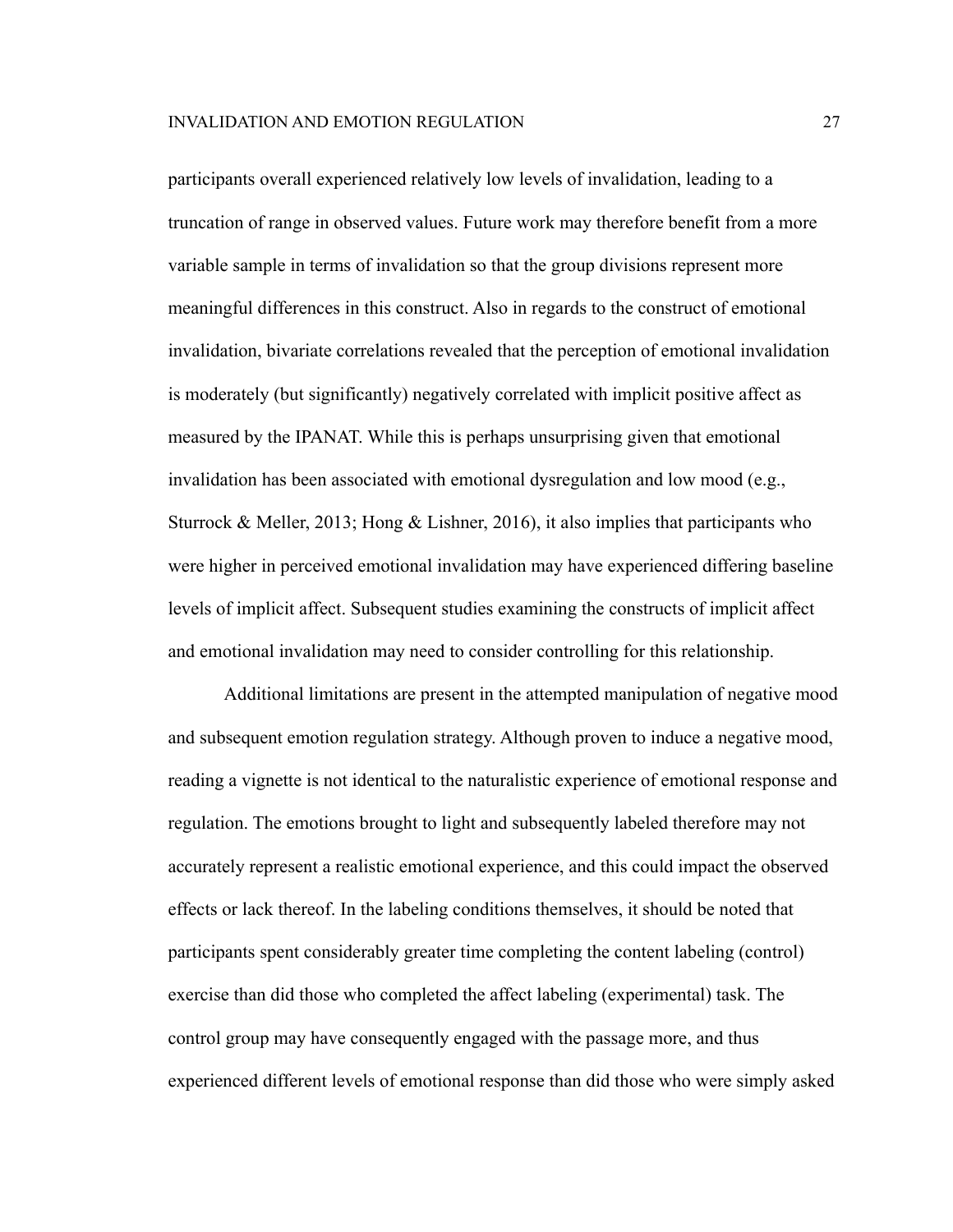participants overall experienced relatively low levels of invalidation, leading to a truncation of range in observed values. Future work may therefore benefit from a more variable sample in terms of invalidation so that the group divisions represent more meaningful differences in this construct. Also in regards to the construct of emotional invalidation, bivariate correlations revealed that the perception of emotional invalidation is moderately (but significantly) negatively correlated with implicit positive affect as measured by the IPANAT. While this is perhaps unsurprising given that emotional invalidation has been associated with emotional dysregulation and low mood (e.g., Sturrock & Meller, 2013; Hong & Lishner, 2016), it also implies that participants who were higher in perceived emotional invalidation may have experienced differing baseline levels of implicit affect. Subsequent studies examining the constructs of implicit affect and emotional invalidation may need to consider controlling for this relationship.

Additional limitations are present in the attempted manipulation of negative mood and subsequent emotion regulation strategy. Although proven to induce a negative mood, reading a vignette is not identical to the naturalistic experience of emotional response and regulation. The emotions brought to light and subsequently labeled therefore may not accurately represent a realistic emotional experience, and this could impact the observed effects or lack thereof. In the labeling conditions themselves, it should be noted that participants spent considerably greater time completing the content labeling (control) exercise than did those who completed the affect labeling (experimental) task. The control group may have consequently engaged with the passage more, and thus experienced different levels of emotional response than did those who were simply asked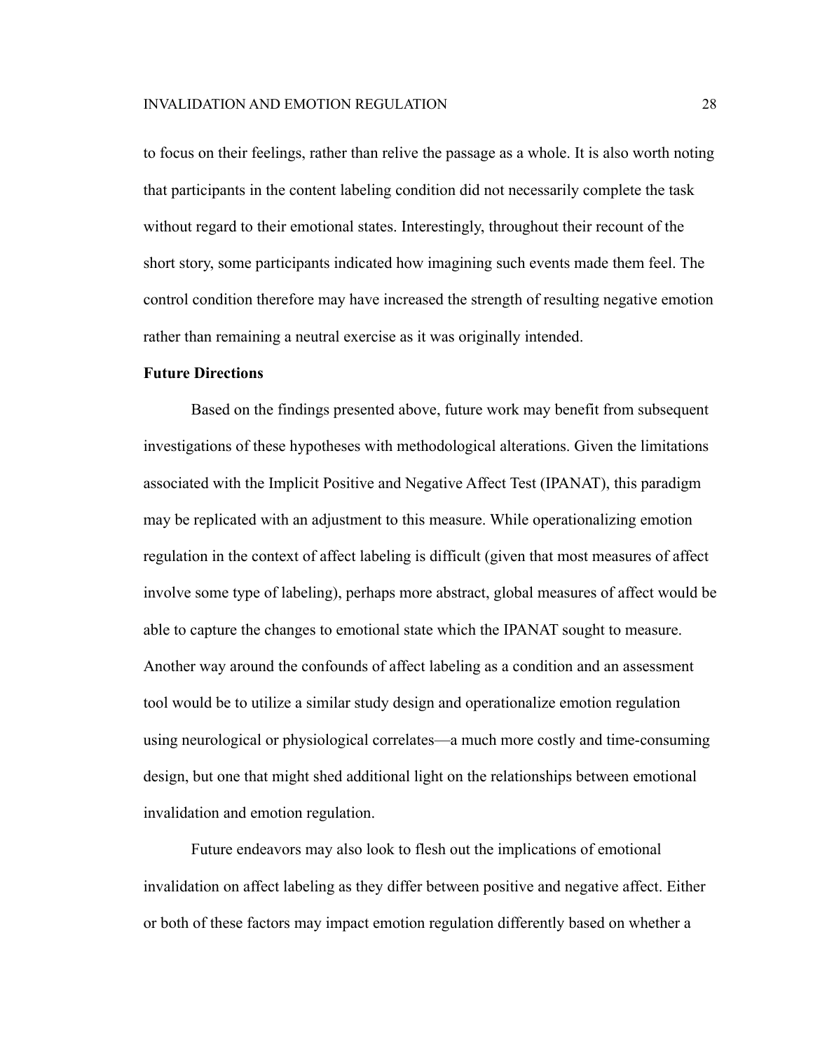to focus on their feelings, rather than relive the passage as a whole. It is also worth noting that participants in the content labeling condition did not necessarily complete the task without regard to their emotional states. Interestingly, throughout their recount of the short story, some participants indicated how imagining such events made them feel. The control condition therefore may have increased the strength of resulting negative emotion rather than remaining a neutral exercise as it was originally intended.

**Future Directions**

Based on the findings presented above, future work may benefit from subsequent investigations of these hypotheses with methodological alterations. Given the limitations associated with the Implicit Positive and Negative Affect Test (IPANAT), this paradigm may be replicated with an adjustment to this measure. While operationalizing emotion regulation in the context of affect labeling is difficult (given that most measures of affect involve some type of labeling), perhaps more abstract, global measures of affect would be able to capture the changes to emotional state which the IPANAT sought to measure. Another way around the confounds of affect labeling as a condition and an assessment tool would be to utilize a similar study design and operationalize emotion regulation using neurological or physiological correlates—a much more costly and time-consuming design, but one that might shed additional light on the relationships between emotional invalidation and emotion regulation.

Future endeavors may also look to flesh out the implications of emotional invalidation on affect labeling as they differ between positive and negative affect. Either or both of these factors may impact emotion regulation differently based on whether a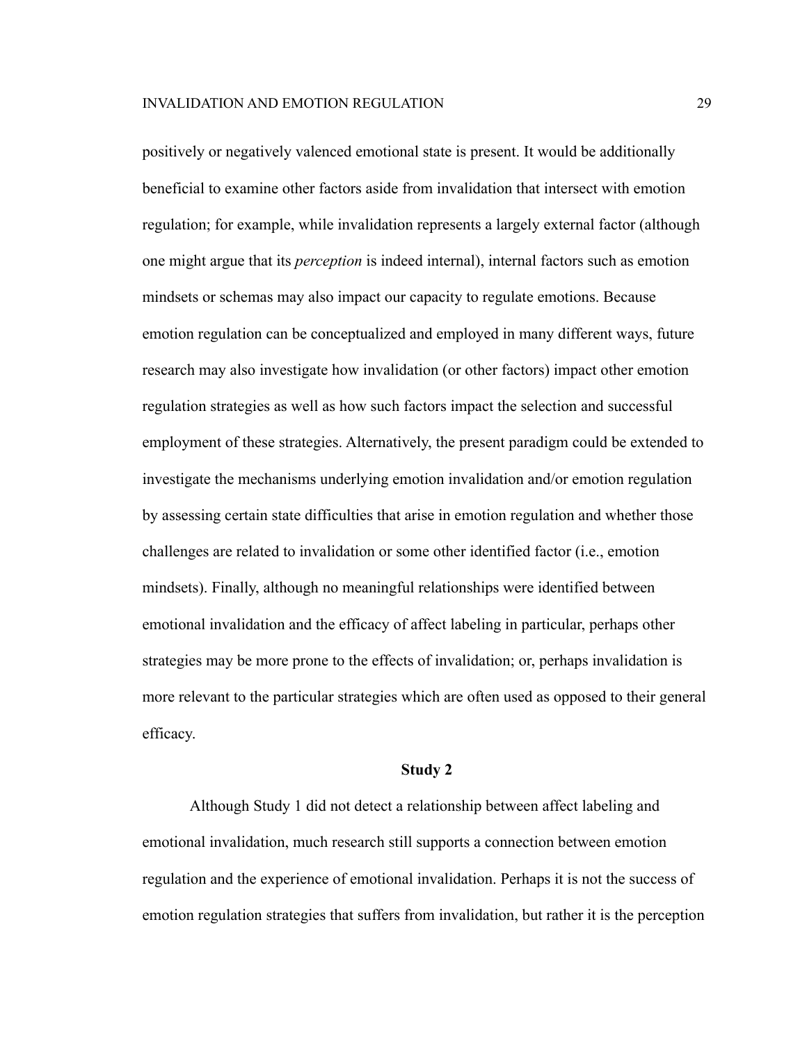positively or negatively valenced emotional state is present. It would be additionally beneficial to examine other factors aside from invalidation that intersect with emotion regulation; for example, while invalidation represents a largely external factor (although one might argue that its *perception* is indeed internal), internal factors such as emotion mindsets or schemas may also impact our capacity to regulate emotions. Because emotion regulation can be conceptualized and employed in many different ways, future research may also investigate how invalidation (or other factors) impact other emotion regulation strategies as well as how such factors impact the selection and successful employment of these strategies. Alternatively, the present paradigm could be extended to investigate the mechanisms underlying emotion invalidation and/or emotion regulation by assessing certain state difficulties that arise in emotion regulation and whether those challenges are related to invalidation or some other identified factor (i.e., emotion mindsets). Finally, although no meaningful relationships were identified between emotional invalidation and the efficacy of affect labeling in particular, perhaps other strategies may be more prone to the effects of invalidation; or, perhaps invalidation is more relevant to the particular strategies which are often used as opposed to their general efficacy.

## Study 2

Although Study 1 did not detect a relationship between affect labeling and emotional invalidation, much research still supports a connection between emotion regulation and the experience of emotional invalidation. Perhaps it is not the success of emotion regulation strategies that suffers from invalidation, but rather it is the perception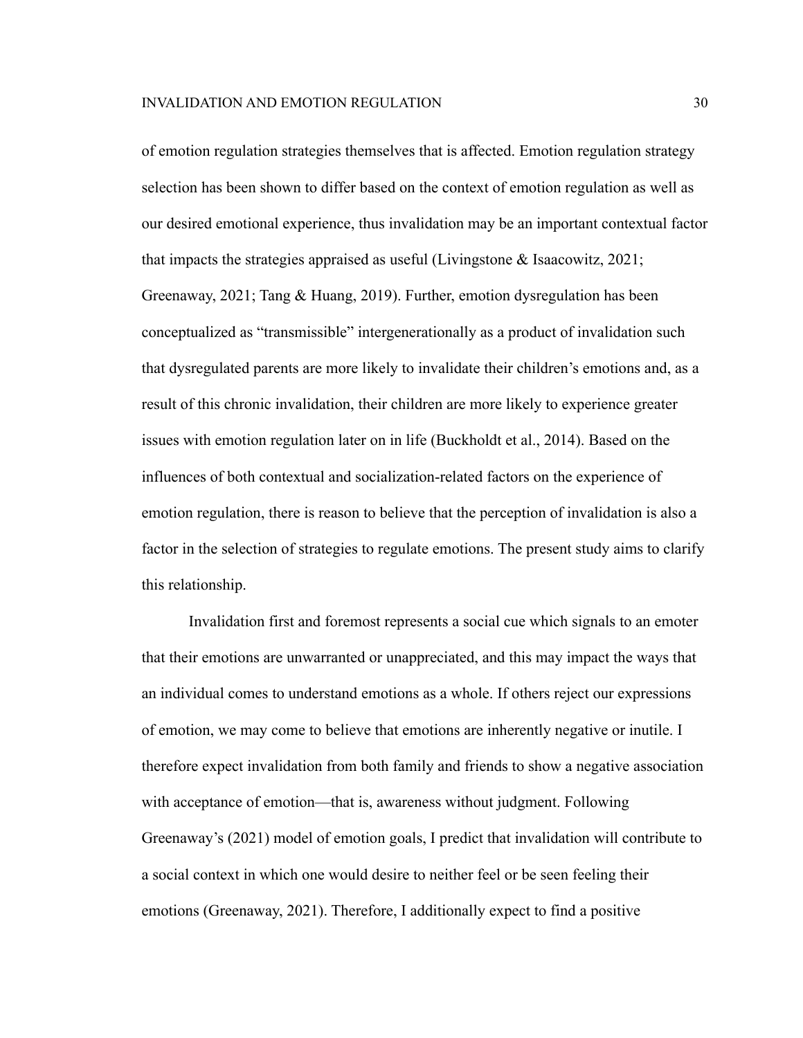of emotion regulation strategies themselves that is affected. Emotion regulation strategy selection has been shown to differ based on the context of emotion regulation as well as our desired emotional experience, thus invalidation may be an important contextual factor that impacts the strategies appraised as useful (Livingstone & Isaacowitz, 2021; Greenaway, 2021; Tang & Huang, 2019). Further, emotion dysregulation has been conceptualized as "transmissible" intergenerationally as a product of invalidation such that dysregulated parents are more likely to invalidate their children's emotions and, as a result of this chronic invalidation, their children are more likely to experience greater issues with emotion regulation later on in life (Buckholdt et al., 2014). Based on the influences of both contextual and socialization-related factors on the experience of emotion regulation, there is reason to believe that the perception of invalidation is also a factor in the selection of strategies to regulate emotions. The present study aims to clarify this relationship.

Invalidation first and foremost represents a social cue which signals to an emoter that their emotions are unwarranted or unappreciated, and this may impact the ways that an individual comes to understand emotions as a whole. If others reject our expressions of emotion, we may come to believe that emotions are inherently negative or inutile. I therefore expect invalidation from both family and friends to show a negative association with acceptance of emotion—that is, awareness without judgment. Following Greenaway's (2021) model of emotion goals, I predict that invalidation will contribute to a social context in which one would desire to neither feel or be seen feeling their emotions (Greenaway, 2021). Therefore, I additionally expect to find a positive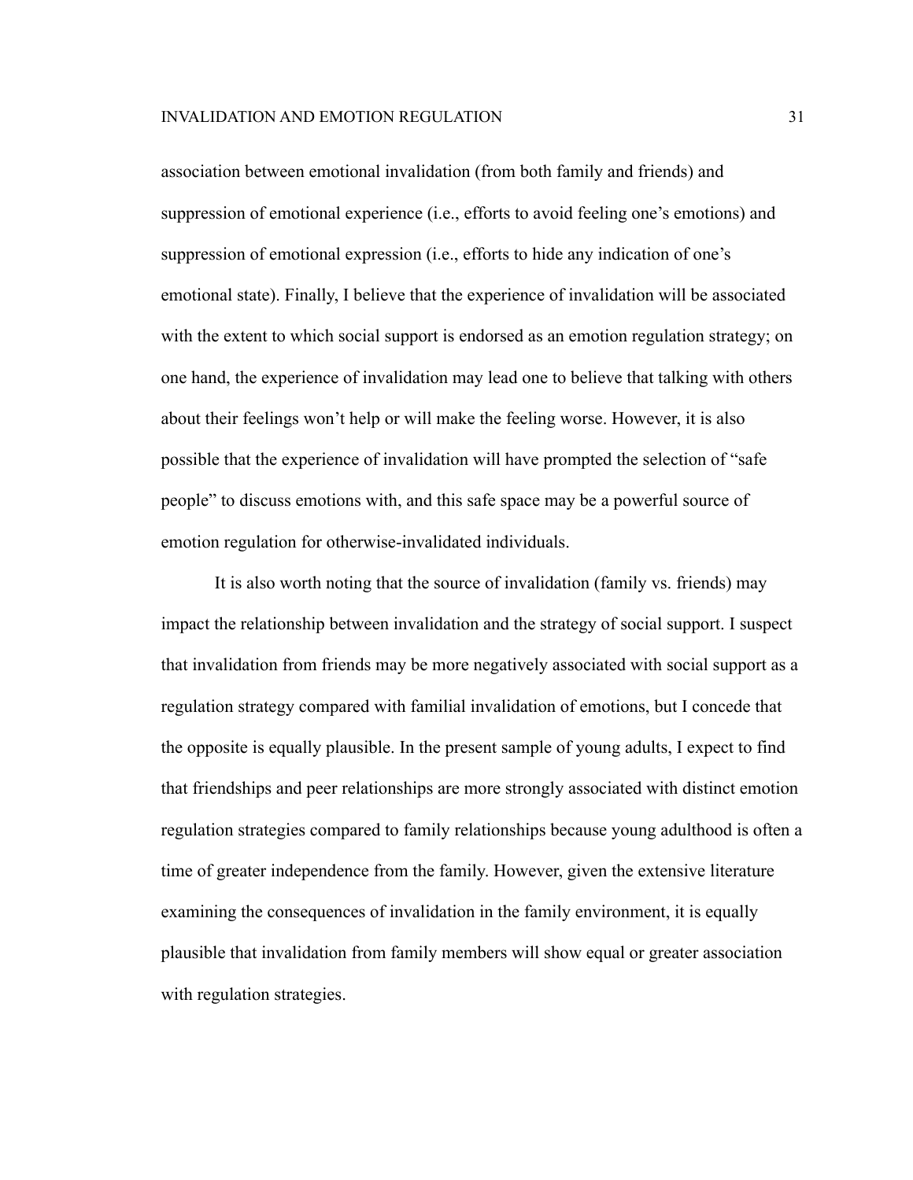association between emotional invalidation (from both family and friends) and suppression of emotional experience (i.e., efforts to avoid feeling one's emotions) and suppression of emotional expression (i.e., efforts to hide any indication of one's emotional state). Finally, I believe that the experience of invalidation will be associated with the extent to which social support is endorsed as an emotion regulation strategy; on one hand, the experience of invalidation may lead one to believe that talking with others about their feelings won't help or will make the feeling worse. However, it is also possible that the experience of invalidation will have prompted the selection of "safe people" to discuss emotions with, and this safe space may be a powerful source of emotion regulation for otherwise-invalidated individuals.

It is also worth noting that the source of invalidation (family vs. friends) may impact the relationship between invalidation and the strategy of social support. I suspect that invalidation from friends may be more negatively associated with social support as a regulation strategy compared with familial invalidation of emotions, but I concede that the opposite is equally plausible. In the present sample of young adults, I expect to find that friendships and peer relationships are more strongly associated with distinct emotion regulation strategies compared to family relationships because young adulthood is often a time of greater independence from the family. However, given the extensive literature examining the consequences of invalidation in the family environment, it is equally plausible that invalidation from family members will show equal or greater association with regulation strategies.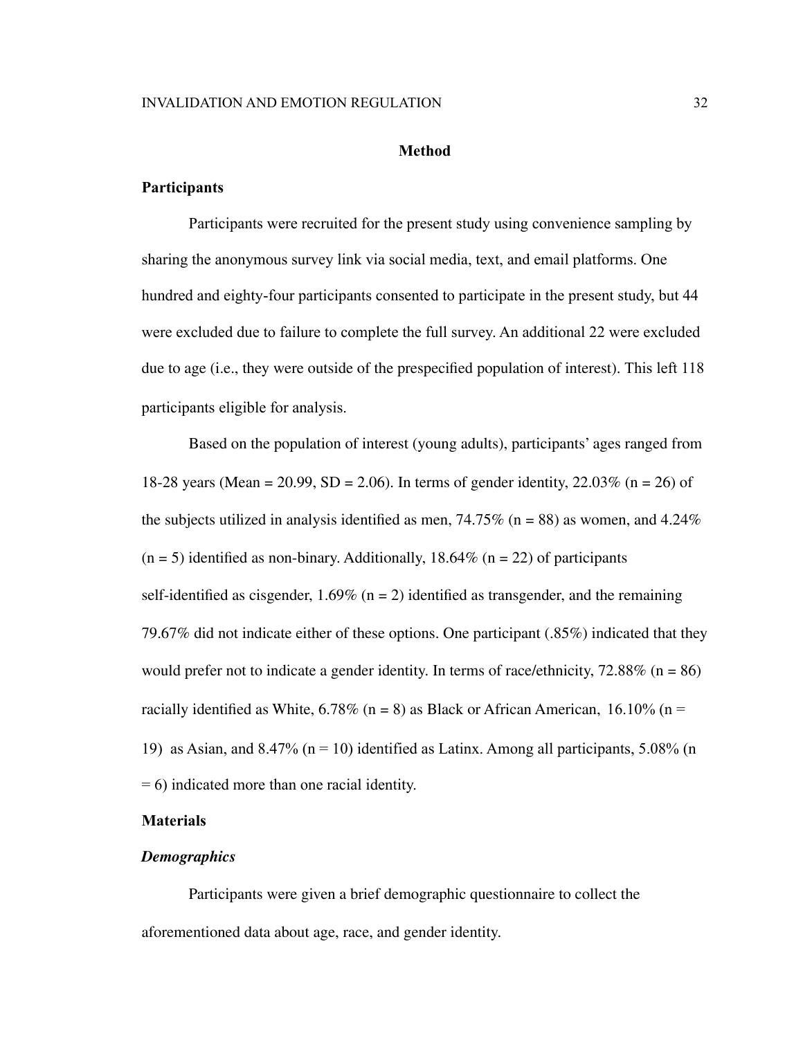# Method

## Participants

Participants were recruited for the present study using convenience sampling by sharing the anonymous survey link via social media, text, and email platforms. One hundred and eighty-four participants consented to participate in the present study, but 44 were excluded due to failure to complete the full survey. An additional 22 were excluded due to age (i.e., they were outside of the prespecified population of interest). This left 118 participants eligible for analysis.

Based on the population of interest (young adults), participants' ages ranged from 18-28 years (Mean = 20.99, SD = 2.06). In terms of gender identity, 22.03% (n = 26) of the subjects utilized in analysis identified as men, 74.75% (n = 88) as women, and 4.24% (n = 5) identified as non-binary. Additionally, 18.64% (n = 22) of participants self-identified as cisgender, 1.69% (n = 2) identified as transgender, and the remaining 79.67% did not indicate either of these options. One participant (.85%) indicated that they would prefer not to indicate a gender identity. In terms of race/ethnicity, 72.88% (n = 86) racially identified as White, 6.78% (n = 8) as Black or African American, 16.10% (n = 19) as Asian, and 8.47% (n = 10) identified as Latinx. Among all participants, 5.08% (n = 6) indicated more than one racial identity.

## Materials

### *Demographics*

Participants were given a brief demographic questionnaire to collect the aforementioned data about age, race, and gender identity.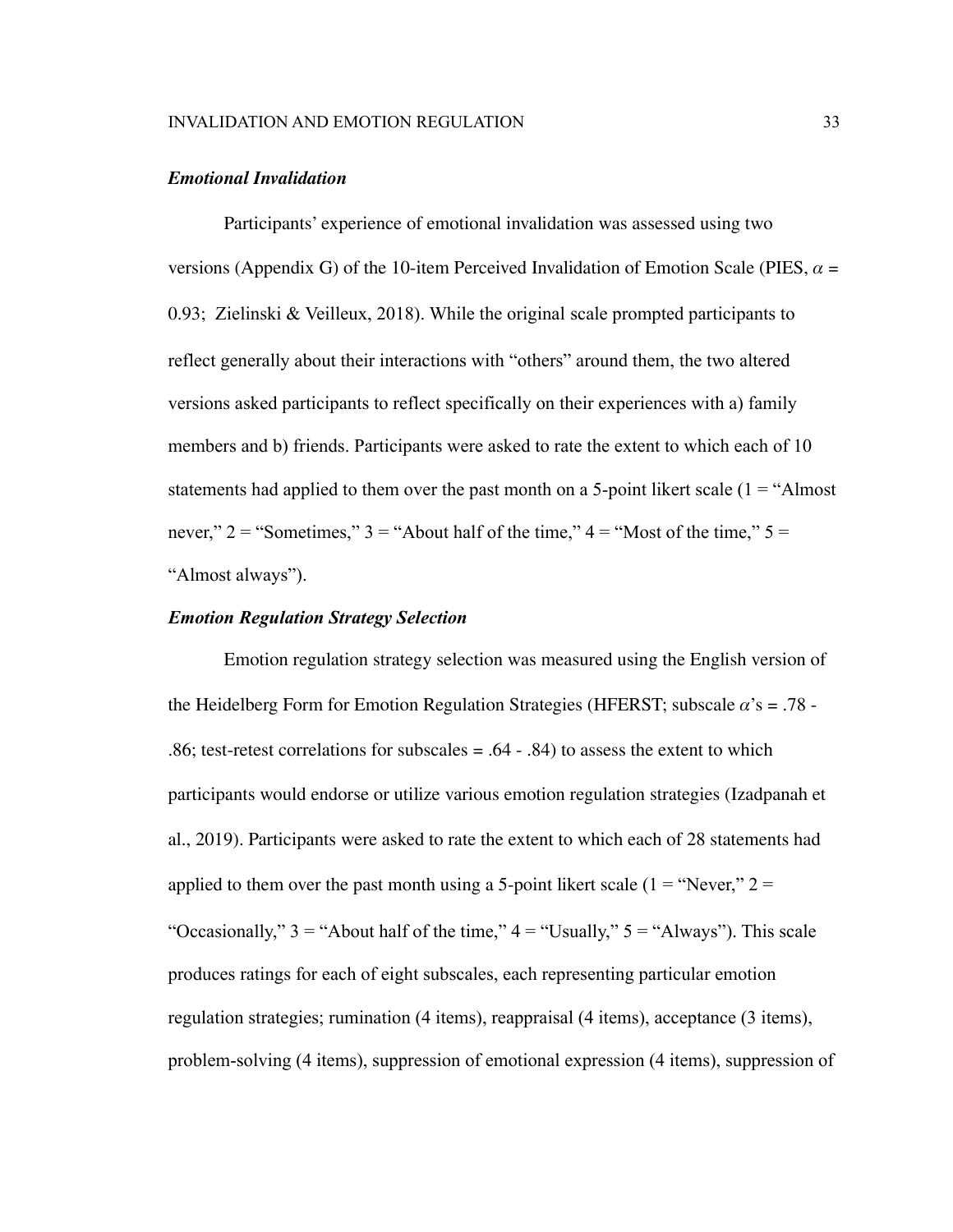### *Emotional Invalidation*

Participants' experience of emotional invalidation was assessed using two versions (Appendix G) of the 10-item Perceived Invalidation of Emotion Scale (PIES, $\alpha$ = 0.93; Zielinski & Veilleux, 2018). While the original scale prompted participants to reflect generally about their interactions with "others" around them, the two altered versions asked participants to reflect specifically on their experiences with a) family members and b) friends. Participants were asked to rate the extent to which each of 10 statements had applied to them over the past month on a 5-point likert scale (1 = "Almost never," 2 = "Sometimes," 3 = "About half of the time," 4 = "Most of the time," 5 = "Almost always").

### *Emotion Regulation Strategy Selection*

Emotion regulation strategy selection was measured using the English version of the Heidelberg Form for Emotion Regulation Strategies (HFERST; subscale $\alpha$'s = .78 - .86; test-retest correlations for subscales = .64 - .84) to assess the extent to which participants would endorse or utilize various emotion regulation strategies (Izadpanah et al., 2019). Participants were asked to rate the extent to which each of 28 statements had applied to them over the past month using a 5-point likert scale (1 = "Never," 2 = "Occasionally," 3 = "About half of the time," 4 = "Usually," 5 = "Always"). This scale produces ratings for each of eight subscales, each representing particular emotion regulation strategies; rumination (4 items), reappraisal (4 items), acceptance (3 items), problem-solving (4 items), suppression of emotional expression (4 items), suppression of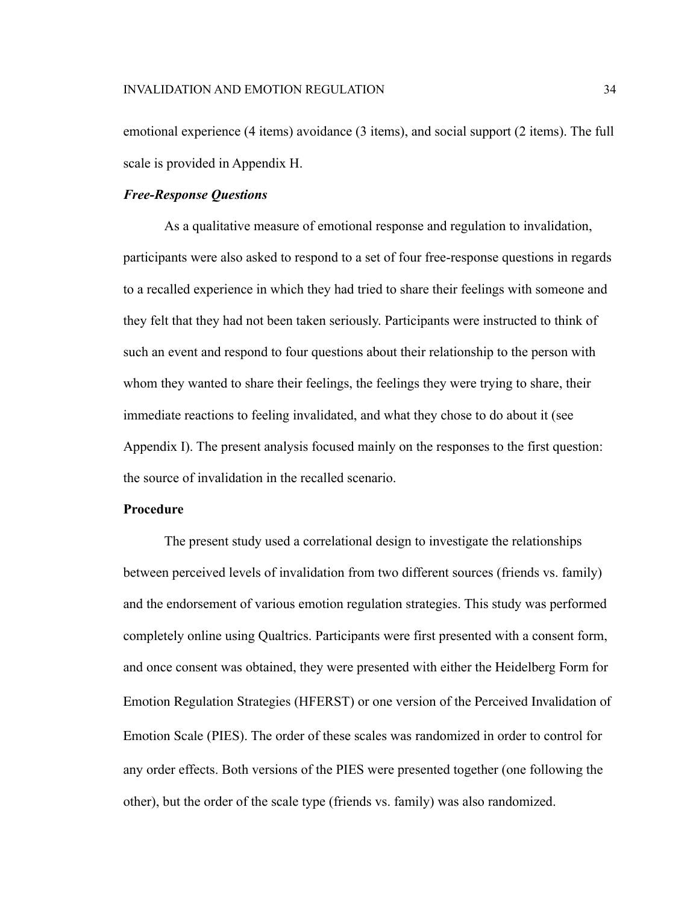emotional experience (4 items) avoidance (3 items), and social support (2 items). The full scale is provided in Appendix H.

### *Free-Response Questions*

As a qualitative measure of emotional response and regulation to invalidation, participants were also asked to respond to a set of four free-response questions in regards to a recalled experience in which they had tried to share their feelings with someone and they felt that they had not been taken seriously. Participants were instructed to think of such an event and respond to four questions about their relationship to the person with whom they wanted to share their feelings, the feelings they were trying to share, their immediate reactions to feeling invalidated, and what they chose to do about it (see Appendix I). The present analysis focused mainly on the responses to the first question: the source of invalidation in the recalled scenario.

## Procedure

The present study used a correlational design to investigate the relationships between perceived levels of invalidation from two different sources (friends vs. family) and the endorsement of various emotion regulation strategies. This study was performed completely online using Qualtrics. Participants were first presented with a consent form, and once consent was obtained, they were presented with either the Heidelberg Form for Emotion Regulation Strategies (HFERST) or one version of the Perceived Invalidation of Emotion Scale (PIES). The order of these scales was randomized in order to control for any order effects. Both versions of the PIES were presented together (one following the other), but the order of the scale type (friends vs. family) was also randomized.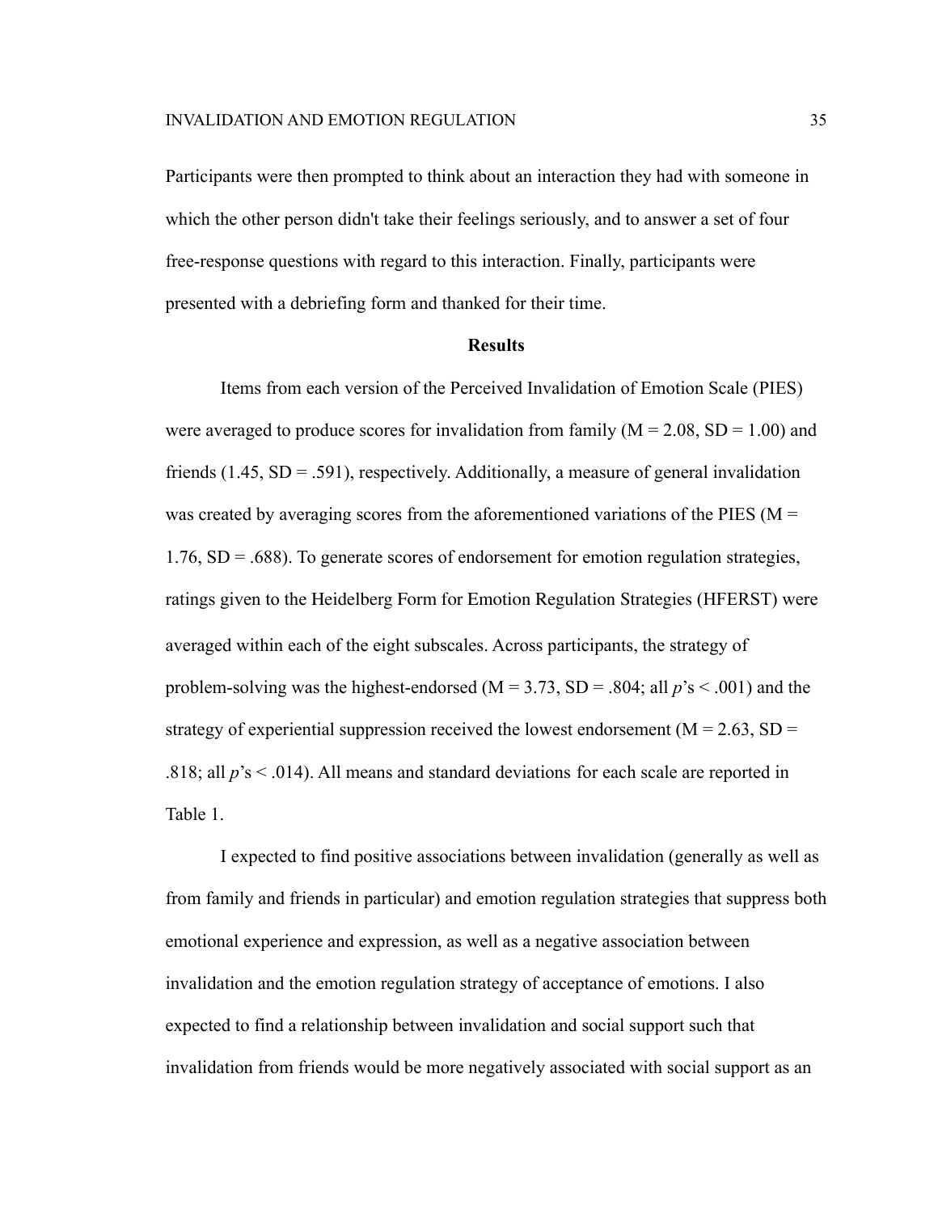Participants were then prompted to think about an interaction they had with someone in which the other person didn't take their feelings seriously, and to answer a set of four free-response questions with regard to this interaction. Finally, participants were presented with a debriefing form and thanked for their time.

## Results

Items from each version of the Perceived Invalidation of Emotion Scale (PIES) were averaged to produce scores for invalidation from family (M = 2.08, SD = 1.00) and friends (1.45, SD = .591), respectively. Additionally, a measure of general invalidation was created by averaging scores from the aforementioned variations of the PIES (M = 1.76, SD = .688). To generate scores of endorsement for emotion regulation strategies, ratings given to the Heidelberg Form for Emotion Regulation Strategies (HFERST) were averaged within each of the eight subscales. Across participants, the strategy of problem-solving was the highest-endorsed (M = 3.73, SD = .804; all $p$'s $< .001$) and the strategy of experiential suppression received the lowest endorsement (M = 2.63, SD = .818; all $p$'s $< .014$). All means and standard deviations for each scale are reported in Table 1.

I expected to find positive associations between invalidation (generally as well as from family and friends in particular) and emotion regulation strategies that suppress both emotional experience and expression, as well as a negative association between invalidation and the emotion regulation strategy of acceptance of emotions. I also expected to find a relationship between invalidation and social support such that invalidation from friends would be more negatively associated with social support as an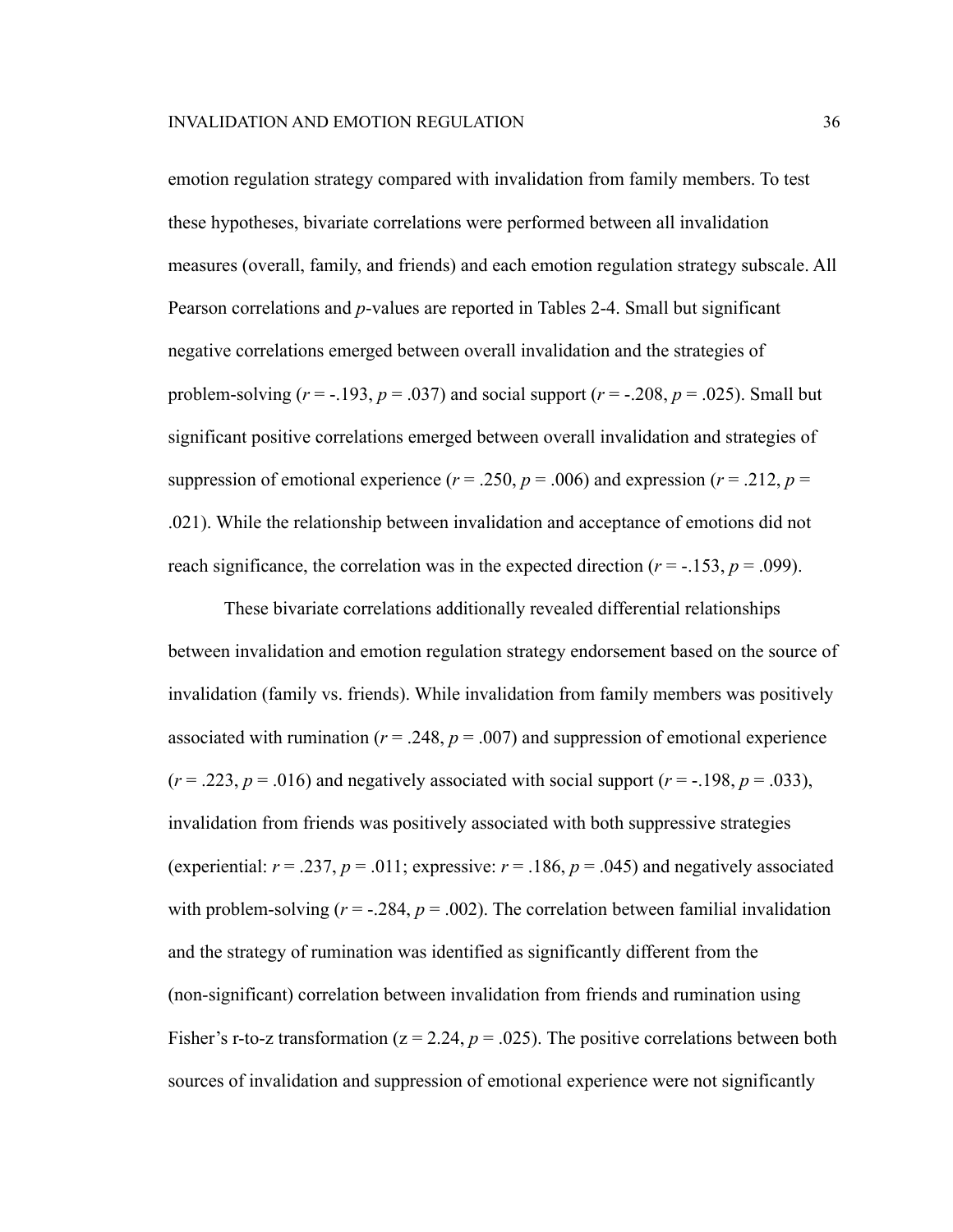emotion regulation strategy compared with invalidation from family members. To test these hypotheses, bivariate correlations were performed between all invalidation measures (overall, family, and friends) and each emotion regulation strategy subscale. All Pearson correlations and *p*-values are reported in Tables 2-4. Small but significant negative correlations emerged between overall invalidation and the strategies of problem-solving ($r = -.193$, $p = .037$) and social support ($r = -.208$, $p = .025$). Small but significant positive correlations emerged between overall invalidation and strategies of suppression of emotional experience ($r = .250$, $p = .006$) and expression ($r = .212$, $p = .021$). While the relationship between invalidation and acceptance of emotions did not reach significance, the correlation was in the expected direction ($r = -.153$, $p = .099$).

These bivariate correlations additionally revealed differential relationships between invalidation and emotion regulation strategy endorsement based on the source of invalidation (family vs. friends). While invalidation from family members was positively associated with rumination ($r = .248$, $p = .007$) and suppression of emotional experience ($r = .223$, $p = .016$) and negatively associated with social support ($r = -.198$, $p = .033$), invalidation from friends was positively associated with both suppressive strategies (experiential: $r = .237$, $p = .011$; expressive: $r = .186$, $p = .045$) and negatively associated with problem-solving ($r = -.284$, $p = .002$). The correlation between familial invalidation and the strategy of rumination was identified as significantly different from the (non-significant) correlation between invalidation from friends and rumination using Fisher's r-to-z transformation ($z = 2.24$, $p = .025$). The positive correlations between both sources of invalidation and suppression of emotional experience were not significantly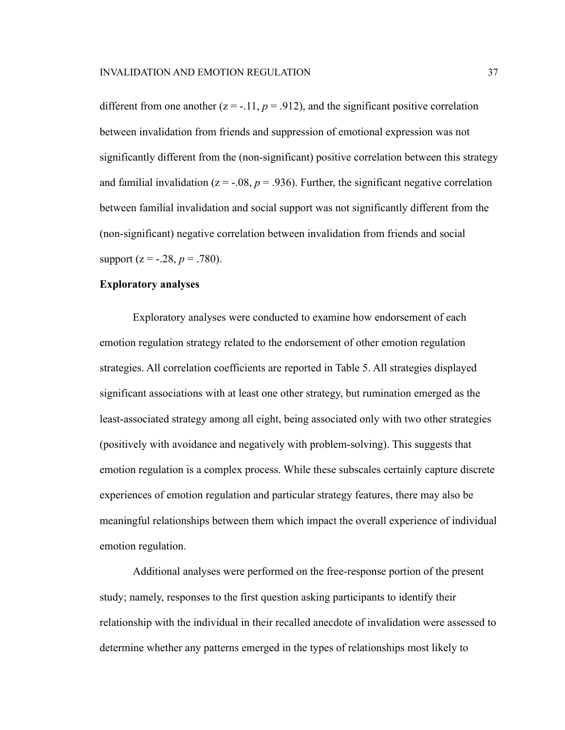different from one another ($z = -.11$, $p = .912$), and the significant positive correlation between invalidation from friends and suppression of emotional expression was not significantly different from the (non-significant) positive correlation between this strategy and familial invalidation ($z = -.08$, $p = .936$). Further, the significant negative correlation between familial invalidation and social support was not significantly different from the (non-significant) negative correlation between invalidation from friends and social support ($z = -.28$, $p = .780$).

**Exploratory analyses**

Exploratory analyses were conducted to examine how endorsement of each emotion regulation strategy related to the endorsement of other emotion regulation strategies. All correlation coefficients are reported in Table 5. All strategies displayed significant associations with at least one other strategy, but rumination emerged as the least-associated strategy among all eight, being associated only with two other strategies (positively with avoidance and negatively with problem-solving). This suggests that emotion regulation is a complex process. While these subscales certainly capture discrete experiences of emotion regulation and particular strategy features, there may also be meaningful relationships between them which impact the overall experience of individual emotion regulation.

Additional analyses were performed on the free-response portion of the present study; namely, responses to the first question asking participants to identify their relationship with the individual in their recalled anecdote of invalidation were assessed to determine whether any patterns emerged in the types of relationships most likely to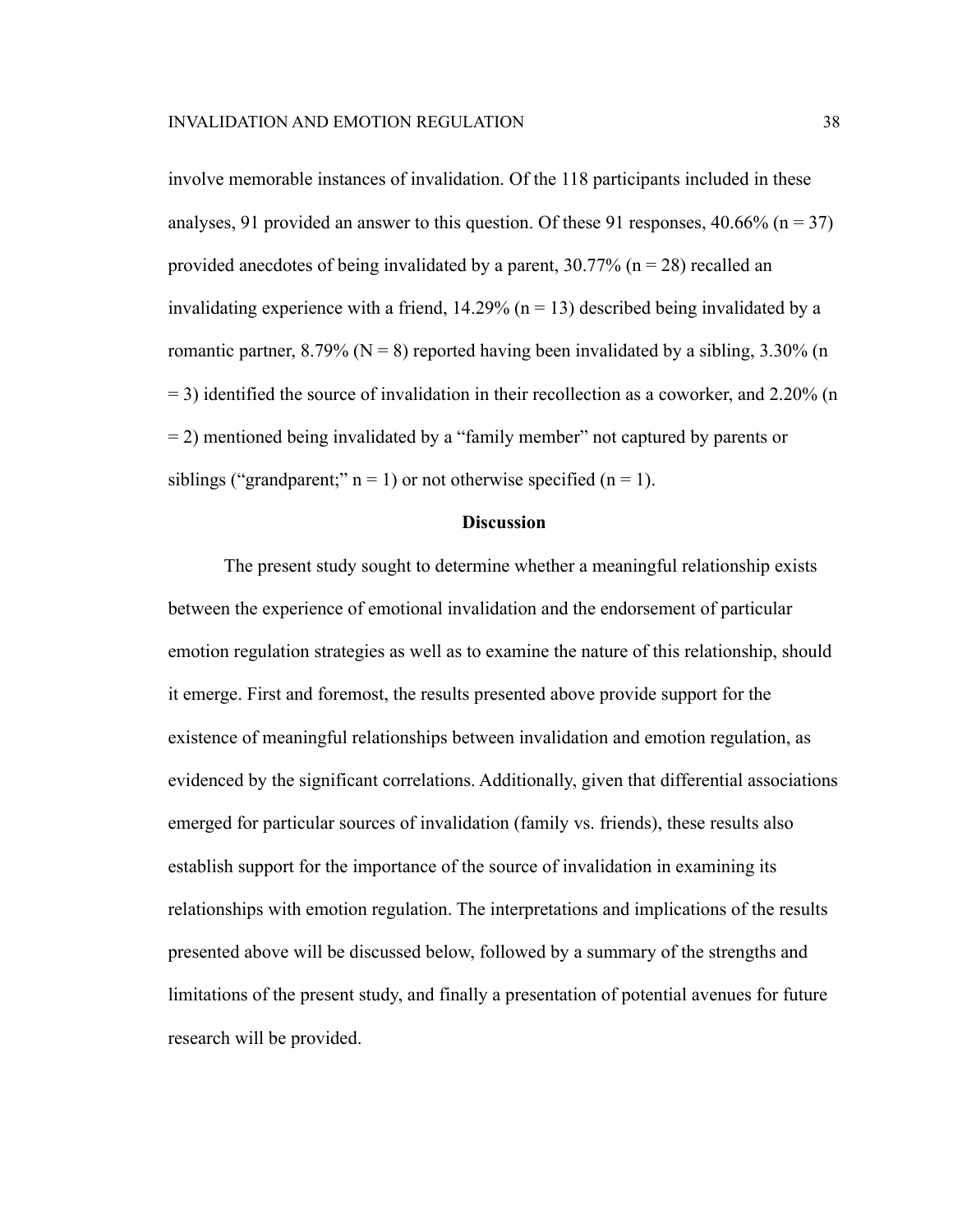involve memorable instances of invalidation. Of the 118 participants included in these analyses, 91 provided an answer to this question. Of these 91 responses, 40.66% (n = 37) provided anecdotes of being invalidated by a parent, 30.77% (n = 28) recalled an invalidating experience with a friend, 14.29% (n = 13) described being invalidated by a romantic partner, 8.79% (N = 8) reported having been invalidated by a sibling, 3.30% (n = 3) identified the source of invalidation in their recollection as a coworker, and 2.20% (n = 2) mentioned being invalidated by a "family member" not captured by parents or siblings ("grandparent;" n = 1) or not otherwise specified (n = 1).

## Discussion

The present study sought to determine whether a meaningful relationship exists between the experience of emotional invalidation and the endorsement of particular emotion regulation strategies as well as to examine the nature of this relationship, should it emerge. First and foremost, the results presented above provide support for the existence of meaningful relationships between invalidation and emotion regulation, as evidenced by the significant correlations. Additionally, given that differential associations emerged for particular sources of invalidation (family vs. friends), these results also establish support for the importance of the source of invalidation in examining its relationships with emotion regulation. The interpretations and implications of the results presented above will be discussed below, followed by a summary of the strengths and limitations of the present study, and finally a presentation of potential avenues for future research will be provided.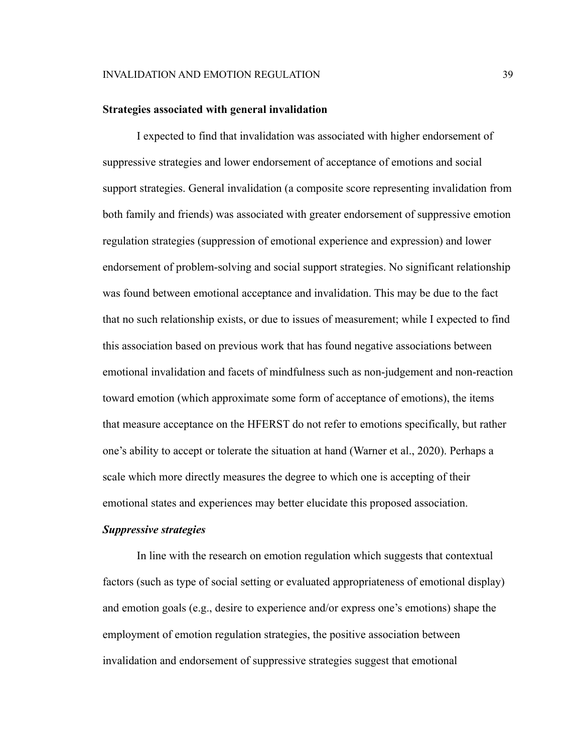**Strategies associated with general invalidation**

I expected to find that invalidation was associated with higher endorsement of suppressive strategies and lower endorsement of acceptance of emotions and social support strategies. General invalidation (a composite score representing invalidation from both family and friends) was associated with greater endorsement of suppressive emotion regulation strategies (suppression of emotional experience and expression) and lower endorsement of problem-solving and social support strategies. No significant relationship was found between emotional acceptance and invalidation. This may be due to the fact that no such relationship exists, or due to issues of measurement; while I expected to find this association based on previous work that has found negative associations between emotional invalidation and facets of mindfulness such as non-judgement and non-reaction toward emotion (which approximate some form of acceptance of emotions), the items that measure acceptance on the HFERST do not refer to emotions specifically, but rather one's ability to accept or tolerate the situation at hand (Warner et al., 2020). Perhaps a scale which more directly measures the degree to which one is accepting of their emotional states and experiences may better elucidate this proposed association.

***Suppressive strategies***

In line with the research on emotion regulation which suggests that contextual factors (such as type of social setting or evaluated appropriateness of emotional display) and emotion goals (e.g., desire to experience and/or express one's emotions) shape the employment of emotion regulation strategies, the positive association between invalidation and endorsement of suppressive strategies suggest that emotional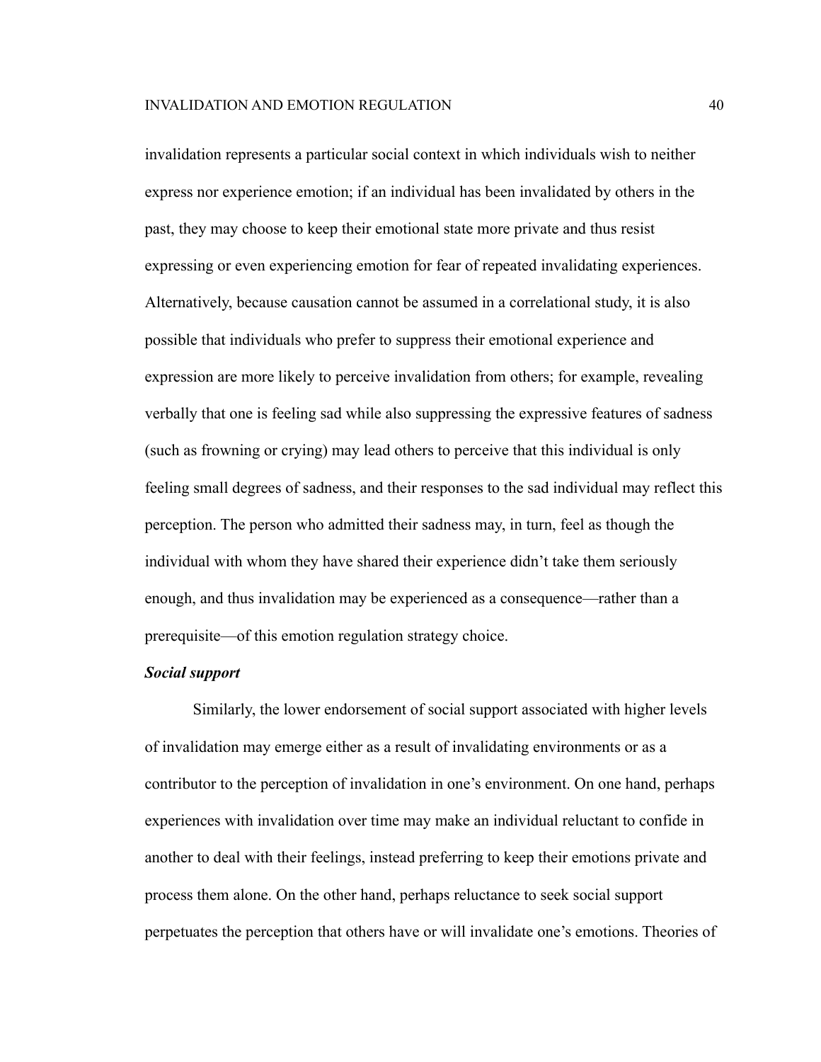invalidation represents a particular social context in which individuals wish to neither express nor experience emotion; if an individual has been invalidated by others in the past, they may choose to keep their emotional state more private and thus resist expressing or even experiencing emotion for fear of repeated invalidating experiences. Alternatively, because causation cannot be assumed in a correlational study, it is also possible that individuals who prefer to suppress their emotional experience and expression are more likely to perceive invalidation from others; for example, revealing verbally that one is feeling sad while also suppressing the expressive features of sadness (such as frowning or crying) may lead others to perceive that this individual is only feeling small degrees of sadness, and their responses to the sad individual may reflect this perception. The person who admitted their sadness may, in turn, feel as though the individual with whom they have shared their experience didn't take them seriously enough, and thus invalidation may be experienced as a consequence—rather than a prerequisite—of this emotion regulation strategy choice.

### ***Social support***

Similarly, the lower endorsement of social support associated with higher levels of invalidation may emerge either as a result of invalidating environments or as a contributor to the perception of invalidation in one's environment. On one hand, perhaps experiences with invalidation over time may make an individual reluctant to confide in another to deal with their feelings, instead preferring to keep their emotions private and process them alone. On the other hand, perhaps reluctance to seek social support perpetuates the perception that others have or will invalidate one's emotions. Theories of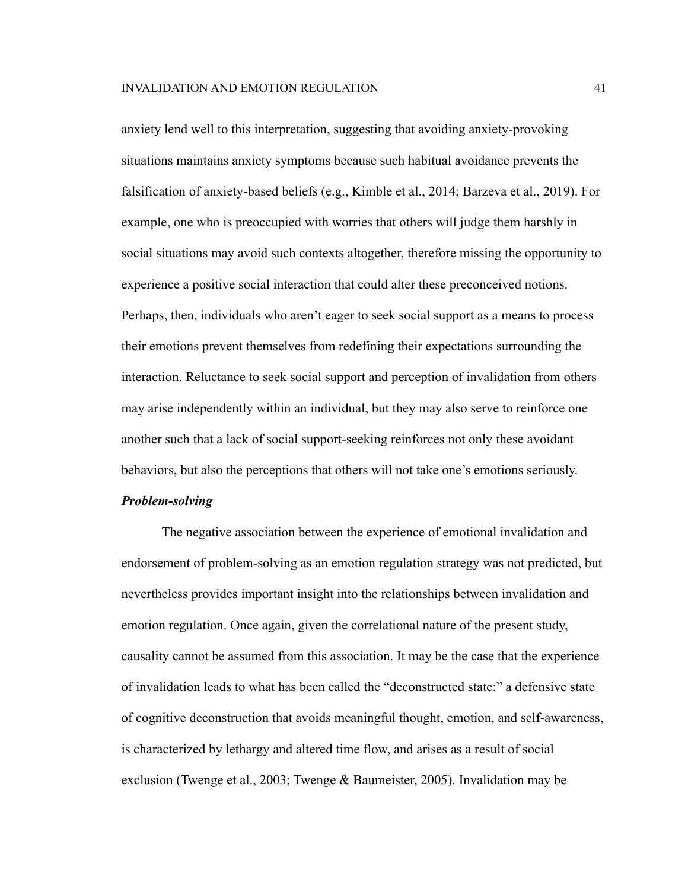anxiety lend well to this interpretation, suggesting that avoiding anxiety-provoking situations maintains anxiety symptoms because such habitual avoidance prevents the falsification of anxiety-based beliefs (e.g., Kimble et al., 2014; Barzeva et al., 2019). For example, one who is preoccupied with worries that others will judge them harshly in social situations may avoid such contexts altogether, therefore missing the opportunity to experience a positive social interaction that could alter these preconceived notions. Perhaps, then, individuals who aren't eager to seek social support as a means to process their emotions prevent themselves from redefining their expectations surrounding the interaction. Reluctance to seek social support and perception of invalidation from others may arise independently within an individual, but they may also serve to reinforce one another such that a lack of social support-seeking reinforces not only these avoidant behaviors, but also the perceptions that others will not take one's emotions seriously.

### ***Problem-solving***

The negative association between the experience of emotional invalidation and endorsement of problem-solving as an emotion regulation strategy was not predicted, but nevertheless provides important insight into the relationships between invalidation and emotion regulation. Once again, given the correlational nature of the present study, causality cannot be assumed from this association. It may be the case that the experience of invalidation leads to what has been called the "deconstructed state:" a defensive state of cognitive deconstruction that avoids meaningful thought, emotion, and self-awareness, is characterized by lethargy and altered time flow, and arises as a result of social exclusion (Twenge et al., 2003; Twenge & Baumeister, 2005). Invalidation may be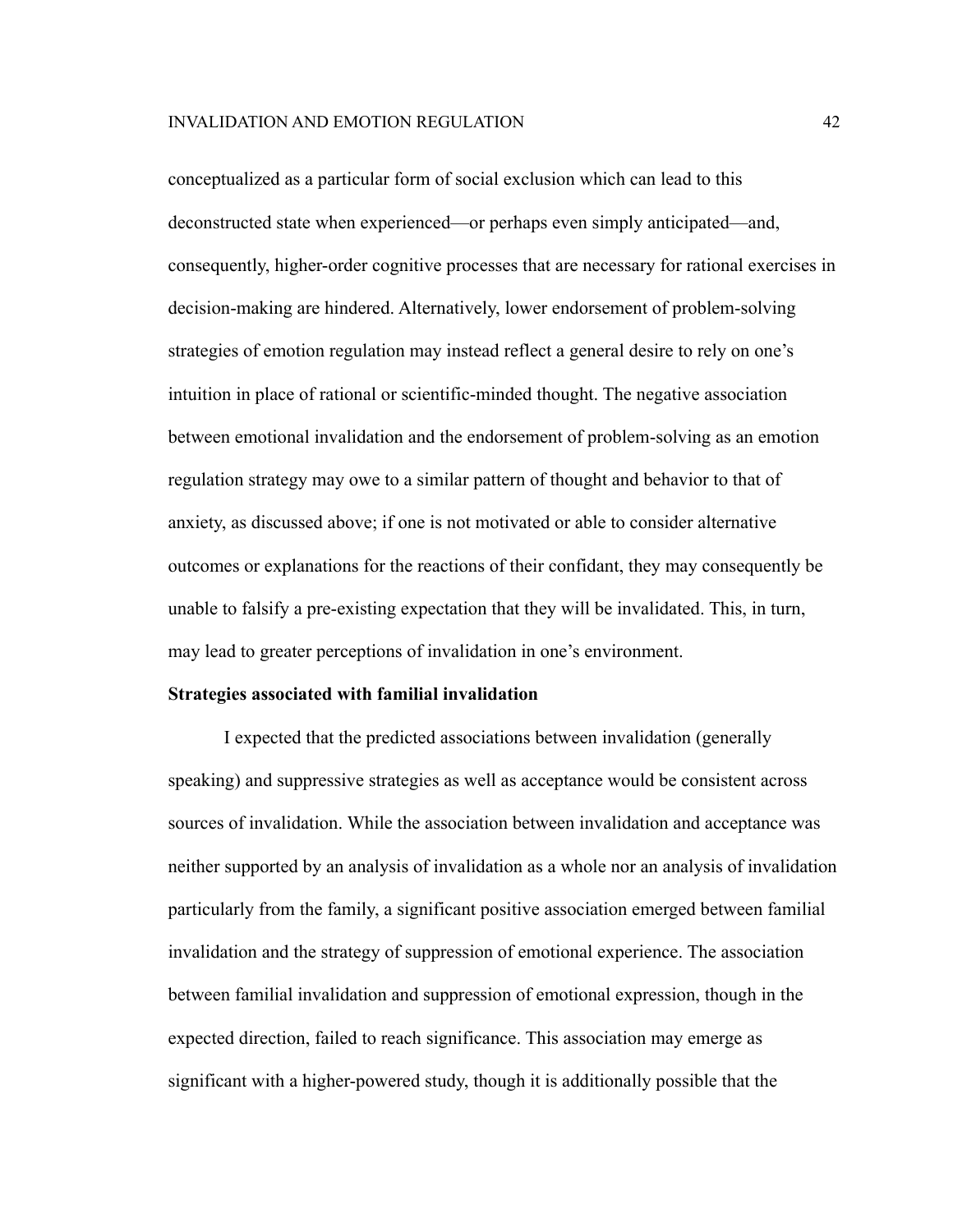conceptualized as a particular form of social exclusion which can lead to this deconstructed state when experienced—or perhaps even simply anticipated—and, consequently, higher-order cognitive processes that are necessary for rational exercises in decision-making are hindered. Alternatively, lower endorsement of problem-solving strategies of emotion regulation may instead reflect a general desire to rely on one's intuition in place of rational or scientific-minded thought. The negative association between emotional invalidation and the endorsement of problem-solving as an emotion regulation strategy may owe to a similar pattern of thought and behavior to that of anxiety, as discussed above; if one is not motivated or able to consider alternative outcomes or explanations for the reactions of their confidant, they may consequently be unable to falsify a pre-existing expectation that they will be invalidated. This, in turn, may lead to greater perceptions of invalidation in one's environment.

**Strategies associated with familial invalidation**

I expected that the predicted associations between invalidation (generally speaking) and suppressive strategies as well as acceptance would be consistent across sources of invalidation. While the association between invalidation and acceptance was neither supported by an analysis of invalidation as a whole nor an analysis of invalidation particularly from the family, a significant positive association emerged between familial invalidation and the strategy of suppression of emotional experience. The association between familial invalidation and suppression of emotional expression, though in the expected direction, failed to reach significance. This association may emerge as significant with a higher-powered study, though it is additionally possible that the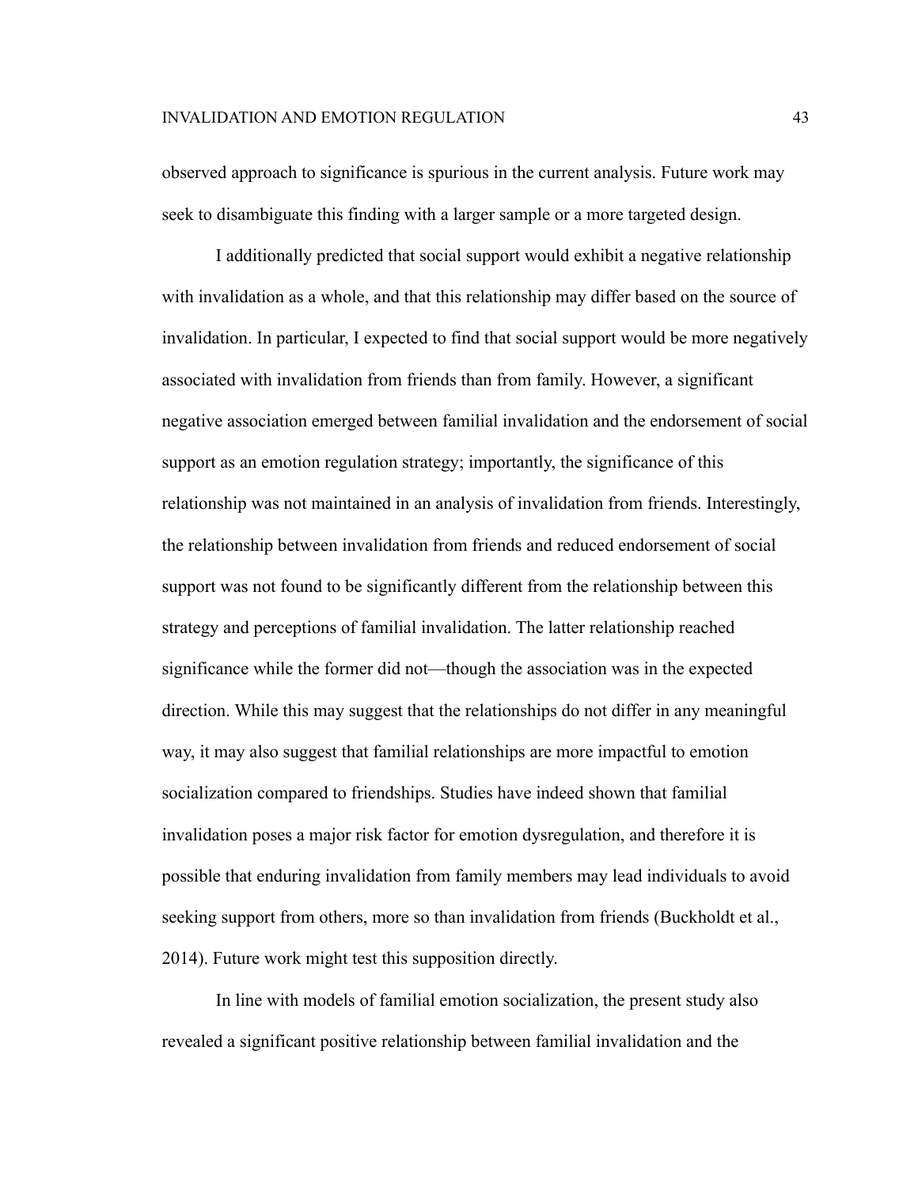observed approach to significance is spurious in the current analysis. Future work may seek to disambiguate this finding with a larger sample or a more targeted design.

I additionally predicted that social support would exhibit a negative relationship with invalidation as a whole, and that this relationship may differ based on the source of invalidation. In particular, I expected to find that social support would be more negatively associated with invalidation from friends than from family. However, a significant negative association emerged between familial invalidation and the endorsement of social support as an emotion regulation strategy; importantly, the significance of this relationship was not maintained in an analysis of invalidation from friends. Interestingly, the relationship between invalidation from friends and reduced endorsement of social support was not found to be significantly different from the relationship between this strategy and perceptions of familial invalidation. The latter relationship reached significance while the former did not—though the association was in the expected direction. While this may suggest that the relationships do not differ in any meaningful way, it may also suggest that familial relationships are more impactful to emotion socialization compared to friendships. Studies have indeed shown that familial invalidation poses a major risk factor for emotion dysregulation, and therefore it is possible that enduring invalidation from family members may lead individuals to avoid seeking support from others, more so than invalidation from friends (Buckholdt et al., 2014). Future work might test this supposition directly.

In line with models of familial emotion socialization, the present study also revealed a significant positive relationship between familial invalidation and the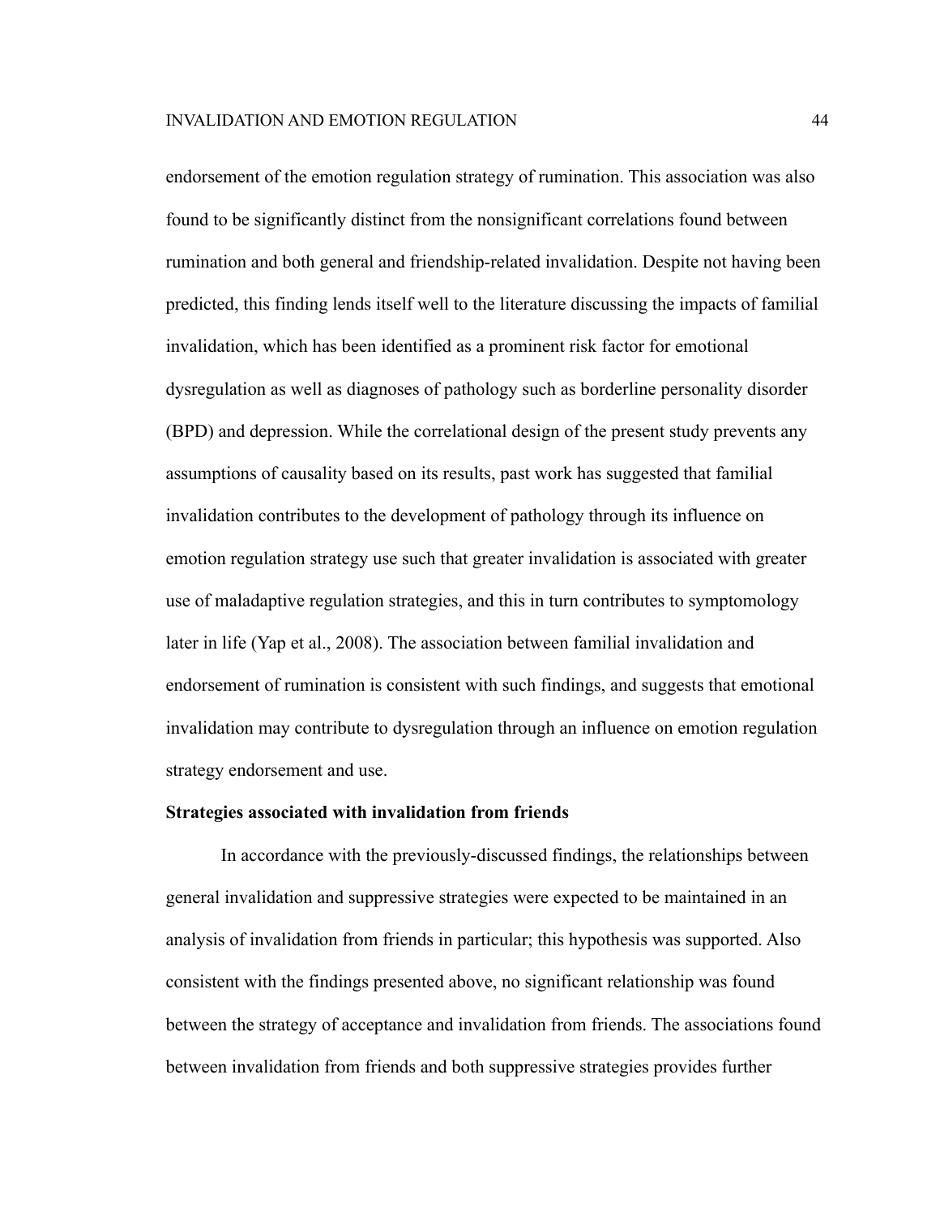endorsement of the emotion regulation strategy of rumination. This association was also found to be significantly distinct from the nonsignificant correlations found between rumination and both general and friendship-related invalidation. Despite not having been predicted, this finding lends itself well to the literature discussing the impacts of familial invalidation, which has been identified as a prominent risk factor for emotional dysregulation as well as diagnoses of pathology such as borderline personality disorder (BPD) and depression. While the correlational design of the present study prevents any assumptions of causality based on its results, past work has suggested that familial invalidation contributes to the development of pathology through its influence on emotion regulation strategy use such that greater invalidation is associated with greater use of maladaptive regulation strategies, and this in turn contributes to symptomology later in life (Yap et al., 2008). The association between familial invalidation and endorsement of rumination is consistent with such findings, and suggests that emotional invalidation may contribute to dysregulation through an influence on emotion regulation strategy endorsement and use.

**Strategies associated with invalidation from friends**

In accordance with the previously-discussed findings, the relationships between general invalidation and suppressive strategies were expected to be maintained in an analysis of invalidation from friends in particular; this hypothesis was supported. Also consistent with the findings presented above, no significant relationship was found between the strategy of acceptance and invalidation from friends. The associations found between invalidation from friends and both suppressive strategies provides further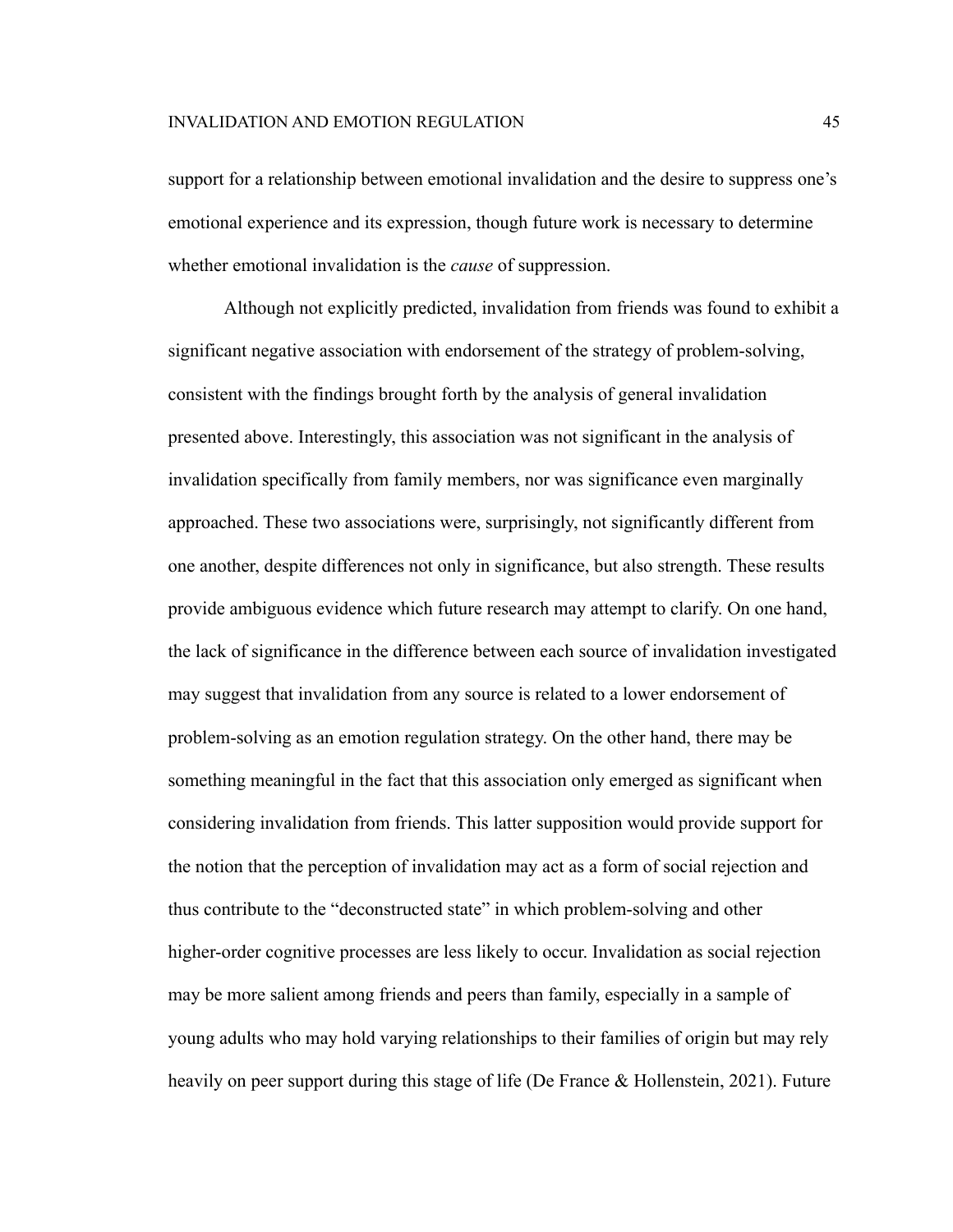support for a relationship between emotional invalidation and the desire to suppress one's emotional experience and its expression, though future work is necessary to determine whether emotional invalidation is the *cause* of suppression.

Although not explicitly predicted, invalidation from friends was found to exhibit a significant negative association with endorsement of the strategy of problem-solving, consistent with the findings brought forth by the analysis of general invalidation presented above. Interestingly, this association was not significant in the analysis of invalidation specifically from family members, nor was significance even marginally approached. These two associations were, surprisingly, not significantly different from one another, despite differences not only in significance, but also strength. These results provide ambiguous evidence which future research may attempt to clarify. On one hand, the lack of significance in the difference between each source of invalidation investigated may suggest that invalidation from any source is related to a lower endorsement of problem-solving as an emotion regulation strategy. On the other hand, there may be something meaningful in the fact that this association only emerged as significant when considering invalidation from friends. This latter supposition would provide support for the notion that the perception of invalidation may act as a form of social rejection and thus contribute to the "deconstructed state" in which problem-solving and other higher-order cognitive processes are less likely to occur. Invalidation as social rejection may be more salient among friends and peers than family, especially in a sample of young adults who may hold varying relationships to their families of origin but may rely heavily on peer support during this stage of life (De France & Hollenstein, 2021). Future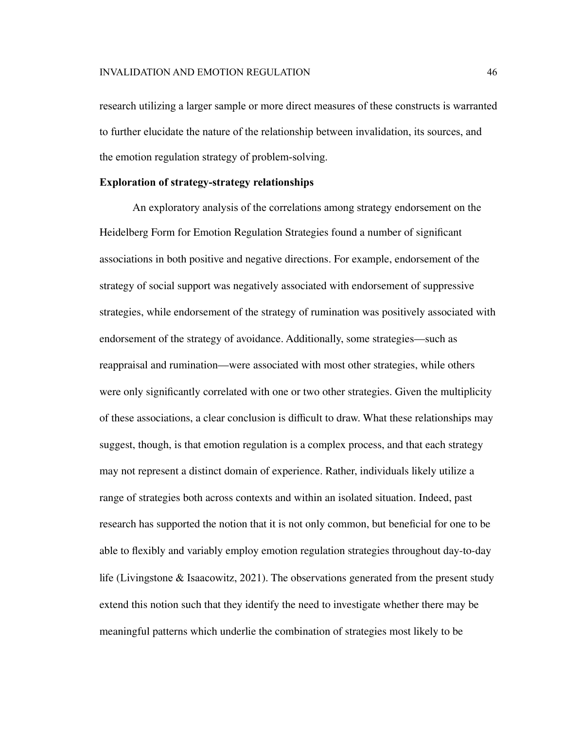research utilizing a larger sample or more direct measures of these constructs is warranted to further elucidate the nature of the relationship between invalidation, its sources, and the emotion regulation strategy of problem-solving.

**Exploration of strategy-strategy relationships**

An exploratory analysis of the correlations among strategy endorsement on the Heidelberg Form for Emotion Regulation Strategies found a number of significant associations in both positive and negative directions. For example, endorsement of the strategy of social support was negatively associated with endorsement of suppressive strategies, while endorsement of the strategy of rumination was positively associated with endorsement of the strategy of avoidance. Additionally, some strategies—such as reappraisal and rumination—were associated with most other strategies, while others were only significantly correlated with one or two other strategies. Given the multiplicity of these associations, a clear conclusion is difficult to draw. What these relationships may suggest, though, is that emotion regulation is a complex process, and that each strategy may not represent a distinct domain of experience. Rather, individuals likely utilize a range of strategies both across contexts and within an isolated situation. Indeed, past research has supported the notion that it is not only common, but beneficial for one to be able to flexibly and variably employ emotion regulation strategies throughout day-to-day life (Livingstone & Isaacowitz, 2021). The observations generated from the present study extend this notion such that they identify the need to investigate whether there may be meaningful patterns which underlie the combination of strategies most likely to be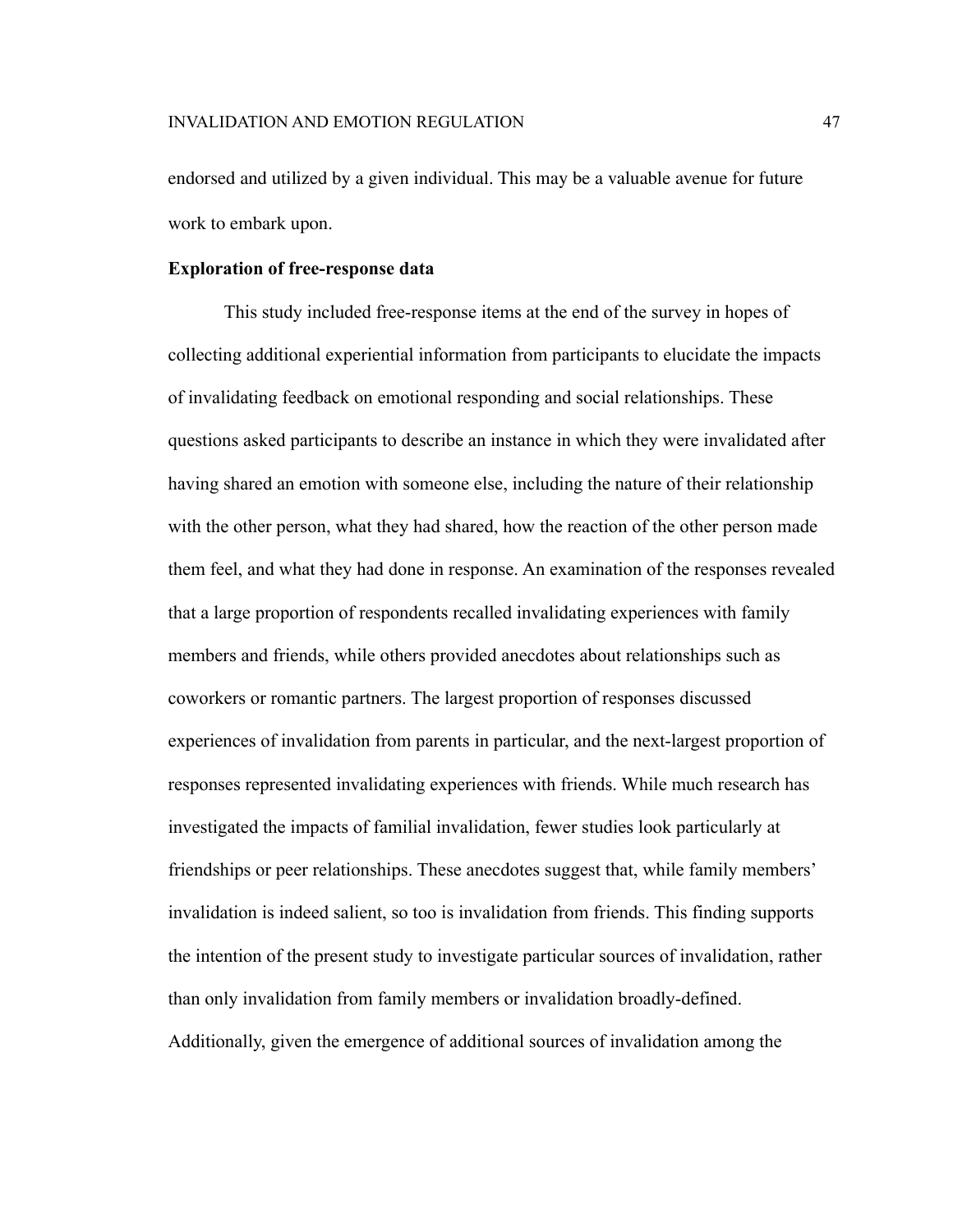endorsed and utilized by a given individual. This may be a valuable avenue for future work to embark upon.

**Exploration of free-response data**

This study included free-response items at the end of the survey in hopes of collecting additional experiential information from participants to elucidate the impacts of invalidating feedback on emotional responding and social relationships. These questions asked participants to describe an instance in which they were invalidated after having shared an emotion with someone else, including the nature of their relationship with the other person, what they had shared, how the reaction of the other person made them feel, and what they had done in response. An examination of the responses revealed that a large proportion of respondents recalled invalidating experiences with family members and friends, while others provided anecdotes about relationships such as coworkers or romantic partners. The largest proportion of responses discussed experiences of invalidation from parents in particular, and the next-largest proportion of responses represented invalidating experiences with friends. While much research has investigated the impacts of familial invalidation, fewer studies look particularly at friendships or peer relationships. These anecdotes suggest that, while family members' invalidation is indeed salient, so too is invalidation from friends. This finding supports the intention of the present study to investigate particular sources of invalidation, rather than only invalidation from family members or invalidation broadly-defined. Additionally, given the emergence of additional sources of invalidation among the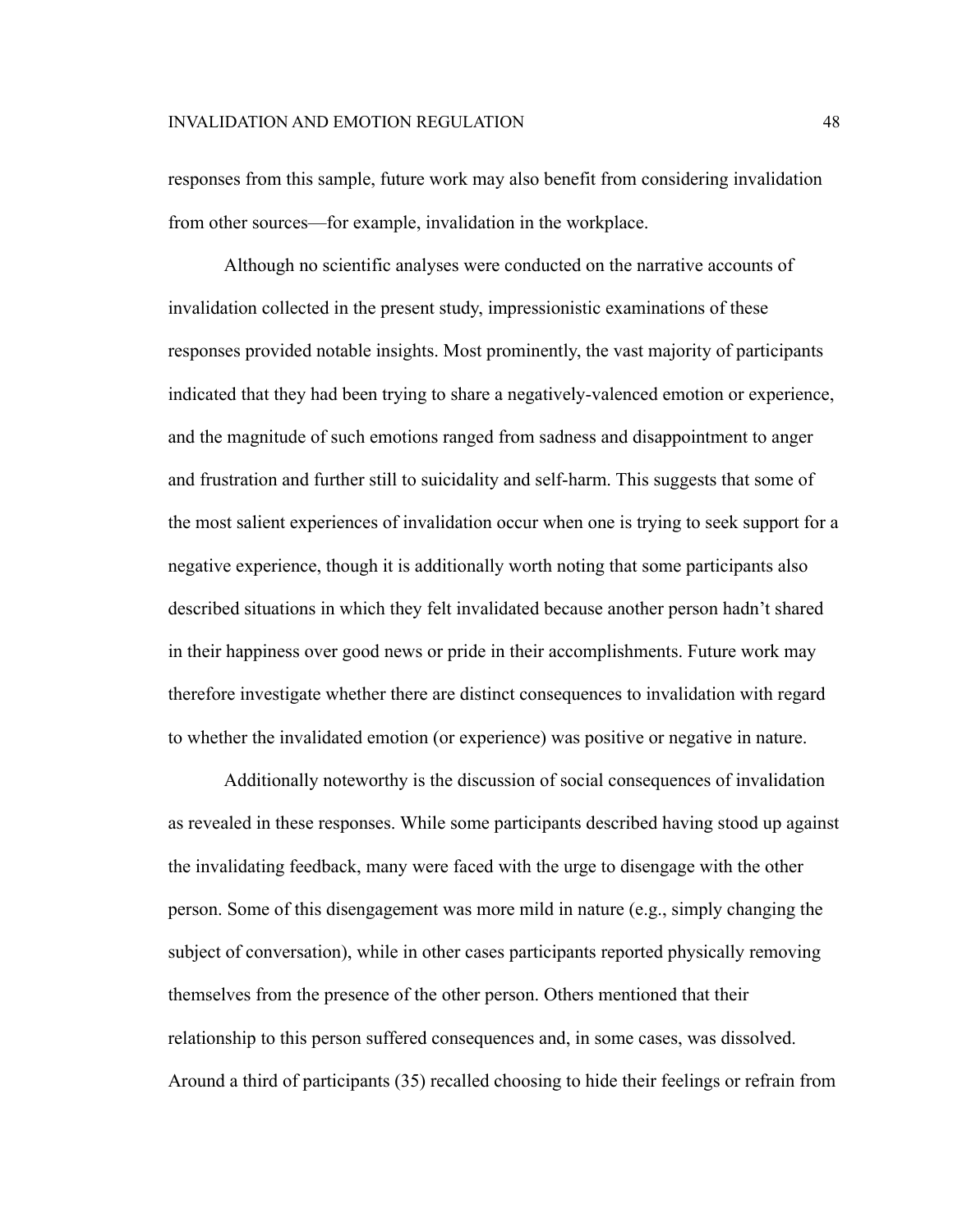responses from this sample, future work may also benefit from considering invalidation from other sources—for example, invalidation in the workplace.

Although no scientific analyses were conducted on the narrative accounts of invalidation collected in the present study, impressionistic examinations of these responses provided notable insights. Most prominently, the vast majority of participants indicated that they had been trying to share a negatively-valenced emotion or experience, and the magnitude of such emotions ranged from sadness and disappointment to anger and frustration and further still to suicidality and self-harm. This suggests that some of the most salient experiences of invalidation occur when one is trying to seek support for a negative experience, though it is additionally worth noting that some participants also described situations in which they felt invalidated because another person hadn't shared in their happiness over good news or pride in their accomplishments. Future work may therefore investigate whether there are distinct consequences to invalidation with regard to whether the invalidated emotion (or experience) was positive or negative in nature.

Additionally noteworthy is the discussion of social consequences of invalidation as revealed in these responses. While some participants described having stood up against the invalidating feedback, many were faced with the urge to disengage with the other person. Some of this disengagement was more mild in nature (e.g., simply changing the subject of conversation), while in other cases participants reported physically removing themselves from the presence of the other person. Others mentioned that their relationship to this person suffered consequences and, in some cases, was dissolved. Around a third of participants (35) recalled choosing to hide their feelings or refrain from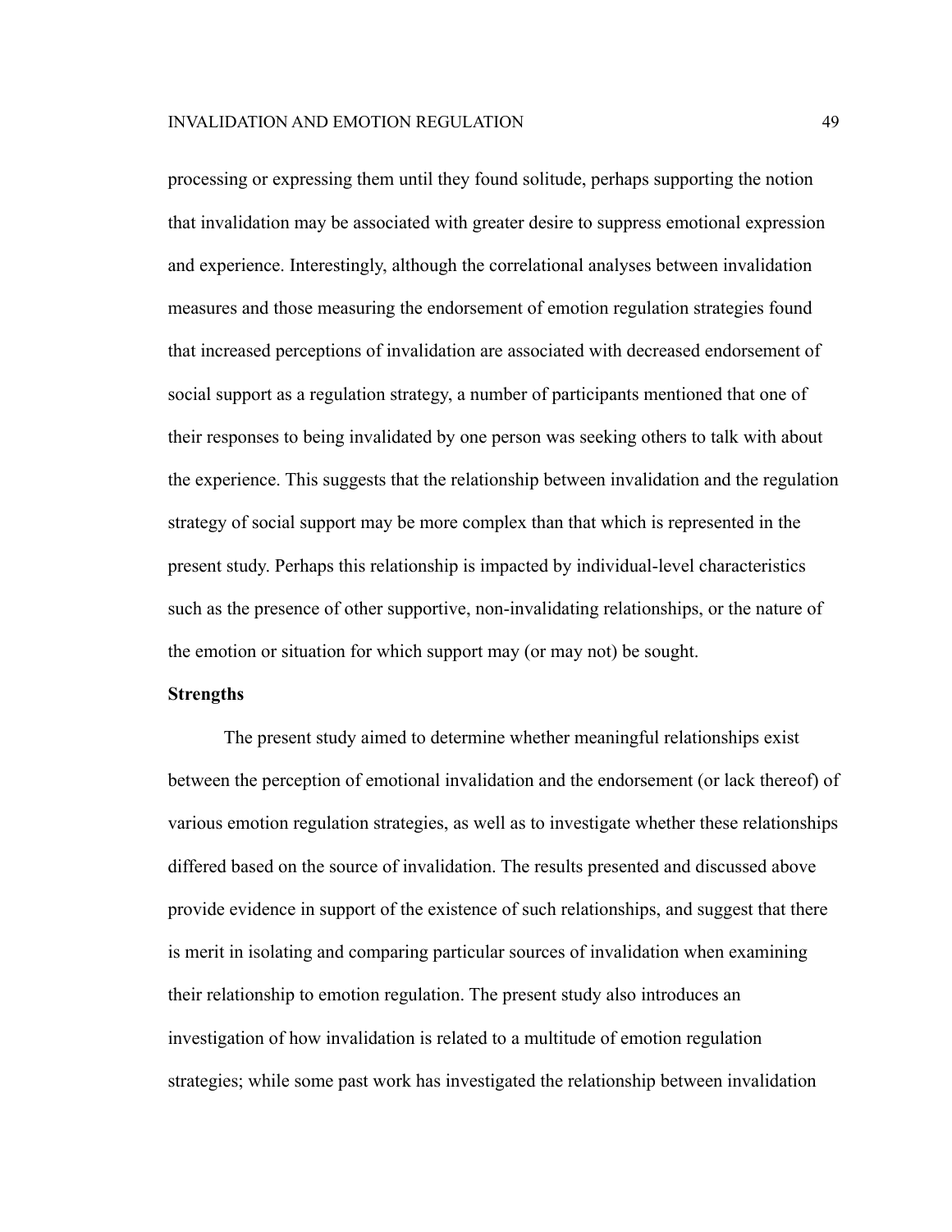processing or expressing them until they found solitude, perhaps supporting the notion that invalidation may be associated with greater desire to suppress emotional expression and experience. Interestingly, although the correlational analyses between invalidation measures and those measuring the endorsement of emotion regulation strategies found that increased perceptions of invalidation are associated with decreased endorsement of social support as a regulation strategy, a number of participants mentioned that one of their responses to being invalidated by one person was seeking others to talk with about the experience. This suggests that the relationship between invalidation and the regulation strategy of social support may be more complex than that which is represented in the present study. Perhaps this relationship is impacted by individual-level characteristics such as the presence of other supportive, non-invalidating relationships, or the nature of the emotion or situation for which support may (or may not) be sought.

## Strengths

The present study aimed to determine whether meaningful relationships exist between the perception of emotional invalidation and the endorsement (or lack thereof) of various emotion regulation strategies, as well as to investigate whether these relationships differed based on the source of invalidation. The results presented and discussed above provide evidence in support of the existence of such relationships, and suggest that there is merit in isolating and comparing particular sources of invalidation when examining their relationship to emotion regulation. The present study also introduces an investigation of how invalidation is related to a multitude of emotion regulation strategies; while some past work has investigated the relationship between invalidation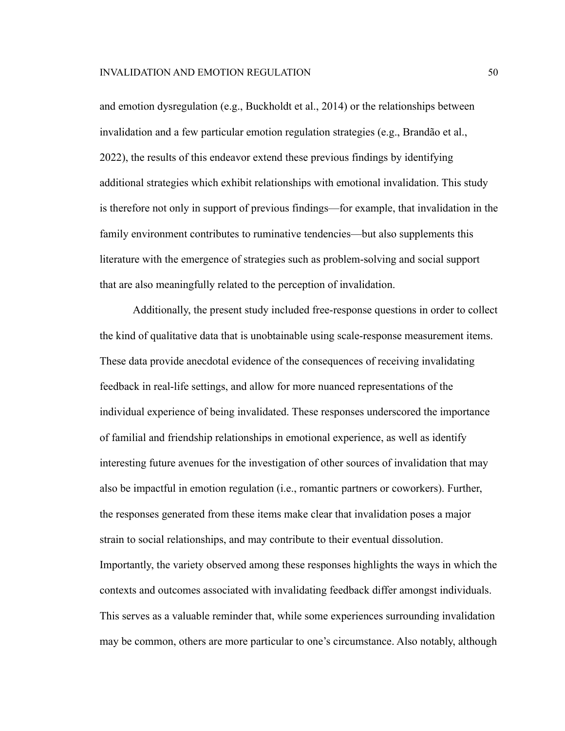and emotion dysregulation (e.g., Buckholdt et al., 2014) or the relationships between invalidation and a few particular emotion regulation strategies (e.g., Brandão et al., 2022), the results of this endeavor extend these previous findings by identifying additional strategies which exhibit relationships with emotional invalidation. This study is therefore not only in support of previous findings—for example, that invalidation in the family environment contributes to ruminative tendencies—but also supplements this literature with the emergence of strategies such as problem-solving and social support that are also meaningfully related to the perception of invalidation.

Additionally, the present study included free-response questions in order to collect the kind of qualitative data that is unobtainable using scale-response measurement items. These data provide anecdotal evidence of the consequences of receiving invalidating feedback in real-life settings, and allow for more nuanced representations of the individual experience of being invalidated. These responses underscored the importance of familial and friendship relationships in emotional experience, as well as identify interesting future avenues for the investigation of other sources of invalidation that may also be impactful in emotion regulation (i.e., romantic partners or coworkers). Further, the responses generated from these items make clear that invalidation poses a major strain to social relationships, and may contribute to their eventual dissolution. Importantly, the variety observed among these responses highlights the ways in which the contexts and outcomes associated with invalidating feedback differ amongst individuals. This serves as a valuable reminder that, while some experiences surrounding invalidation may be common, others are more particular to one's circumstance. Also notably, although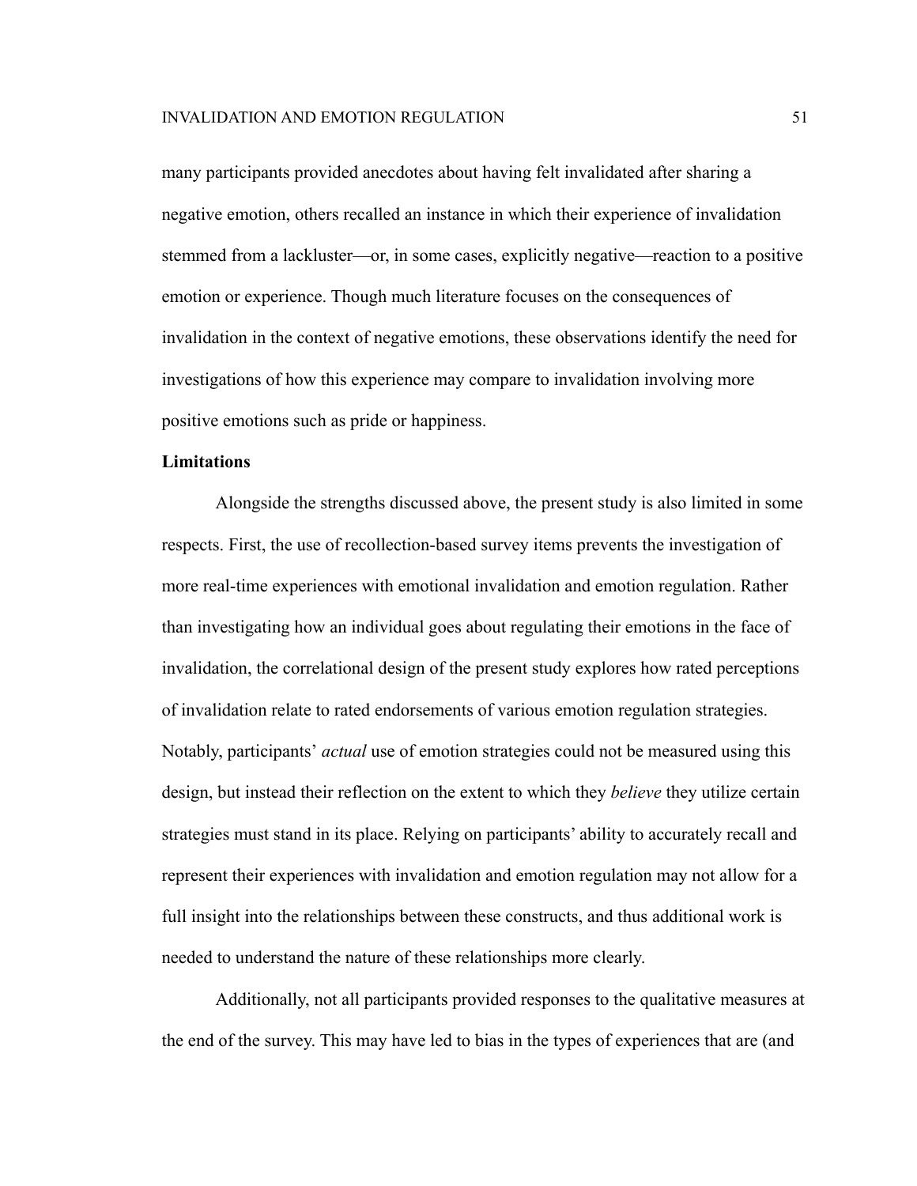many participants provided anecdotes about having felt invalidated after sharing a negative emotion, others recalled an instance in which their experience of invalidation stemmed from a lackluster—or, in some cases, explicitly negative—reaction to a positive emotion or experience. Though much literature focuses on the consequences of invalidation in the context of negative emotions, these observations identify the need for investigations of how this experience may compare to invalidation involving more positive emotions such as pride or happiness.

**Limitations**

Alongside the strengths discussed above, the present study is also limited in some respects. First, the use of recollection-based survey items prevents the investigation of more real-time experiences with emotional invalidation and emotion regulation. Rather than investigating how an individual goes about regulating their emotions in the face of invalidation, the correlational design of the present study explores how rated perceptions of invalidation relate to rated endorsements of various emotion regulation strategies. Notably, participants' *actual* use of emotion strategies could not be measured using this design, but instead their reflection on the extent to which they *believe* they utilize certain strategies must stand in its place. Relying on participants' ability to accurately recall and represent their experiences with invalidation and emotion regulation may not allow for a full insight into the relationships between these constructs, and thus additional work is needed to understand the nature of these relationships more clearly.

Additionally, not all participants provided responses to the qualitative measures at the end of the survey. This may have led to bias in the types of experiences that are (and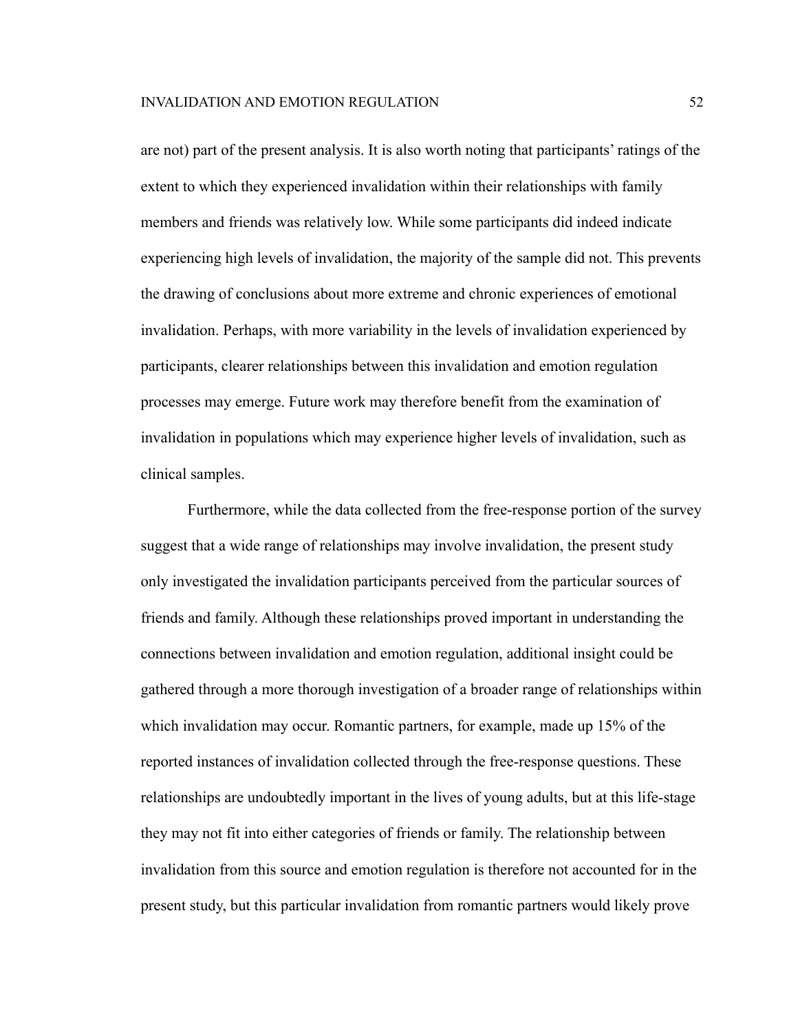are not) part of the present analysis. It is also worth noting that participants' ratings of the extent to which they experienced invalidation within their relationships with family members and friends was relatively low. While some participants did indeed indicate experiencing high levels of invalidation, the majority of the sample did not. This prevents the drawing of conclusions about more extreme and chronic experiences of emotional invalidation. Perhaps, with more variability in the levels of invalidation experienced by participants, clearer relationships between this invalidation and emotion regulation processes may emerge. Future work may therefore benefit from the examination of invalidation in populations which may experience higher levels of invalidation, such as clinical samples.

Furthermore, while the data collected from the free-response portion of the survey suggest that a wide range of relationships may involve invalidation, the present study only investigated the invalidation participants perceived from the particular sources of friends and family. Although these relationships proved important in understanding the connections between invalidation and emotion regulation, additional insight could be gathered through a more thorough investigation of a broader range of relationships within which invalidation may occur. Romantic partners, for example, made up 15% of the reported instances of invalidation collected through the free-response questions. These relationships are undoubtedly important in the lives of young adults, but at this life-stage they may not fit into either categories of friends or family. The relationship between invalidation from this source and emotion regulation is therefore not accounted for in the present study, but this particular invalidation from romantic partners would likely prove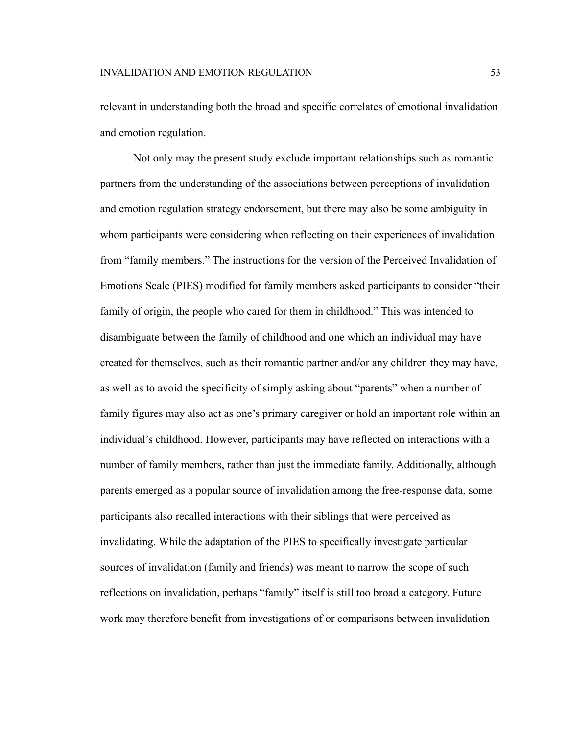relevant in understanding both the broad and specific correlates of emotional invalidation and emotion regulation.

Not only may the present study exclude important relationships such as romantic partners from the understanding of the associations between perceptions of invalidation and emotion regulation strategy endorsement, but there may also be some ambiguity in whom participants were considering when reflecting on their experiences of invalidation from "family members." The instructions for the version of the Perceived Invalidation of Emotions Scale (PIES) modified for family members asked participants to consider "their family of origin, the people who cared for them in childhood." This was intended to disambiguate between the family of childhood and one which an individual may have created for themselves, such as their romantic partner and/or any children they may have, as well as to avoid the specificity of simply asking about "parents" when a number of family figures may also act as one's primary caregiver or hold an important role within an individual's childhood. However, participants may have reflected on interactions with a number of family members, rather than just the immediate family. Additionally, although parents emerged as a popular source of invalidation among the free-response data, some participants also recalled interactions with their siblings that were perceived as invalidating. While the adaptation of the PIES to specifically investigate particular sources of invalidation (family and friends) was meant to narrow the scope of such reflections on invalidation, perhaps "family" itself is still too broad a category. Future work may therefore benefit from investigations of or comparisons between invalidation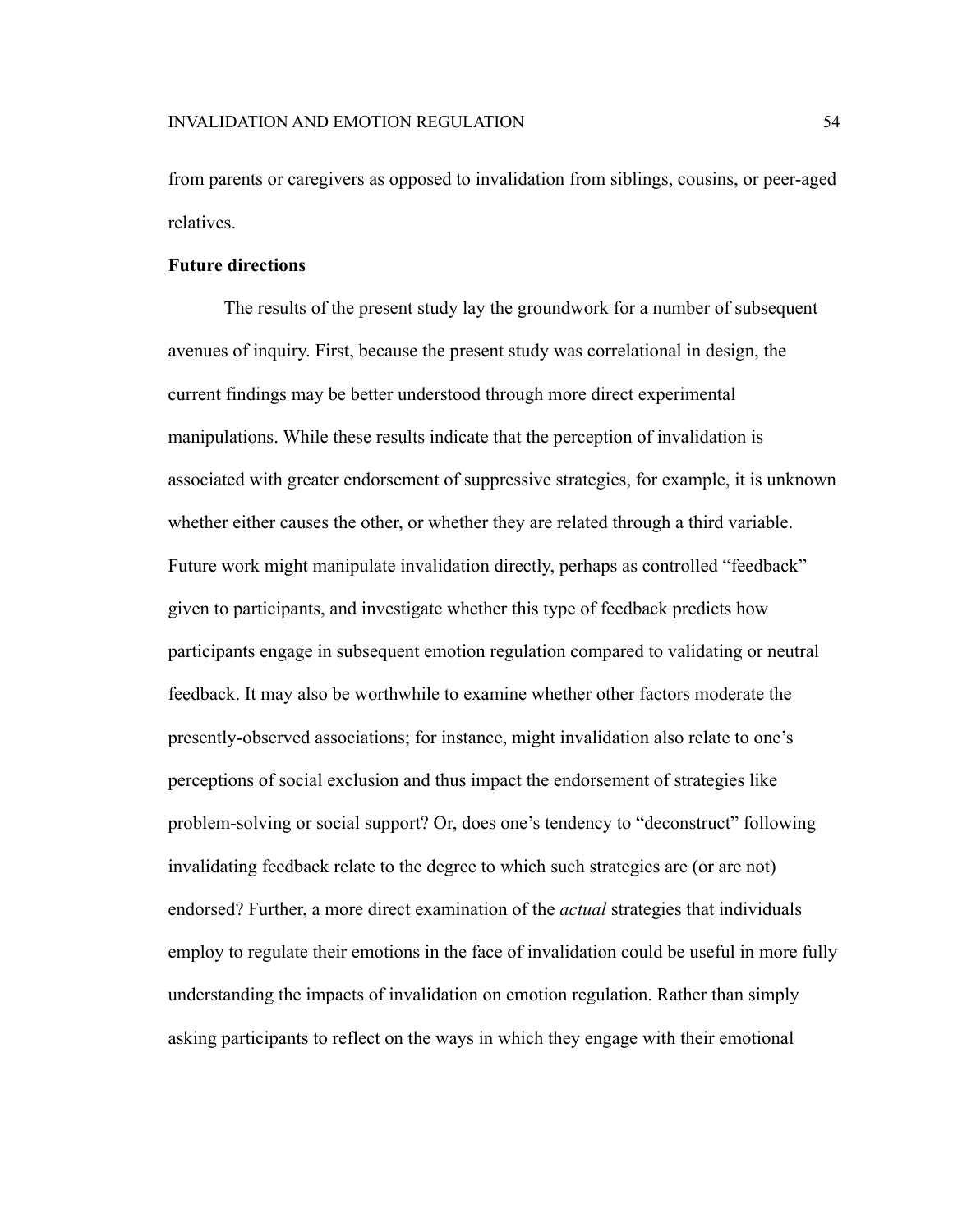from parents or caregivers as opposed to invalidation from siblings, cousins, or peer-aged relatives.

**Future directions**

The results of the present study lay the groundwork for a number of subsequent avenues of inquiry. First, because the present study was correlational in design, the current findings may be better understood through more direct experimental manipulations. While these results indicate that the perception of invalidation is associated with greater endorsement of suppressive strategies, for example, it is unknown whether either causes the other, or whether they are related through a third variable. Future work might manipulate invalidation directly, perhaps as controlled "feedback" given to participants, and investigate whether this type of feedback predicts how participants engage in subsequent emotion regulation compared to validating or neutral feedback. It may also be worthwhile to examine whether other factors moderate the presently-observed associations; for instance, might invalidation also relate to one's perceptions of social exclusion and thus impact the endorsement of strategies like problem-solving or social support? Or, does one's tendency to "deconstruct" following invalidating feedback relate to the degree to which such strategies are (or are not) endorsed? Further, a more direct examination of the *actual* strategies that individuals employ to regulate their emotions in the face of invalidation could be useful in more fully understanding the impacts of invalidation on emotion regulation. Rather than simply asking participants to reflect on the ways in which they engage with their emotional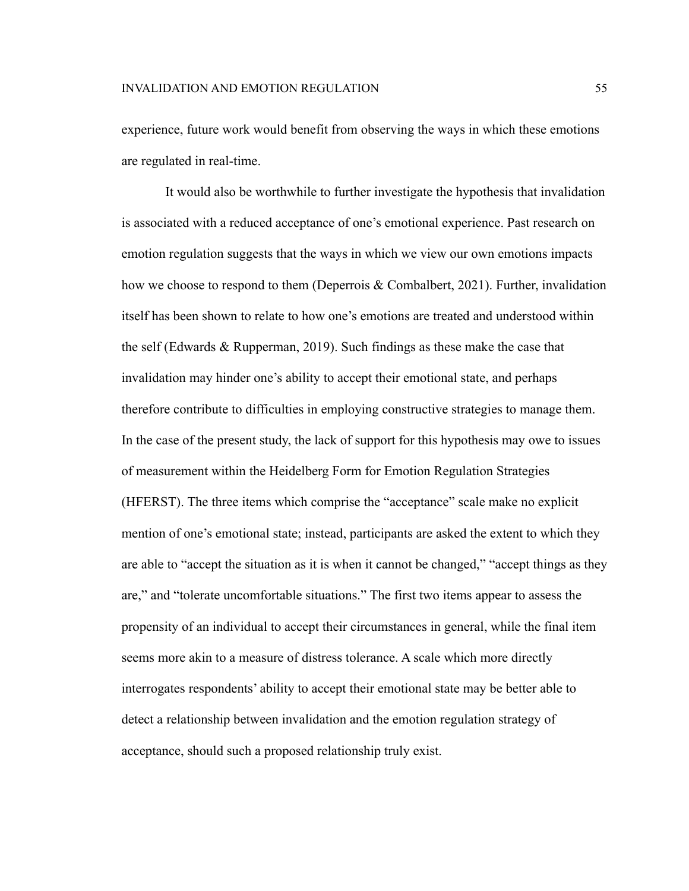experience, future work would benefit from observing the ways in which these emotions are regulated in real-time.

It would also be worthwhile to further investigate the hypothesis that invalidation is associated with a reduced acceptance of one's emotional experience. Past research on emotion regulation suggests that the ways in which we view our own emotions impacts how we choose to respond to them (Deperrois & Combalbert, 2021). Further, invalidation itself has been shown to relate to how one's emotions are treated and understood within the self (Edwards & Rupperman, 2019). Such findings as these make the case that invalidation may hinder one's ability to accept their emotional state, and perhaps therefore contribute to difficulties in employing constructive strategies to manage them. In the case of the present study, the lack of support for this hypothesis may owe to issues of measurement within the Heidelberg Form for Emotion Regulation Strategies (HFERST). The three items which comprise the "acceptance" scale make no explicit mention of one's emotional state; instead, participants are asked the extent to which they are able to "accept the situation as it is when it cannot be changed," "accept things as they are," and "tolerate uncomfortable situations." The first two items appear to assess the propensity of an individual to accept their circumstances in general, while the final item seems more akin to a measure of distress tolerance. A scale which more directly interrogates respondents' ability to accept their emotional state may be better able to detect a relationship between invalidation and the emotion regulation strategy of acceptance, should such a proposed relationship truly exist.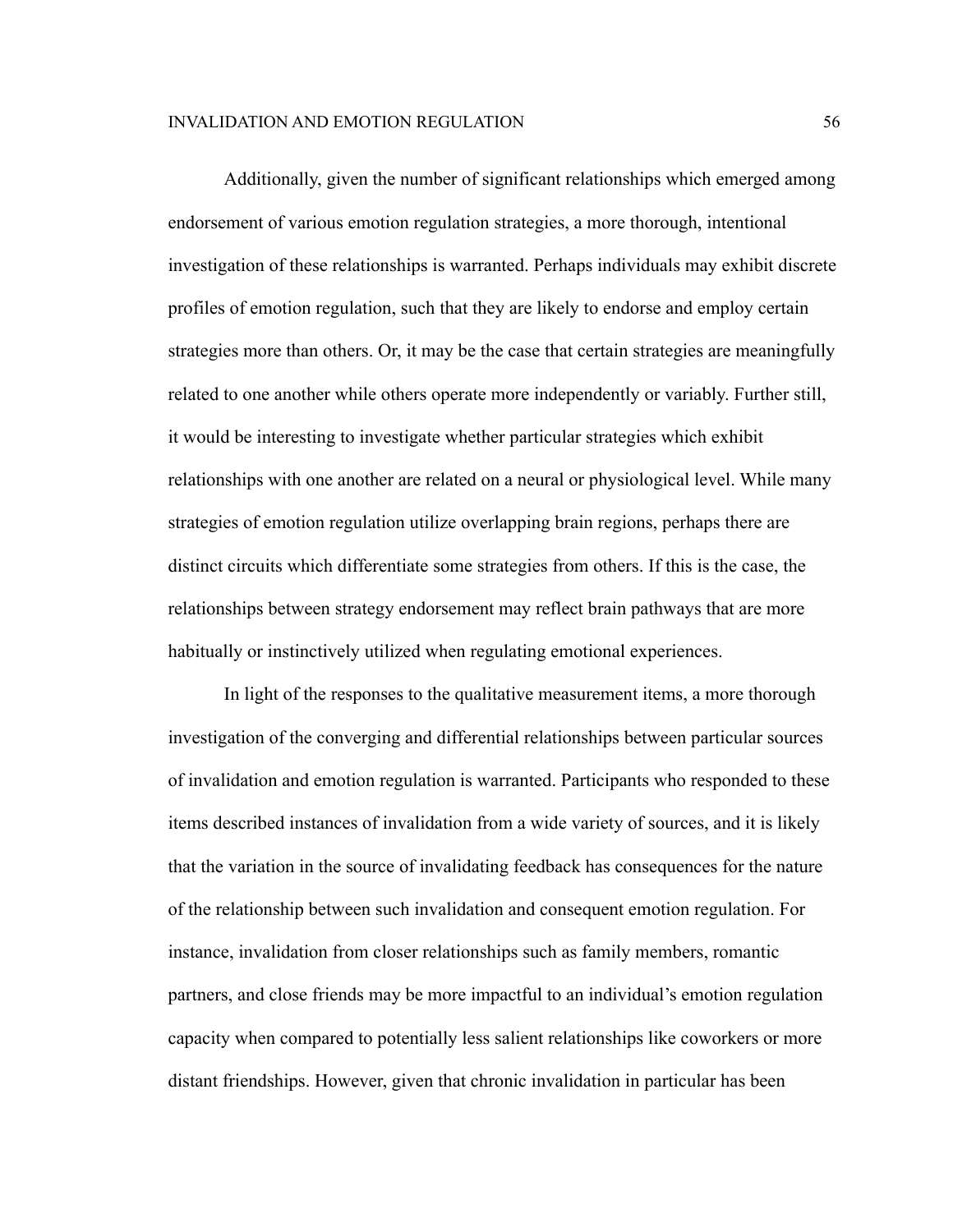Additionally, given the number of significant relationships which emerged among endorsement of various emotion regulation strategies, a more thorough, intentional investigation of these relationships is warranted. Perhaps individuals may exhibit discrete profiles of emotion regulation, such that they are likely to endorse and employ certain strategies more than others. Or, it may be the case that certain strategies are meaningfully related to one another while others operate more independently or variably. Further still, it would be interesting to investigate whether particular strategies which exhibit relationships with one another are related on a neural or physiological level. While many strategies of emotion regulation utilize overlapping brain regions, perhaps there are distinct circuits which differentiate some strategies from others. If this is the case, the relationships between strategy endorsement may reflect brain pathways that are more habitually or instinctively utilized when regulating emotional experiences.

In light of the responses to the qualitative measurement items, a more thorough investigation of the converging and differential relationships between particular sources of invalidation and emotion regulation is warranted. Participants who responded to these items described instances of invalidation from a wide variety of sources, and it is likely that the variation in the source of invalidating feedback has consequences for the nature of the relationship between such invalidation and consequent emotion regulation. For instance, invalidation from closer relationships such as family members, romantic partners, and close friends may be more impactful to an individual's emotion regulation capacity when compared to potentially less salient relationships like coworkers or more distant friendships. However, given that chronic invalidation in particular has been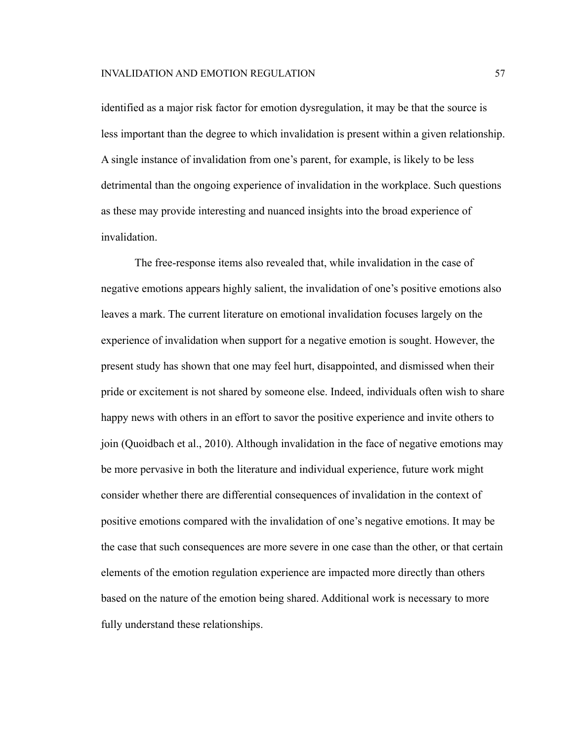identified as a major risk factor for emotion dysregulation, it may be that the source is less important than the degree to which invalidation is present within a given relationship. A single instance of invalidation from one's parent, for example, is likely to be less detrimental than the ongoing experience of invalidation in the workplace. Such questions as these may provide interesting and nuanced insights into the broad experience of invalidation.

The free-response items also revealed that, while invalidation in the case of negative emotions appears highly salient, the invalidation of one's positive emotions also leaves a mark. The current literature on emotional invalidation focuses largely on the experience of invalidation when support for a negative emotion is sought. However, the present study has shown that one may feel hurt, disappointed, and dismissed when their pride or excitement is not shared by someone else. Indeed, individuals often wish to share happy news with others in an effort to savor the positive experience and invite others to join (Quoidbach et al., 2010). Although invalidation in the face of negative emotions may be more pervasive in both the literature and individual experience, future work might consider whether there are differential consequences of invalidation in the context of positive emotions compared with the invalidation of one's negative emotions. It may be the case that such consequences are more severe in one case than the other, or that certain elements of the emotion regulation experience are impacted more directly than others based on the nature of the emotion being shared. Additional work is necessary to more fully understand these relationships.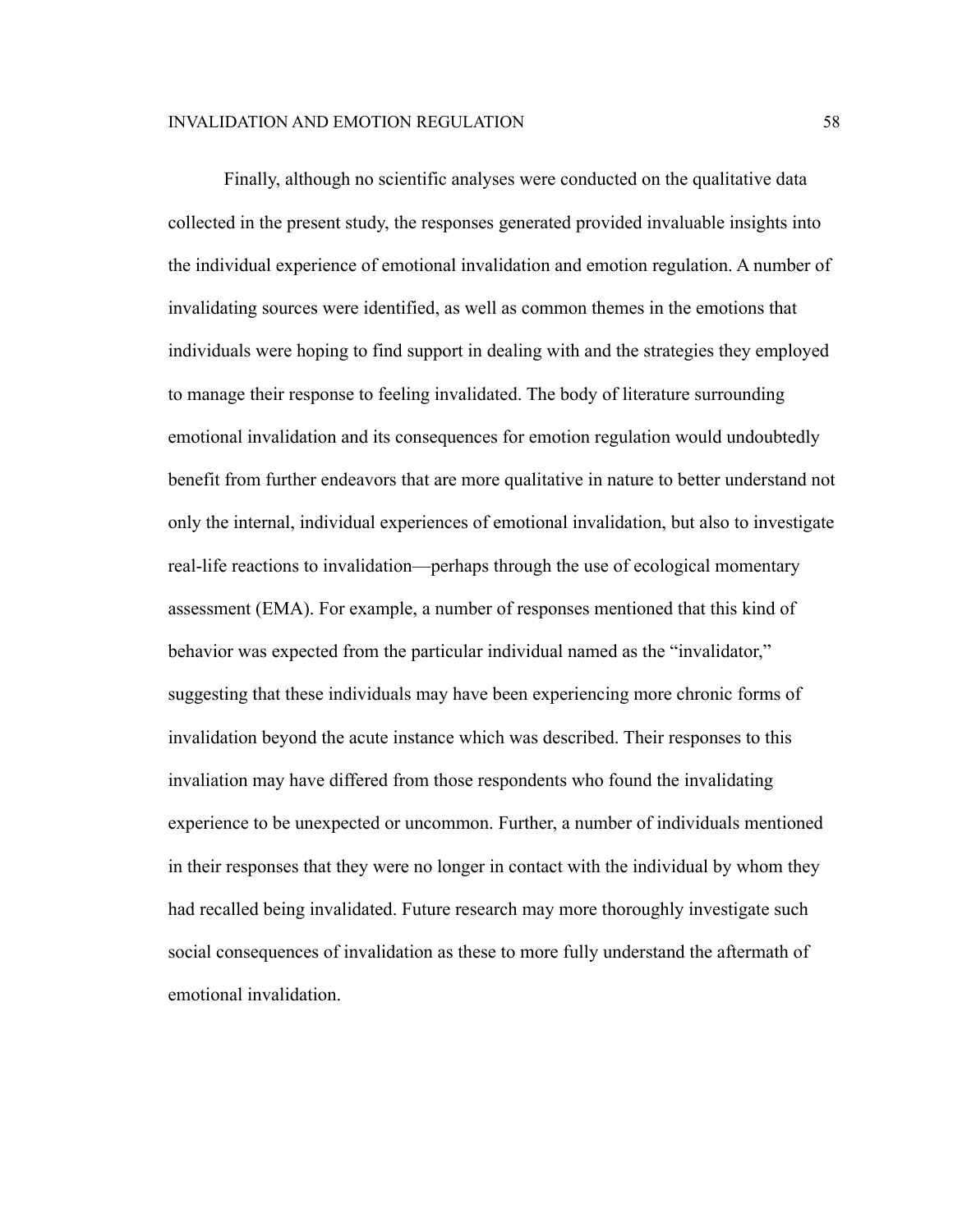Finally, although no scientific analyses were conducted on the qualitative data collected in the present study, the responses generated provided invaluable insights into the individual experience of emotional invalidation and emotion regulation. A number of invalidating sources were identified, as well as common themes in the emotions that individuals were hoping to find support in dealing with and the strategies they employed to manage their response to feeling invalidated. The body of literature surrounding emotional invalidation and its consequences for emotion regulation would undoubtedly benefit from further endeavors that are more qualitative in nature to better understand not only the internal, individual experiences of emotional invalidation, but also to investigate real-life reactions to invalidation—perhaps through the use of ecological momentary assessment (EMA). For example, a number of responses mentioned that this kind of behavior was expected from the particular individual named as the "invalidator," suggesting that these individuals may have been experiencing more chronic forms of invalidation beyond the acute instance which was described. Their responses to this invaliation may have differed from those respondents who found the invalidating experience to be unexpected or uncommon. Further, a number of individuals mentioned in their responses that they were no longer in contact with the individual by whom they had recalled being invalidated. Future research may more thoroughly investigate such social consequences of invalidation as these to more fully understand the aftermath of emotional invalidation.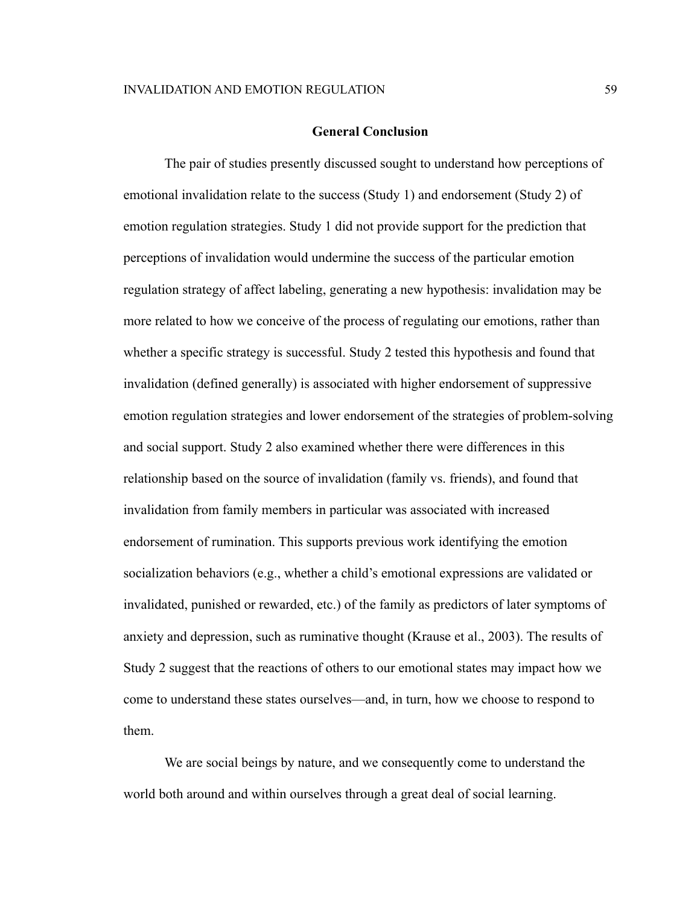## General Conclusion

The pair of studies presently discussed sought to understand how perceptions of emotional invalidation relate to the success (Study 1) and endorsement (Study 2) of emotion regulation strategies. Study 1 did not provide support for the prediction that perceptions of invalidation would undermine the success of the particular emotion regulation strategy of affect labeling, generating a new hypothesis: invalidation may be more related to how we conceive of the process of regulating our emotions, rather than whether a specific strategy is successful. Study 2 tested this hypothesis and found that invalidation (defined generally) is associated with higher endorsement of suppressive emotion regulation strategies and lower endorsement of the strategies of problem-solving and social support. Study 2 also examined whether there were differences in this relationship based on the source of invalidation (family vs. friends), and found that invalidation from family members in particular was associated with increased endorsement of rumination. This supports previous work identifying the emotion socialization behaviors (e.g., whether a child's emotional expressions are validated or invalidated, punished or rewarded, etc.) of the family as predictors of later symptoms of anxiety and depression, such as ruminative thought (Krause et al., 2003). The results of Study 2 suggest that the reactions of others to our emotional states may impact how we come to understand these states ourselves—and, in turn, how we choose to respond to them.

We are social beings by nature, and we consequently come to understand the world both around and within ourselves through a great deal of social learning.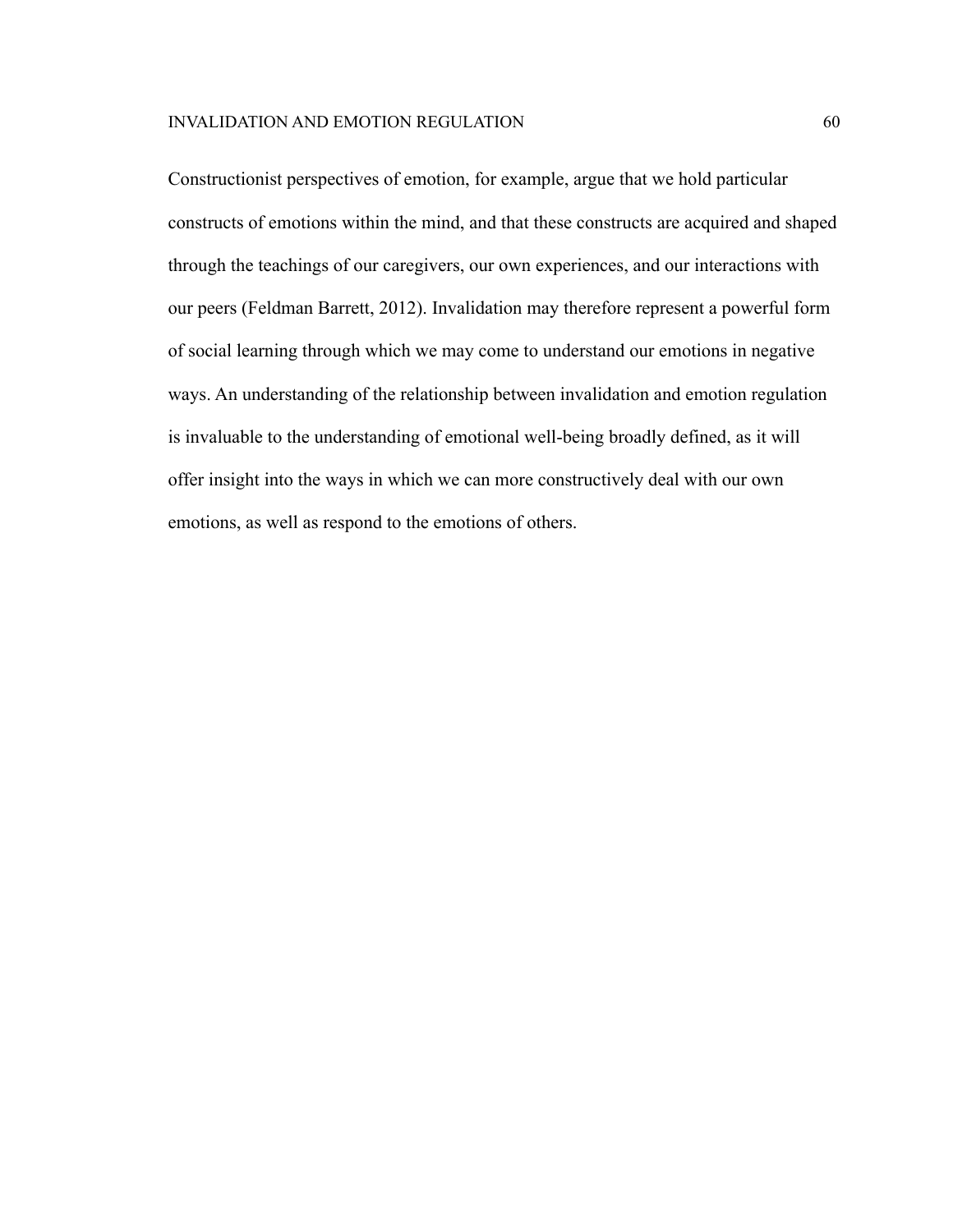Constructionist perspectives of emotion, for example, argue that we hold particular constructs of emotions within the mind, and that these constructs are acquired and shaped through the teachings of our caregivers, our own experiences, and our interactions with our peers (Feldman Barrett, 2012). Invalidation may therefore represent a powerful form of social learning through which we may come to understand our emotions in negative ways. An understanding of the relationship between invalidation and emotion regulation is invaluable to the understanding of emotional well-being broadly defined, as it will offer insight into the ways in which we can more constructively deal with our own emotions, as well as respond to the emotions of others.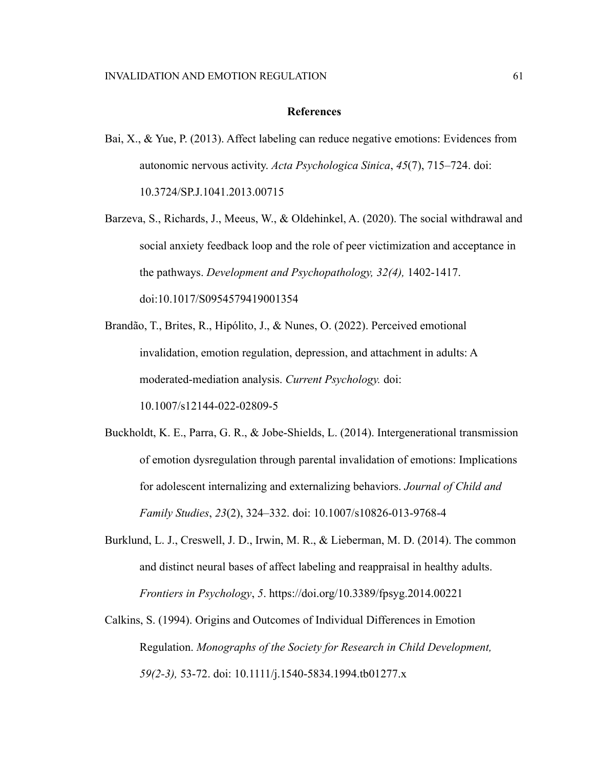## References

Bai, X., & Yue, P. (2013). Affect labeling can reduce negative emotions: Evidences from autonomic nervous activity. *Acta Psychologica Sinica*, *45*(7), 715–724. doi: 10.3724/SP.J.1041.2013.00715

Barzeva, S., Richards, J., Meeus, W., & Oldehinkel, A. (2020). The social withdrawal and social anxiety feedback loop and the role of peer victimization and acceptance in the pathways. *Development and Psychopathology, 32(4),* 1402-1417. doi:10.1017/S0954579419001354

Brandão, T., Brites, R., Hipólito, J., & Nunes, O. (2022). Perceived emotional invalidation, emotion regulation, depression, and attachment in adults: A moderated-mediation analysis. *Current Psychology.* doi: 10.1007/s12144-022-02809-5

Buckholdt, K. E., Parra, G. R., & Jobe-Shields, L. (2014). Intergenerational transmission of emotion dysregulation through parental invalidation of emotions: Implications for adolescent internalizing and externalizing behaviors. *Journal of Child and Family Studies*, *23*(2), 324–332. doi: 10.1007/s10826-013-9768-4

Burklund, L. J., Creswell, J. D., Irwin, M. R., & Lieberman, M. D. (2014). The common and distinct neural bases of affect labeling and reappraisal in healthy adults. *Frontiers in Psychology*, *5*. https://doi.org/10.3389/fpsyg.2014.00221

Calkins, S. (1994). Origins and Outcomes of Individual Differences in Emotion Regulation. *Monographs of the Society for Research in Child Development, 59(2-3),* 53-72. doi: 10.1111/j.1540-5834.1994.tb01277.x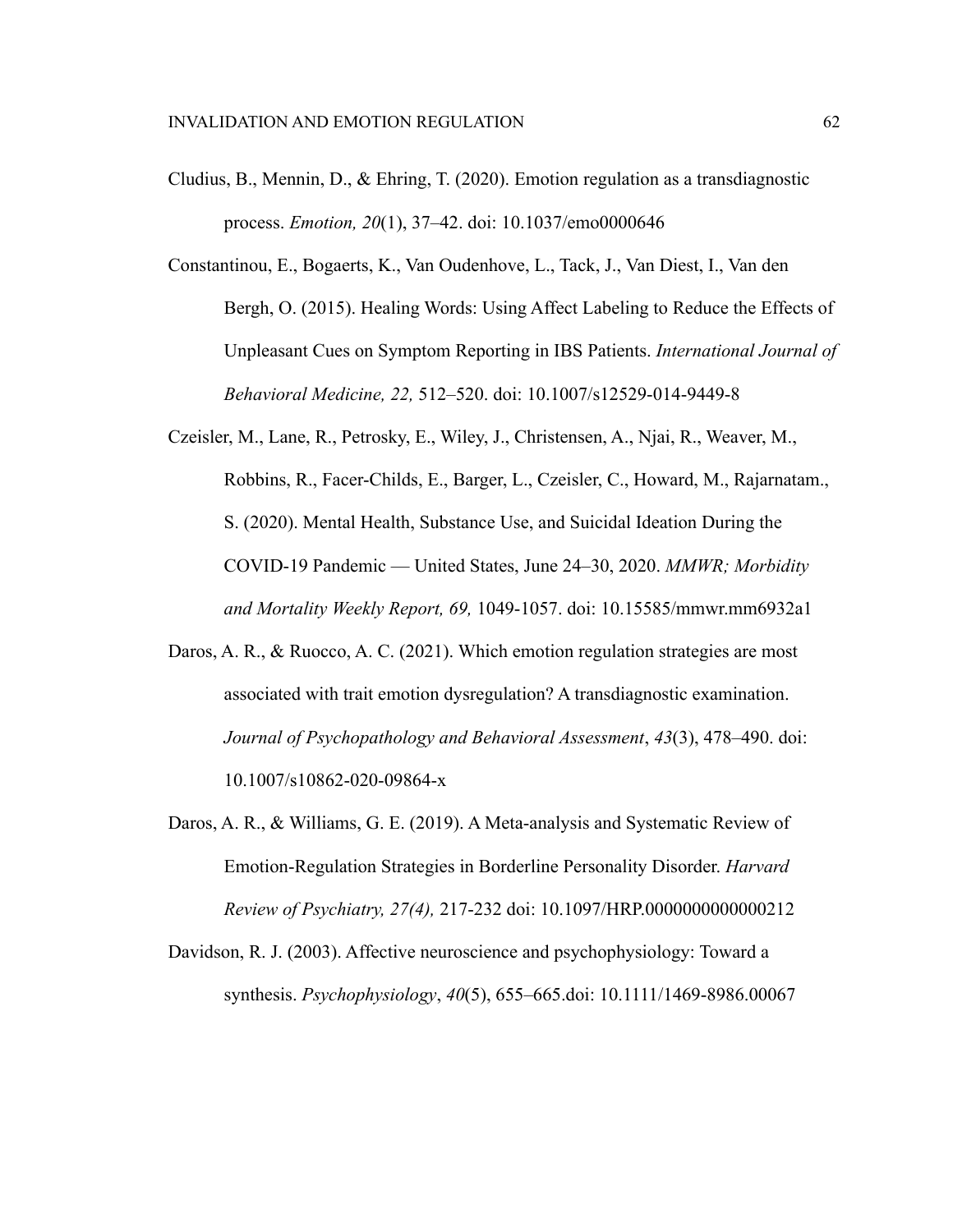Cludius, B., Mennin, D., & Ehring, T. (2020). Emotion regulation as a transdiagnostic process. *Emotion, 20*(1), 37–42. doi: 10.1037/emo0000646

Constantinou, E., Bogaerts, K., Van Oudenhove, L., Tack, J., Van Diest, I., Van den Bergh, O. (2015). Healing Words: Using Affect Labeling to Reduce the Effects of Unpleasant Cues on Symptom Reporting in IBS Patients. *International Journal of Behavioral Medicine, 22,* 512–520. doi: 10.1007/s12529-014-9449-8

Czeisler, M., Lane, R., Petrosky, E., Wiley, J., Christensen, A., Njai, R., Weaver, M., Robbins, R., Facer-Childs, E., Barger, L., Czeisler, C., Howard, M., Rajarnatam., S. (2020). Mental Health, Substance Use, and Suicidal Ideation During the COVID-19 Pandemic — United States, June 24–30, 2020. *MMWR; Morbidity and Mortality Weekly Report, 69,* 1049-1057. doi: 10.15585/mmwr.mm6932a1

Daros, A. R., & Ruocco, A. C. (2021). Which emotion regulation strategies are most associated with trait emotion dysregulation? A transdiagnostic examination. *Journal of Psychopathology and Behavioral Assessment*, *43*(3), 478–490. doi: 10.1007/s10862-020-09864-x

Daros, A. R., & Williams, G. E. (2019). A Meta-analysis and Systematic Review of Emotion-Regulation Strategies in Borderline Personality Disorder. *Harvard Review of Psychiatry, 27(4),* 217-232 doi: 10.1097/HRP.0000000000000212

Davidson, R. J. (2003). Affective neuroscience and psychophysiology: Toward a synthesis. *Psychophysiology*, *40*(5), 655–665.doi: 10.1111/1469-8986.00067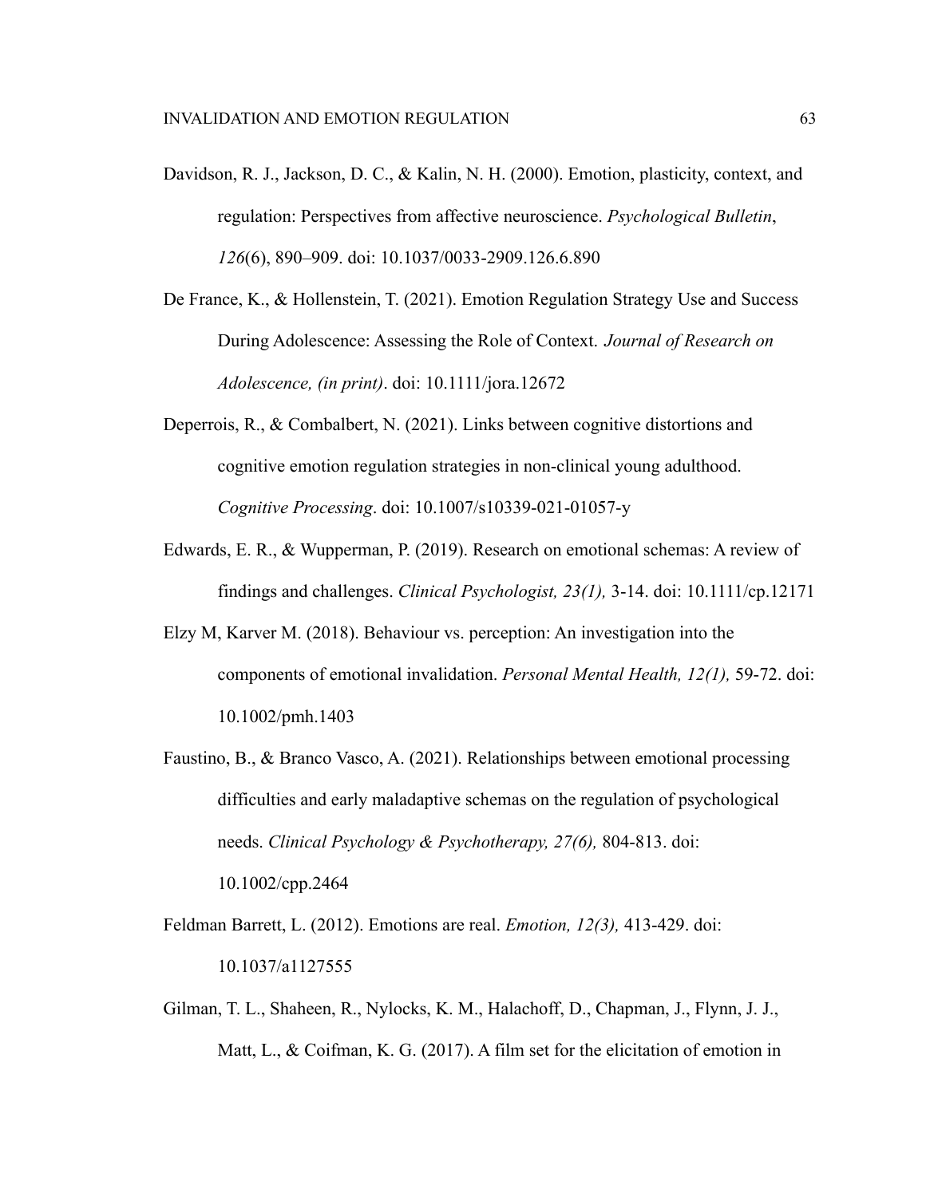Davidson, R. J., Jackson, D. C., & Kalin, N. H. (2000). Emotion, plasticity, context, and regulation: Perspectives from affective neuroscience. *Psychological Bulletin*, *126*(6), 890–909. doi: 10.1037/0033-2909.126.6.890

De France, K., & Hollenstein, T. (2021). Emotion Regulation Strategy Use and Success During Adolescence: Assessing the Role of Context. *Journal of Research on Adolescence, (in print)*. doi: 10.1111/jora.12672

Deperrois, R., & Combalbert, N. (2021). Links between cognitive distortions and cognitive emotion regulation strategies in non-clinical young adulthood. *Cognitive Processing*. doi: 10.1007/s10339-021-01057-y

Edwards, E. R., & Wupperman, P. (2019). Research on emotional schemas: A review of findings and challenges. *Clinical Psychologist, 23(1),* 3-14. doi: 10.1111/cp.12171

Elzy M, Karver M. (2018). Behaviour vs. perception: An investigation into the components of emotional invalidation. *Personal Mental Health, 12(1),* 59-72. doi: 10.1002/pmh.1403

Faustino, B., & Branco Vasco, A. (2021). Relationships between emotional processing difficulties and early maladaptive schemas on the regulation of psychological needs. *Clinical Psychology & Psychotherapy, 27(6),* 804-813. doi: 10.1002/cpp.2464

Feldman Barrett, L. (2012). Emotions are real. *Emotion, 12(3),* 413-429. doi: 10.1037/a1127555

Gilman, T. L., Shaheen, R., Nylocks, K. M., Halachoff, D., Chapman, J., Flynn, J. J., Matt, L., & Coifman, K. G. (2017). A film set for the elicitation of emotion in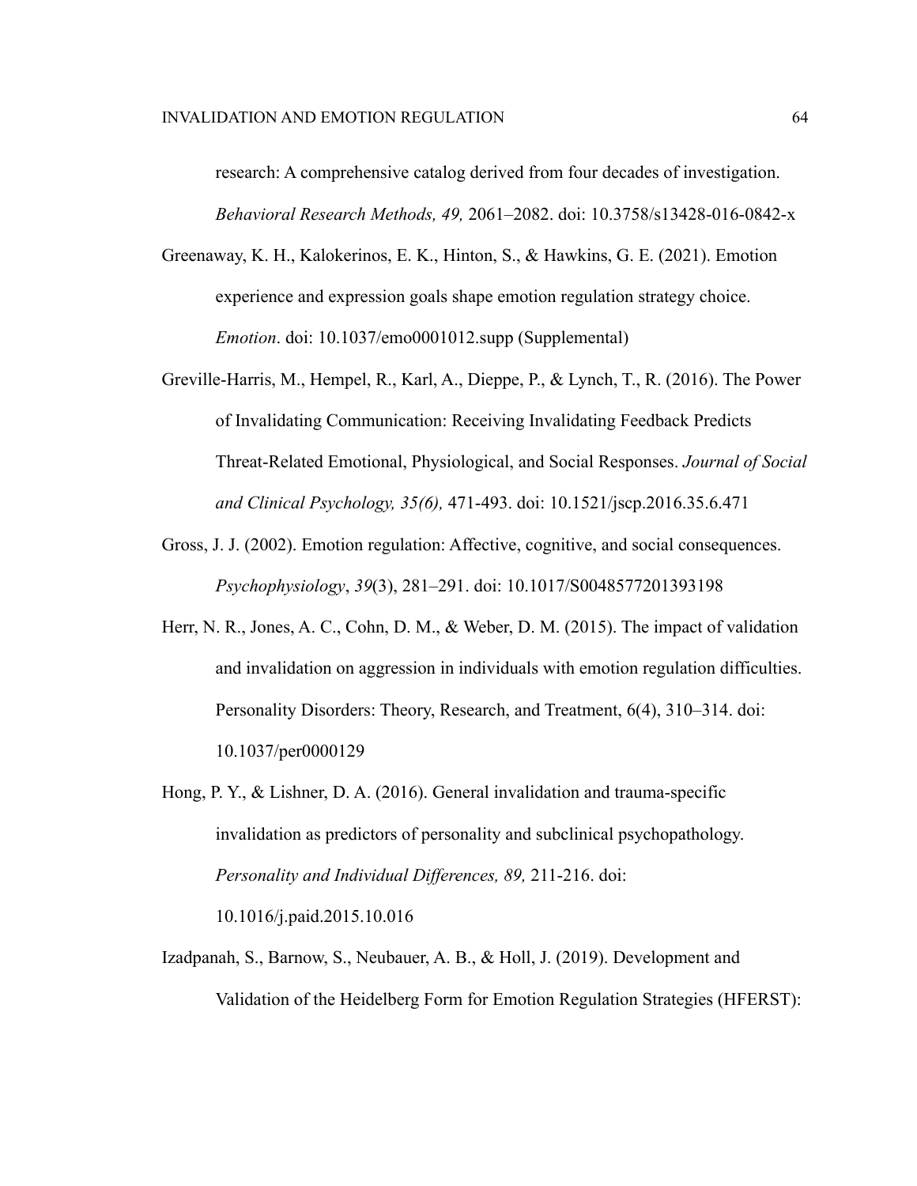research: A comprehensive catalog derived from four decades of investigation. *Behavioral Research Methods, 49,* 2061–2082. doi: 10.3758/s13428-016-0842-x

Greenaway, K. H., Kalokerinos, E. K., Hinton, S., & Hawkins, G. E. (2021). Emotion experience and expression goals shape emotion regulation strategy choice. *Emotion*. doi: 10.1037/emo0001012.supp (Supplemental)

Greville-Harris, M., Hempel, R., Karl, A., Dieppe, P., & Lynch, T., R. (2016). The Power of Invalidating Communication: Receiving Invalidating Feedback Predicts Threat-Related Emotional, Physiological, and Social Responses. *Journal of Social and Clinical Psychology, 35(6),* 471-493. doi: 10.1521/jscp.2016.35.6.471

Gross, J. J. (2002). Emotion regulation: Affective, cognitive, and social consequences. *Psychophysiology*, *39*(3), 281–291. doi: 10.1017/S0048577201393198

Herr, N. R., Jones, A. C., Cohn, D. M., & Weber, D. M. (2015). The impact of validation and invalidation on aggression in individuals with emotion regulation difficulties. Personality Disorders: Theory, Research, and Treatment, 6(4), 310–314. doi: 10.1037/per0000129

Hong, P. Y., & Lishner, D. A. (2016). General invalidation and trauma-specific invalidation as predictors of personality and subclinical psychopathology. *Personality and Individual Differences, 89,* 211-216. doi: 10.1016/j.paid.2015.10.016

Izadpanah, S., Barnow, S., Neubauer, A. B., & Holl, J. (2019). Development and Validation of the Heidelberg Form for Emotion Regulation Strategies (HFERST):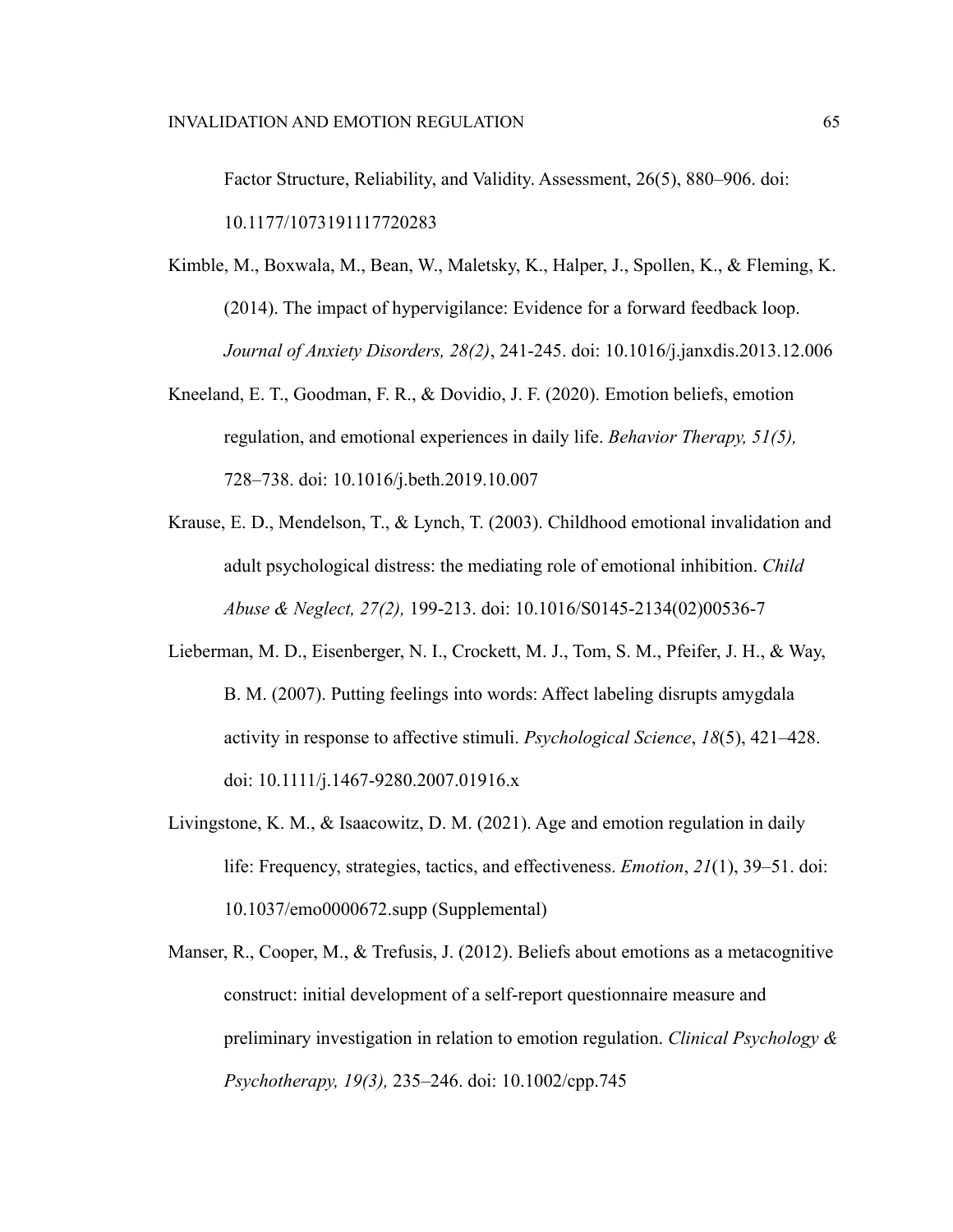Factor Structure, Reliability, and Validity. Assessment, 26(5), 880–906. doi: 10.1177/1073191117720283

Kimble, M., Boxwala, M., Bean, W., Maletsky, K., Halper, J., Spollen, K., & Fleming, K. (2014). The impact of hypervigilance: Evidence for a forward feedback loop. *Journal of Anxiety Disorders, 28(2)*, 241-245. doi: 10.1016/j.janxdis.2013.12.006

Kneeland, E. T., Goodman, F. R., & Dovidio, J. F. (2020). Emotion beliefs, emotion regulation, and emotional experiences in daily life. *Behavior Therapy, 51(5),* 728–738. doi: 10.1016/j.beth.2019.10.007

Krause, E. D., Mendelson, T., & Lynch, T. (2003). Childhood emotional invalidation and adult psychological distress: the mediating role of emotional inhibition. *Child Abuse & Neglect, 27(2),* 199-213. doi: 10.1016/S0145-2134(02)00536-7

Lieberman, M. D., Eisenberger, N. I., Crockett, M. J., Tom, S. M., Pfeifer, J. H., & Way, B. M. (2007). Putting feelings into words: Affect labeling disrupts amygdala activity in response to affective stimuli. *Psychological Science*, *18*(5), 421–428. doi: 10.1111/j.1467-9280.2007.01916.x

Livingstone, K. M., & Isaacowitz, D. M. (2021). Age and emotion regulation in daily life: Frequency, strategies, tactics, and effectiveness. *Emotion*, *21*(1), 39–51. doi: 10.1037/emo0000672.supp (Supplemental)

Manser, R., Cooper, M., & Trefusis, J. (2012). Beliefs about emotions as a metacognitive construct: initial development of a self-report questionnaire measure and preliminary investigation in relation to emotion regulation. *Clinical Psychology & Psychotherapy, 19(3),* 235–246. doi: 10.1002/cpp.745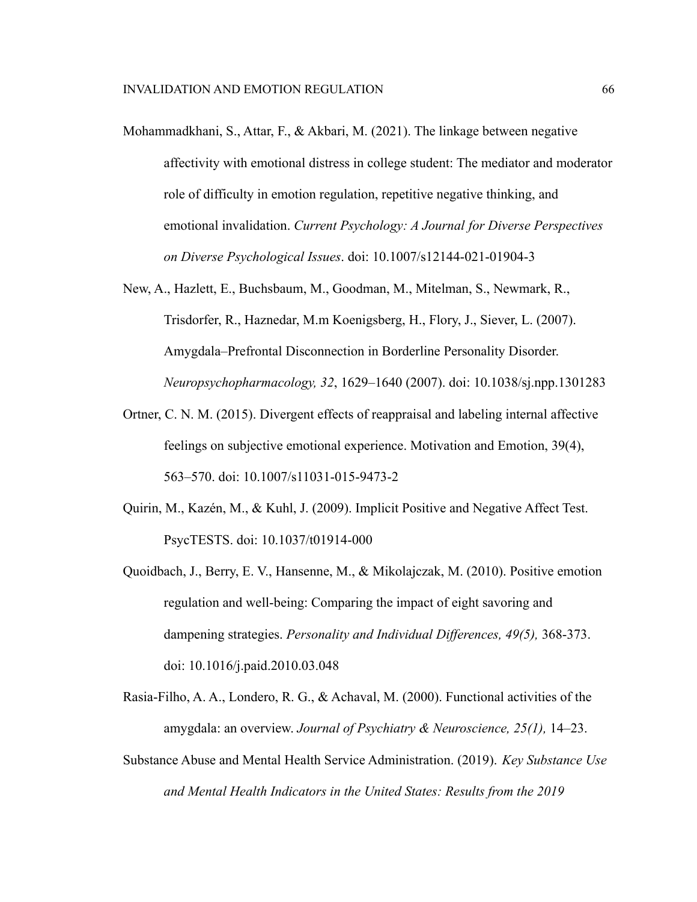Mohammadkhani, S., Attar, F., & Akbari, M. (2021). The linkage between negative affectivity with emotional distress in college student: The mediator and moderator role of difficulty in emotion regulation, repetitive negative thinking, and emotional invalidation. *Current Psychology: A Journal for Diverse Perspectives on Diverse Psychological Issues*. doi: 10.1007/s12144-021-01904-3

New, A., Hazlett, E., Buchsbaum, M., Goodman, M., Mitelman, S., Newmark, R., Trisdorfer, R., Haznedar, M.m Koenigsberg, H., Flory, J., Siever, L. (2007). Amygdala–Prefrontal Disconnection in Borderline Personality Disorder. *Neuropsychopharmacology, 32*, 1629–1640 (2007). doi: 10.1038/sj.npp.1301283

Ortner, C. N. M. (2015). Divergent effects of reappraisal and labeling internal affective feelings on subjective emotional experience. Motivation and Emotion, 39(4), 563–570. doi: 10.1007/s11031-015-9473-2

Quirin, M., Kazén, M., & Kuhl, J. (2009). Implicit Positive and Negative Affect Test. PsycTESTS. doi: 10.1037/t01914-000

Quoidbach, J., Berry, E. V., Hansenne, M., & Mikolajczak, M. (2010). Positive emotion regulation and well-being: Comparing the impact of eight savoring and dampening strategies. *Personality and Individual Differences, 49(5),* 368-373. doi: 10.1016/j.paid.2010.03.048

Rasia-Filho, A. A., Londero, R. G., & Achaval, M. (2000). Functional activities of the amygdala: an overview. *Journal of Psychiatry & Neuroscience, 25(1),* 14–23.

Substance Abuse and Mental Health Service Administration. (2019). *Key Substance Use and Mental Health Indicators in the United States: Results from the 2019*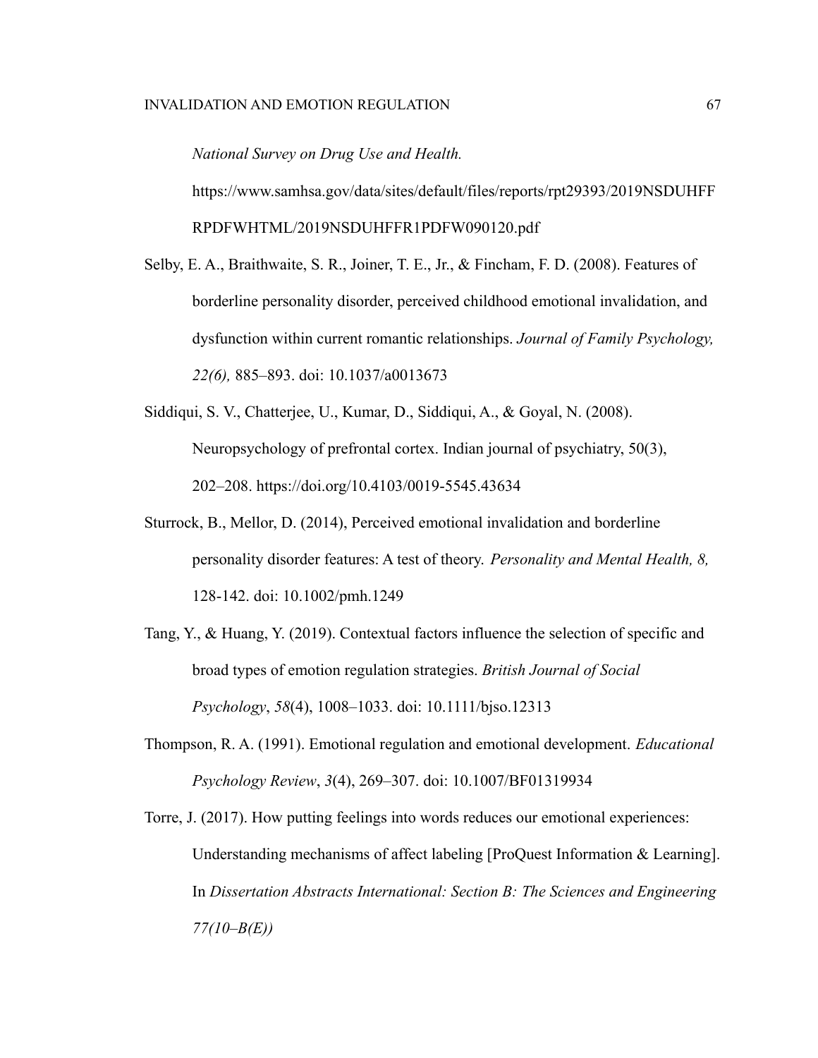*National Survey on Drug Use and Health.* https://www.samhsa.gov/data/sites/default/files/reports/rpt29393/2019NSDUHFFRPDFWHTML/2019NSDUHFFR1PDFW090120.pdf

Selby, E. A., Braithwaite, S. R., Joiner, T. E., Jr., & Fincham, F. D. (2008). Features of borderline personality disorder, perceived childhood emotional invalidation, and dysfunction within current romantic relationships. *Journal of Family Psychology, 22(6),* 885–893. doi: 10.1037/a0013673

Siddiqui, S. V., Chatterjee, U., Kumar, D., Siddiqui, A., & Goyal, N. (2008). Neuropsychology of prefrontal cortex. Indian journal of psychiatry, 50(3), 202–208. https://doi.org/10.4103/0019-5545.43634

Sturrock, B., Mellor, D. (2014), Perceived emotional invalidation and borderline personality disorder features: A test of theory. *Personality and Mental Health, 8,* 128-142. doi: 10.1002/pmh.1249

Tang, Y., & Huang, Y. (2019). Contextual factors influence the selection of specific and broad types of emotion regulation strategies. *British Journal of Social Psychology*, *58*(4), 1008–1033. doi: 10.1111/bjso.12313

Thompson, R. A. (1991). Emotional regulation and emotional development. *Educational Psychology Review*, *3*(4), 269–307. doi: 10.1007/BF01319934

Torre, J. (2017). How putting feelings into words reduces our emotional experiences: Understanding mechanisms of affect labeling [ProQuest Information & Learning]. In *Dissertation Abstracts International: Section B: The Sciences and Engineering 77(10–B(E))*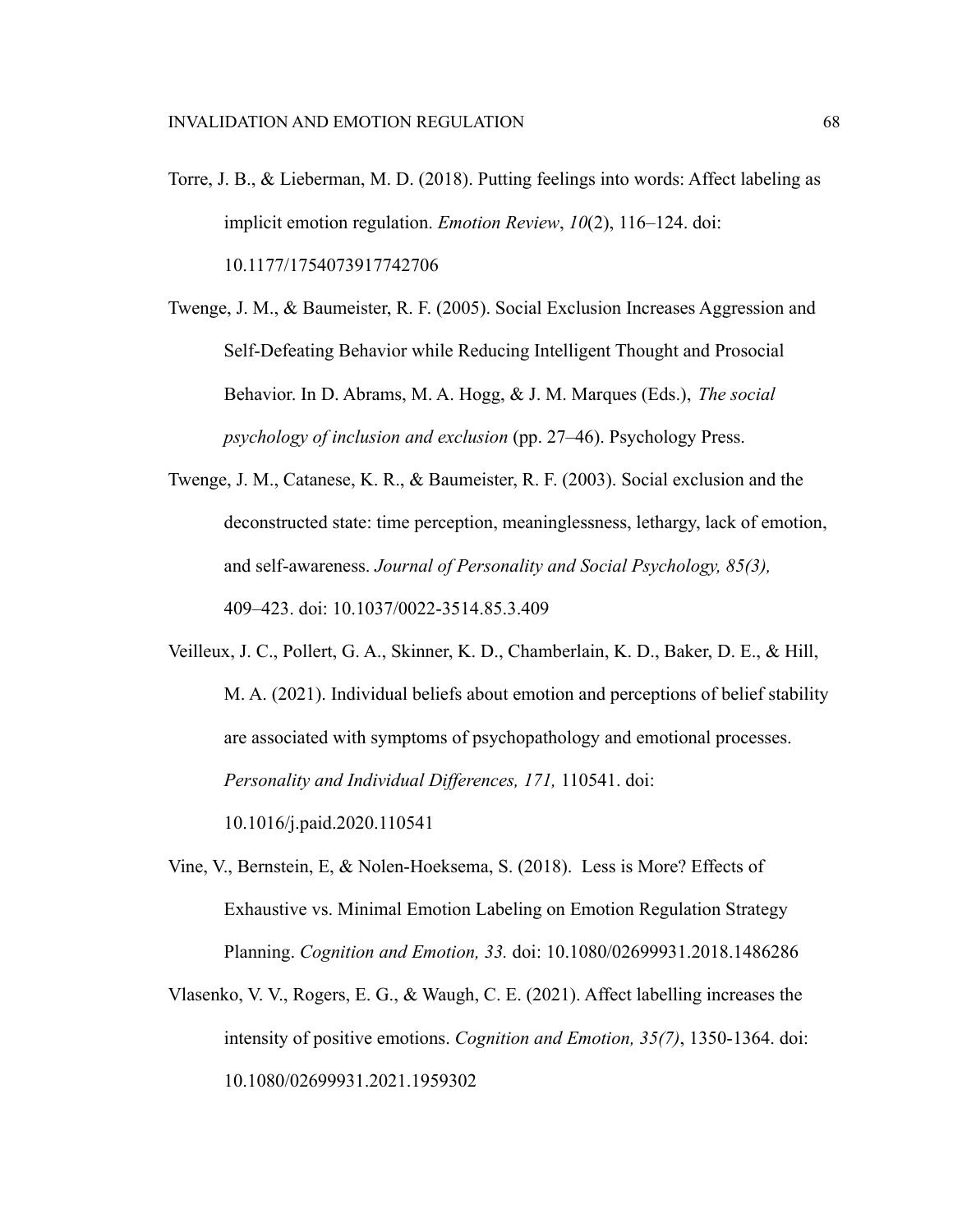Torre, J. B., & Lieberman, M. D. (2018). Putting feelings into words: Affect labeling as implicit emotion regulation. *Emotion Review*, *10*(2), 116–124. doi: 10.1177/1754073917742706

Twenge, J. M., & Baumeister, R. F. (2005). Social Exclusion Increases Aggression and Self-Defeating Behavior while Reducing Intelligent Thought and Prosocial Behavior. In D. Abrams, M. A. Hogg, & J. M. Marques (Eds.), *The social psychology of inclusion and exclusion* (pp. 27–46). Psychology Press.

Twenge, J. M., Catanese, K. R., & Baumeister, R. F. (2003). Social exclusion and the deconstructed state: time perception, meaninglessness, lethargy, lack of emotion, and self-awareness. *Journal of Personality and Social Psychology, 85(3),* 409–423. doi: 10.1037/0022-3514.85.3.409

Veilleux, J. C., Pollert, G. A., Skinner, K. D., Chamberlain, K. D., Baker, D. E., & Hill, M. A. (2021). Individual beliefs about emotion and perceptions of belief stability are associated with symptoms of psychopathology and emotional processes. *Personality and Individual Differences, 171,* 110541. doi: 10.1016/j.paid.2020.110541

Vine, V., Bernstein, E, & Nolen-Hoeksema, S. (2018). Less is More? Effects of Exhaustive vs. Minimal Emotion Labeling on Emotion Regulation Strategy Planning. *Cognition and Emotion, 33.* doi: 10.1080/02699931.2018.1486286

Vlasenko, V. V., Rogers, E. G., & Waugh, C. E. (2021). Affect labelling increases the intensity of positive emotions. *Cognition and Emotion, 35(7)*, 1350-1364. doi: 10.1080/02699931.2021.1959302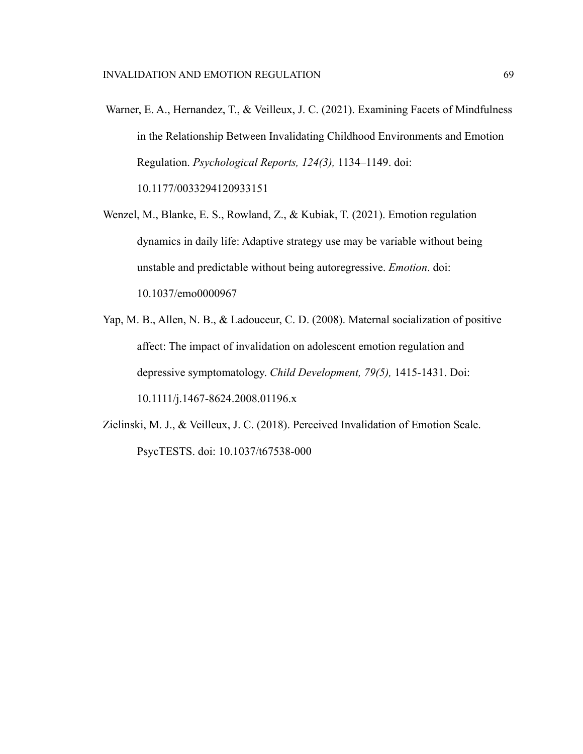Warner, E. A., Hernandez, T., & Veilleux, J. C. (2021). Examining Facets of Mindfulness in the Relationship Between Invalidating Childhood Environments and Emotion Regulation. *Psychological Reports, 124(3),* 1134–1149. doi: 10.1177/0033294120933151

Wenzel, M., Blanke, E. S., Rowland, Z., & Kubiak, T. (2021). Emotion regulation dynamics in daily life: Adaptive strategy use may be variable without being unstable and predictable without being autoregressive. *Emotion*. doi: 10.1037/emo0000967

Yap, M. B., Allen, N. B., & Ladouceur, C. D. (2008). Maternal socialization of positive affect: The impact of invalidation on adolescent emotion regulation and depressive symptomatology. *Child Development, 79(5),* 1415-1431. Doi: 10.1111/j.1467-8624.2008.01196.x

Zielinski, M. J., & Veilleux, J. C. (2018). Perceived Invalidation of Emotion Scale. PsycTESTS. doi: 10.1037/t67538-000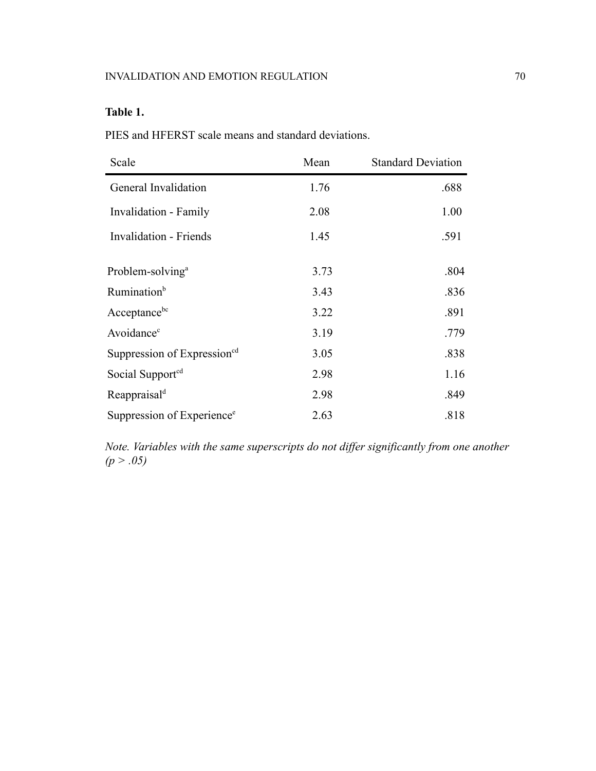**Table 1.**

PIES and HFERST scale means and standard deviations.

| Scale | Mean | Standard Deviation |
|---|---|---|
| General Invalidation | 1.76 | .688 |
| Invalidation - Family | 2.08 | 1.00 |
| Invalidation - Friends | 1.45 | .591 |
| Problem-solving[a] | 3.73 | .804 |
| Rumination[b] | 3.43 | .836 |
| Acceptance[bc] | 3.22 | .891 |
| Avoidance[c] | 3.19 | .779 |
| Suppression of Expression[cd] | 3.05 | .838 |
| Social Support[cd] | 2.98 | 1.16 |
| Reappraisal[d] | 2.98 | .849 |
| Suppression of Experience[e] | 2.63 | .818 |

*Note. Variables with the same superscripts do not differ significantly from one another ($p > .05$)*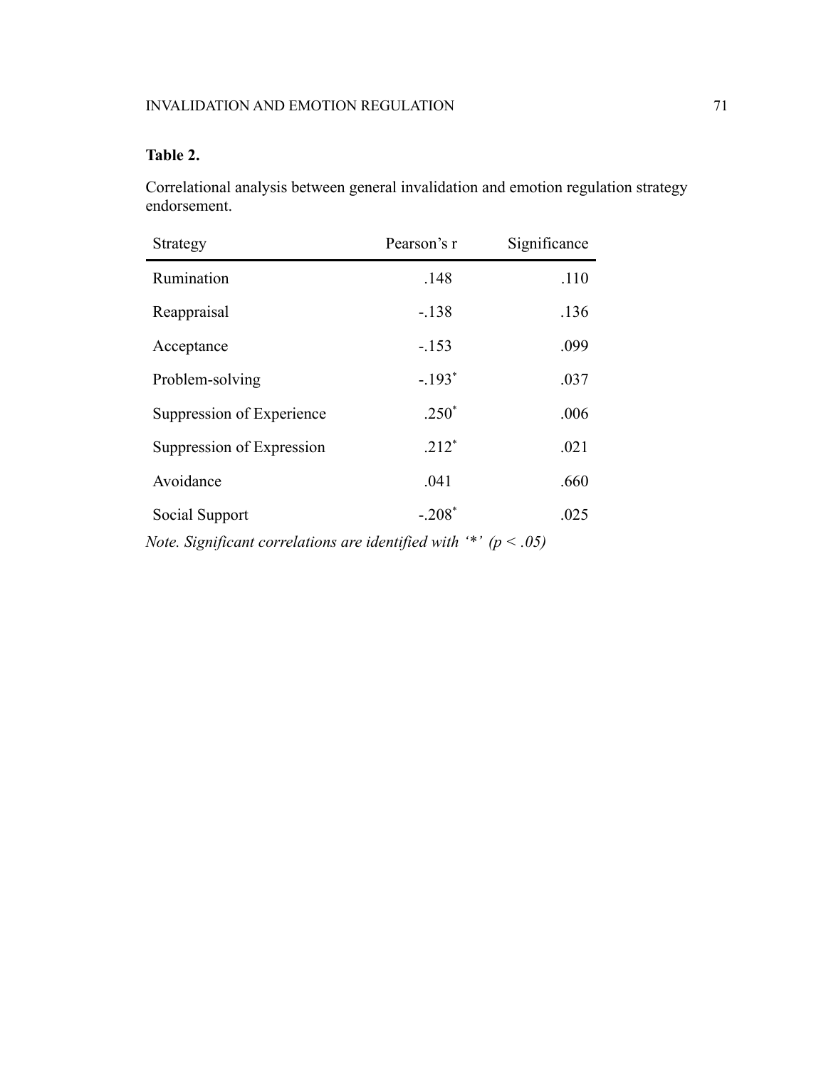**Table 2.**

Correlational analysis between general invalidation and emotion regulation strategy endorsement.

| Strategy | Pearson's r | Significance |
|---|---|---|
| Rumination | .148 | .110 |
| Reappraisal | -.138 | .136 |
| Acceptance | -.153 | .099 |
| Problem-solving | -.193* | .037 |
| Suppression of Experience | .250* | .006 |
| Suppression of Expression | .212* | .021 |
| Avoidance | .041 | .660 |
| Social Support | -.208* | .025 |

*Note. Significant correlations are identified with '*' ($p < .05$)*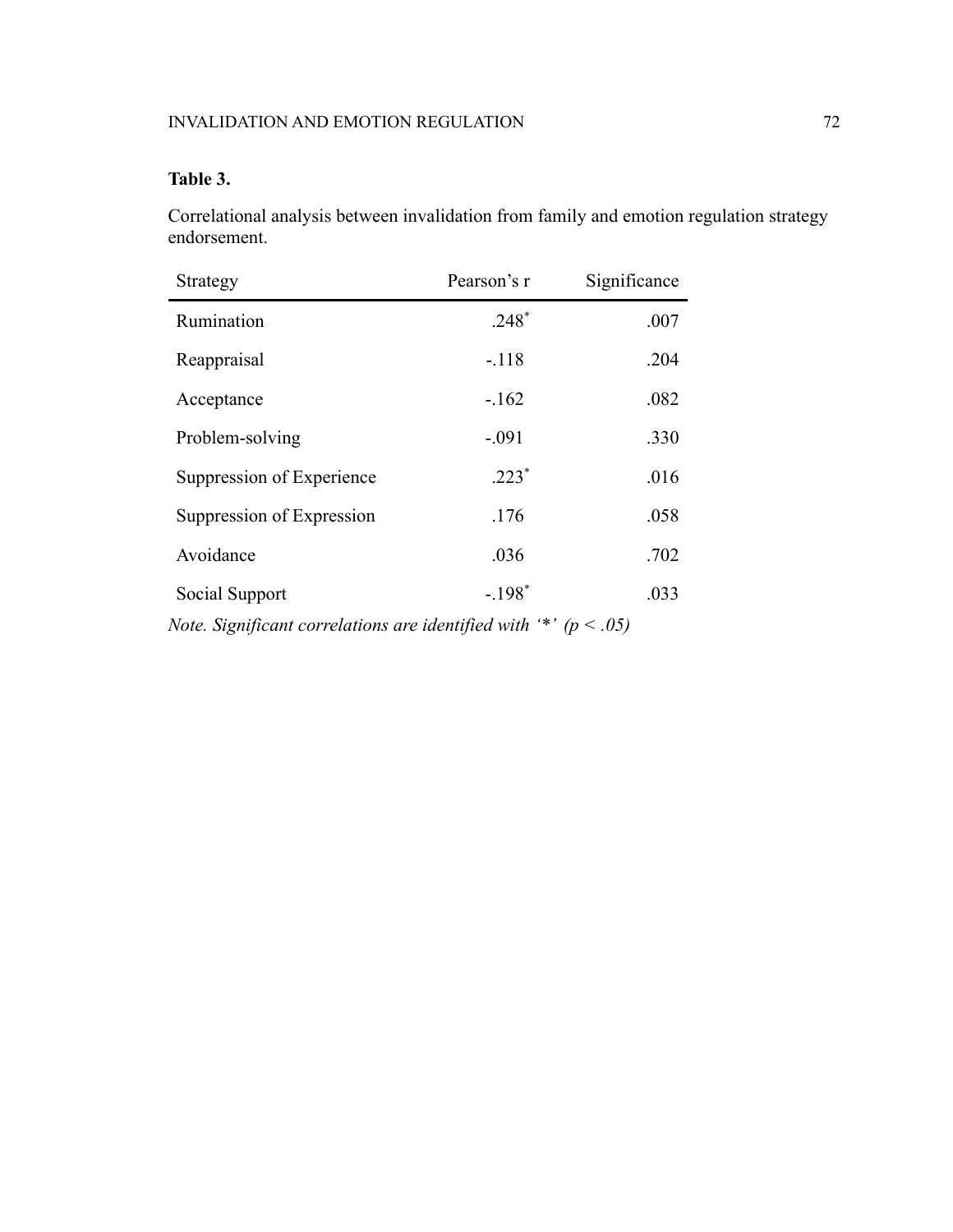**Table 3.**

Correlational analysis between invalidation from family and emotion regulation strategy endorsement.

| Strategy | Pearson's r | Significance |
|---|---|---|
| Rumination | .248* | .007 |
| Reappraisal | -.118 | .204 |
| Acceptance | -.162 | .082 |
| Problem-solving | -.091 | .330 |
| Suppression of Experience | .223* | .016 |
| Suppression of Expression | .176 | .058 |
| Avoidance | .036 | .702 |
| Social Support | -.198* | .033 |

*Note. Significant correlations are identified with '\*' ($p < .05$)*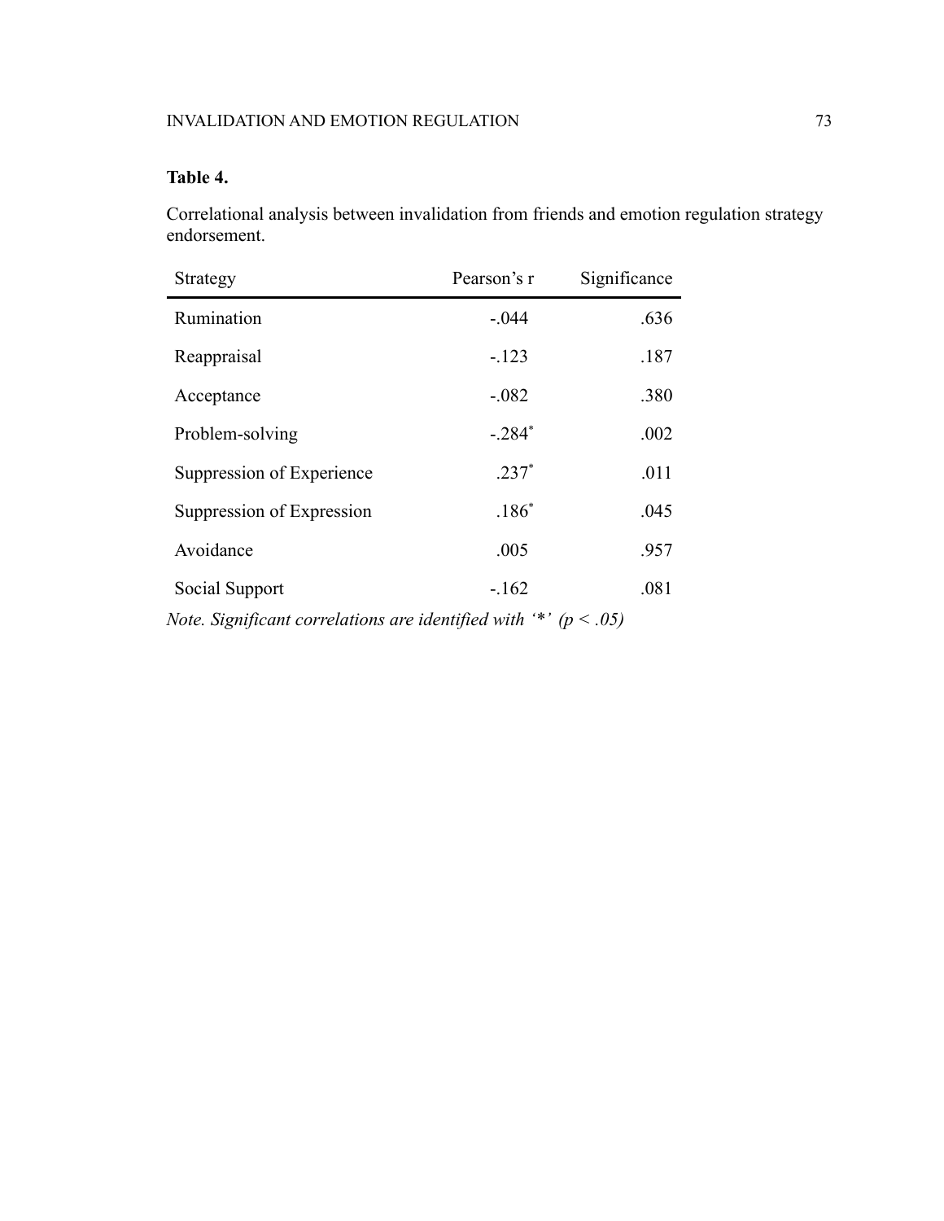**Table 4.**

Correlational analysis between invalidation from friends and emotion regulation strategy endorsement.

| Strategy | Pearson's r | Significance |
|---|---|---|
| Rumination | -.044 | .636 |
| Reappraisal | -.123 | .187 |
| Acceptance | -.082 | .380 |
| Problem-solving | -.284* | .002 |
| Suppression of Experience | .237* | .011 |
| Suppression of Expression | .186* | .045 |
| Avoidance | .005 | .957 |
| Social Support | -.162 | .081 |

*Note. Significant correlations are identified with '*' ($p < .05$)*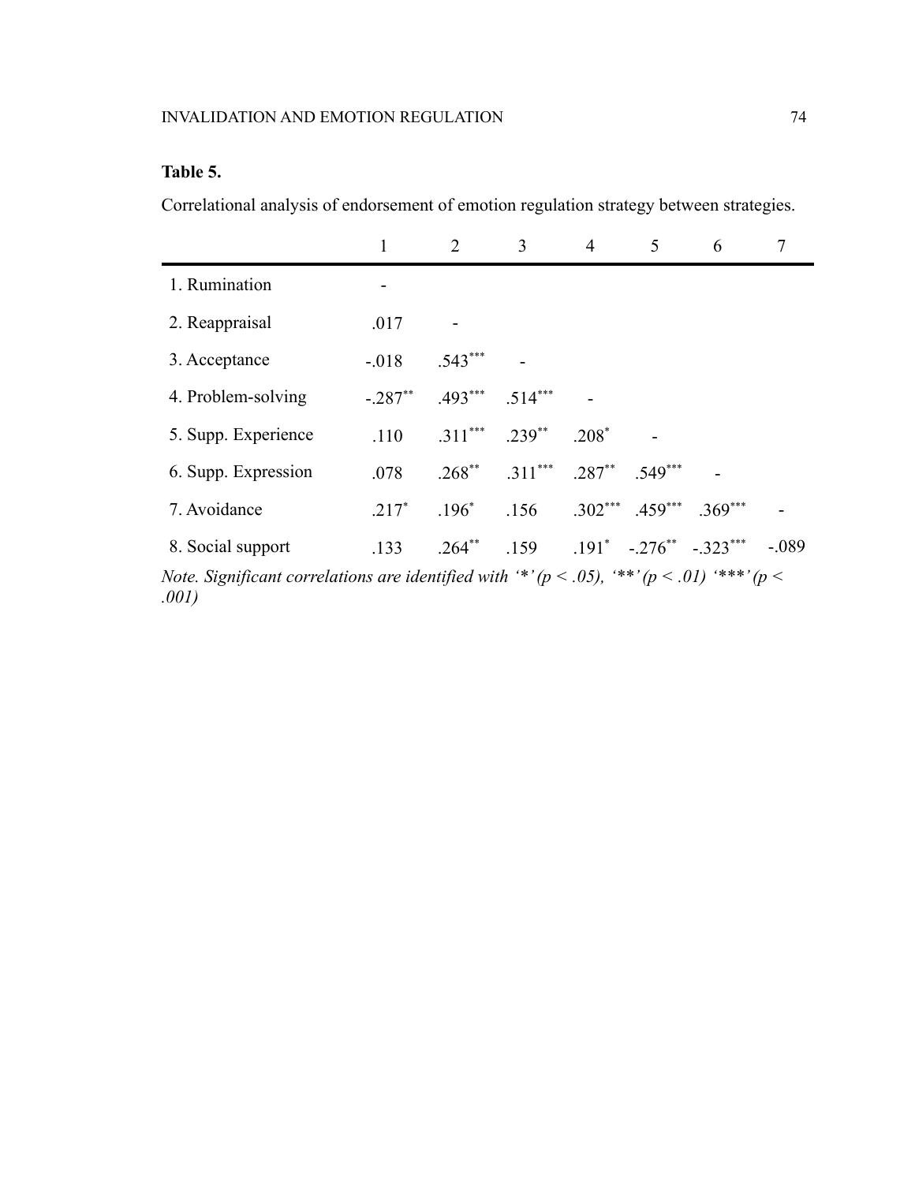**Table 5.**

Correlational analysis of endorsement of emotion regulation strategy between strategies.

| | 1 | 2 | 3 | 4 | 5 | 6 | 7 |
|---|---|---|---|---|---|---|---|
| 1. Rumination | - | | | | | | |
| 2. Reappraisal | .017 | - | | | | | |
| 3. Acceptance | -.018 | .543*** | - | | | | |
| 4. Problem-solving | -.287** | .493*** | .514*** | - | | | |
| 5. Supp. Experience | .110 | .311*** | .239** | .208* | - | | |
| 6. Supp. Expression | .078 | .268** | .311*** | .287** | .549*** | - | |
| 7. Avoidance | .217* | .196* | .156 | .302*** | .459*** | .369*** | - |
| 8. Social support | .133 | .264** | .159 | .191* | -.276** | -.323*** | -.089 |

*Note. Significant correlations are identified with '*' ($p < .05$), '**' ($p < .01$) '***' ($p < .001$)*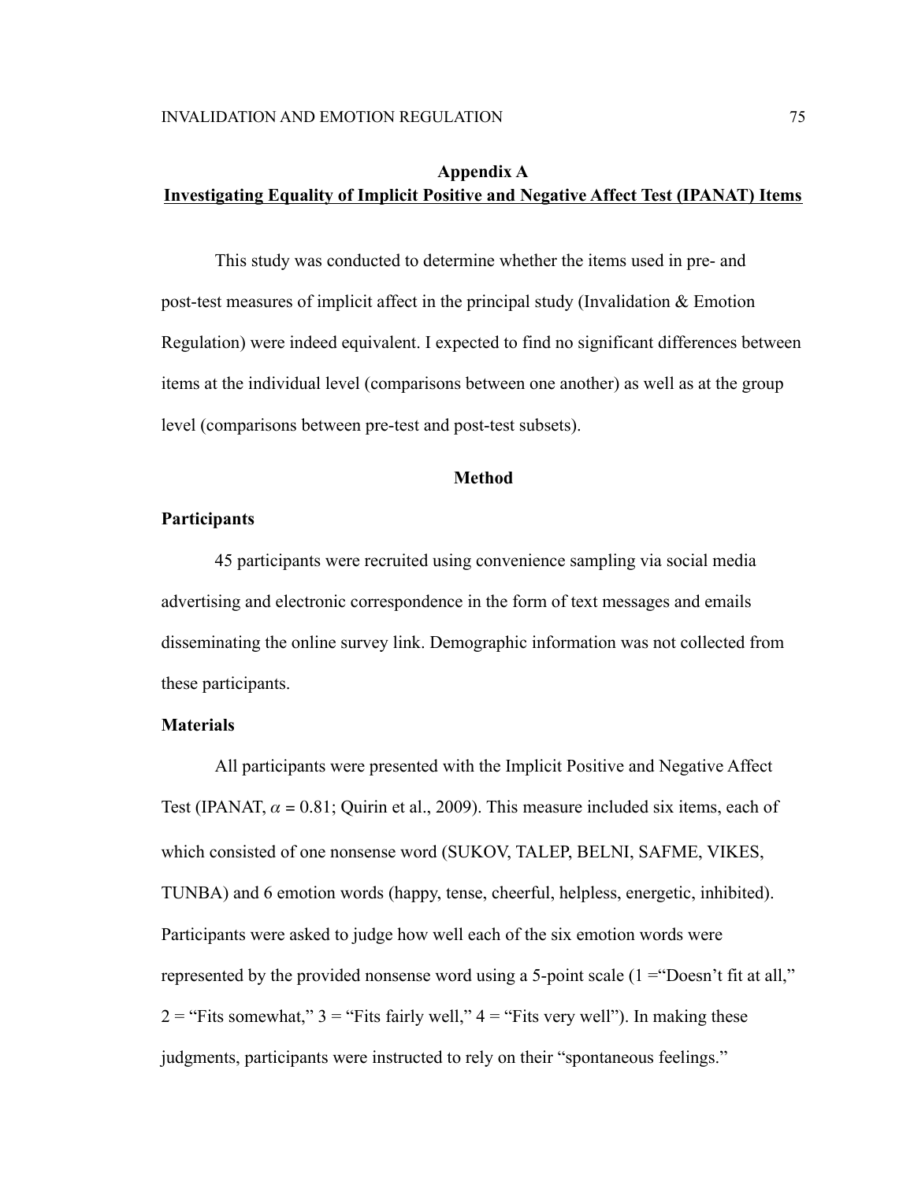## Appendix A
## Investigating Equality of Implicit Positive and Negative Affect Test (IPANAT) Items

This study was conducted to determine whether the items used in pre- and post-test measures of implicit affect in the principal study (Invalidation & Emotion Regulation) were indeed equivalent. I expected to find no significant differences between items at the individual level (comparisons between one another) as well as at the group level (comparisons between pre-test and post-test subsets).

### Method

**Participants**

45 participants were recruited using convenience sampling via social media advertising and electronic correspondence in the form of text messages and emails disseminating the online survey link. Demographic information was not collected from these participants.

**Materials**

All participants were presented with the Implicit Positive and Negative Affect Test (IPANAT, $\alpha = 0.81$; Quirin et al., 2009). This measure included six items, each of which consisted of one nonsense word (SUKOV, TALEP, BELNI, SAFME, VIKES, TUNBA) and 6 emotion words (happy, tense, cheerful, helpless, energetic, inhibited). Participants were asked to judge how well each of the six emotion words were represented by the provided nonsense word using a 5-point scale (1 ="Doesn't fit at all," 2 = "Fits somewhat," 3 = "Fits fairly well," 4 = "Fits very well"). In making these judgments, participants were instructed to rely on their "spontaneous feelings."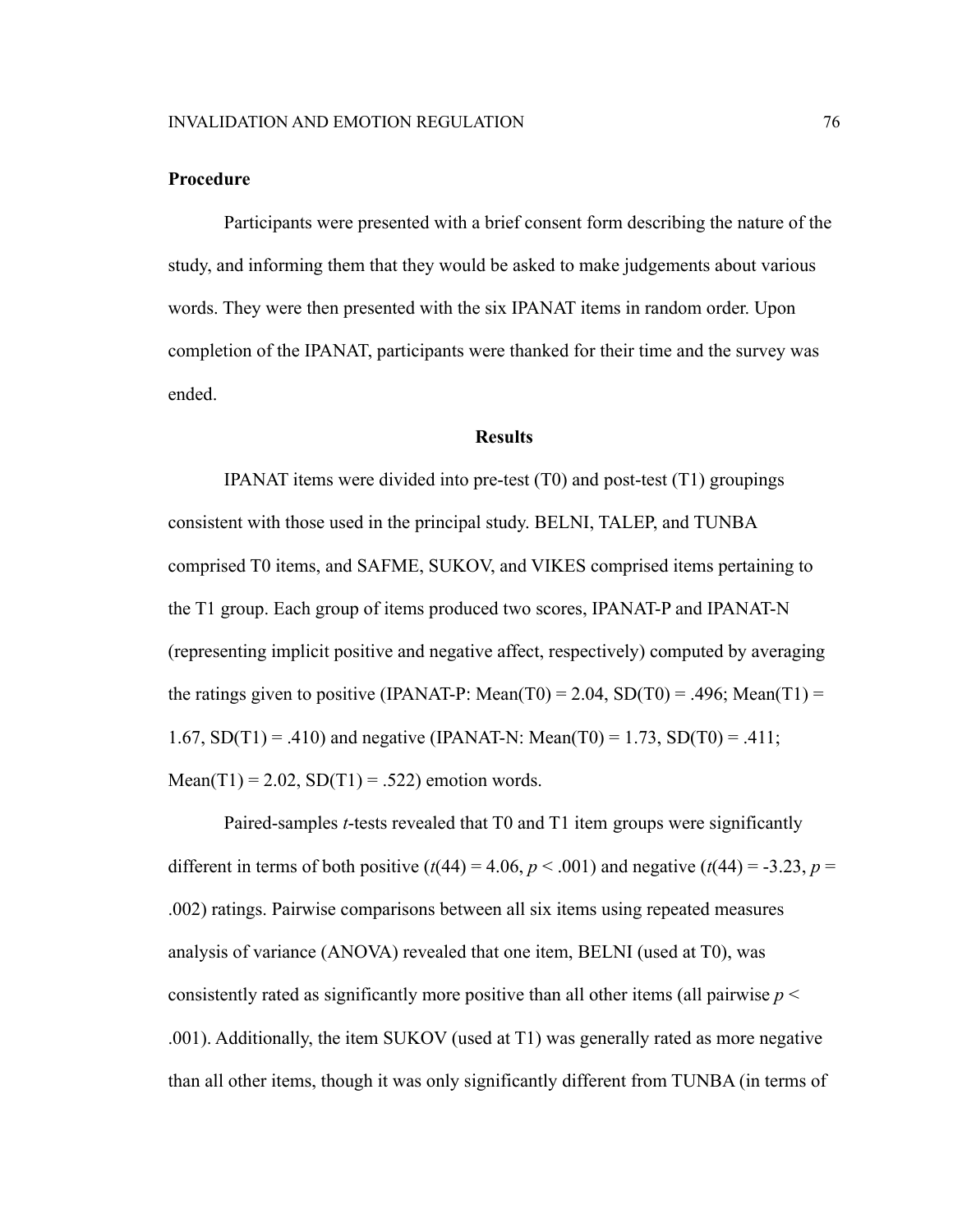**Procedure**

Participants were presented with a brief consent form describing the nature of the study, and informing them that they would be asked to make judgements about various words. They were then presented with the six IPANAT items in random order. Upon completion of the IPANAT, participants were thanked for their time and the survey was ended.

## Results

IPANAT items were divided into pre-test (T0) and post-test (T1) groupings consistent with those used in the principal study. BELNI, TALEP, and TUNBA comprised T0 items, and SAFME, SUKOV, and VIKES comprised items pertaining to the T1 group. Each group of items produced two scores, IPANAT-P and IPANAT-N (representing implicit positive and negative affect, respectively) computed by averaging the ratings given to positive (IPANAT-P: Mean(T0) = 2.04, SD(T0) = .496; Mean(T1) = 1.67, SD(T1) = .410) and negative (IPANAT-N: Mean(T0) = 1.73, SD(T0) = .411; Mean(T1) = 2.02, SD(T1) = .522) emotion words.

Paired-samples *t*-tests revealed that T0 and T1 item groups were significantly different in terms of both positive ($t(44) = 4.06$, $p < .001$) and negative ($t(44) = -3.23$, $p = .002$) ratings. Pairwise comparisons between all six items using repeated measures analysis of variance (ANOVA) revealed that one item, BELNI (used at T0), was consistently rated as significantly more positive than all other items (all pairwise $p < .001$). Additionally, the item SUKOV (used at T1) was generally rated as more negative than all other items, though it was only significantly different from TUNBA (in terms of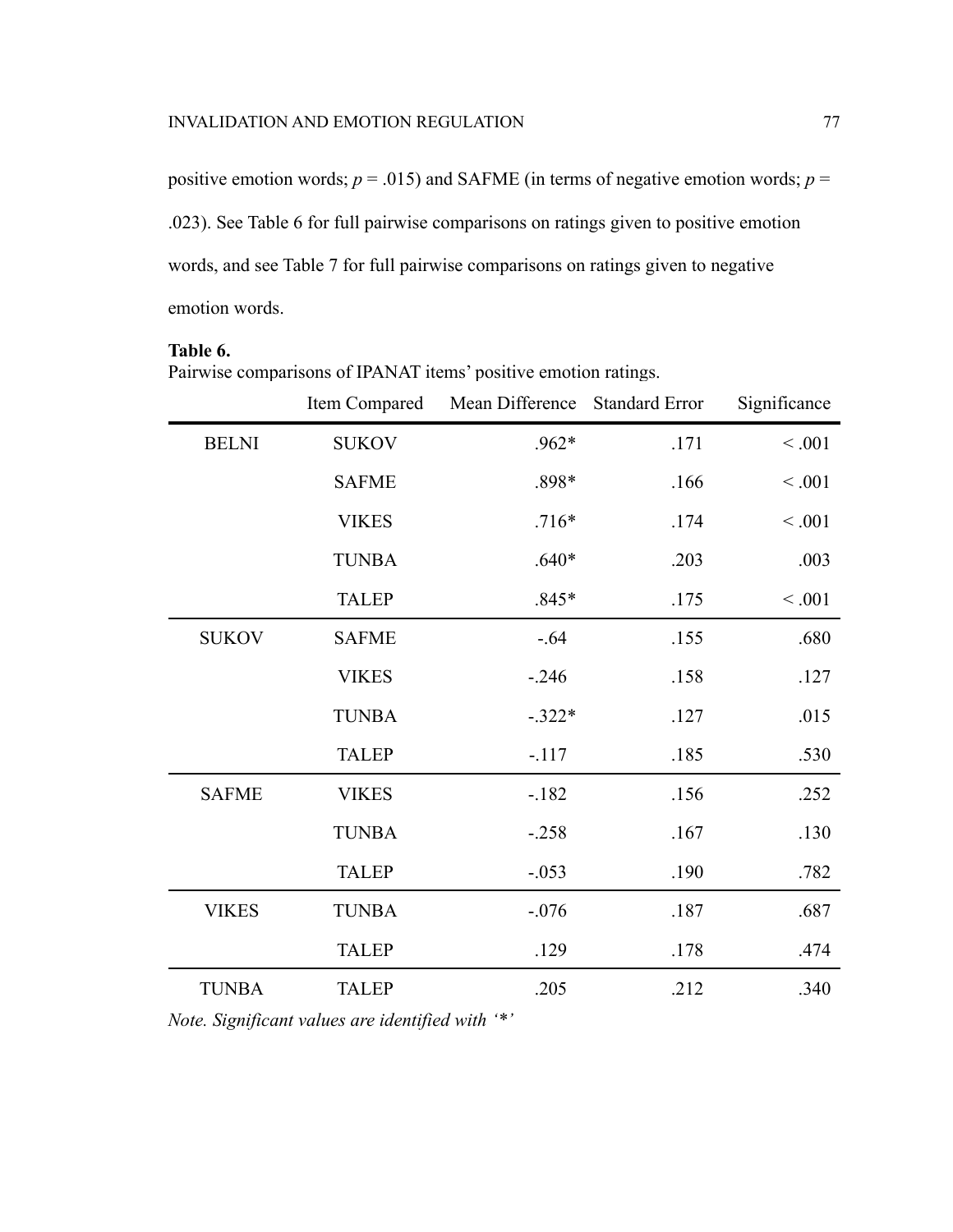positive emotion words; $p = .015$) and SAFME (in terms of negative emotion words; $p = .023$). See Table 6 for full pairwise comparisons on ratings given to positive emotion words, and see Table 7 for full pairwise comparisons on ratings given to negative emotion words.

**Table 6.**
Pairwise comparisons of IPANAT items' positive emotion ratings.

| | Item Compared | Mean Difference | Standard Error | Significance |
|---|---|---|---|---|
| BELNI | SUKOV | .962* | .171 | < .001 |
| | SAFME | .898* | .166 | < .001 |
| | VIKES | .716* | .174 | < .001 |
| | TUNBA | .640* | .203 | .003 |
| | TALEP | .845* | .175 | < .001 |
| SUKOV | SAFME | -.64 | .155 | .680 |
| | VIKES | -.246 | .158 | .127 |
| | TUNBA | -.322* | .127 | .015 |
| | TALEP | -.117 | .185 | .530 |
| SAFME | VIKES | -.182 | .156 | .252 |
| | TUNBA | -.258 | .167 | .130 |
| | TALEP | -.053 | .190 | .782 |
| VIKES | TUNBA | -.076 | .187 | .687 |
| | TALEP | .129 | .178 | .474 |
| TUNBA | TALEP | .205 | .212 | .340 |

*Note. Significant values are identified with '*'*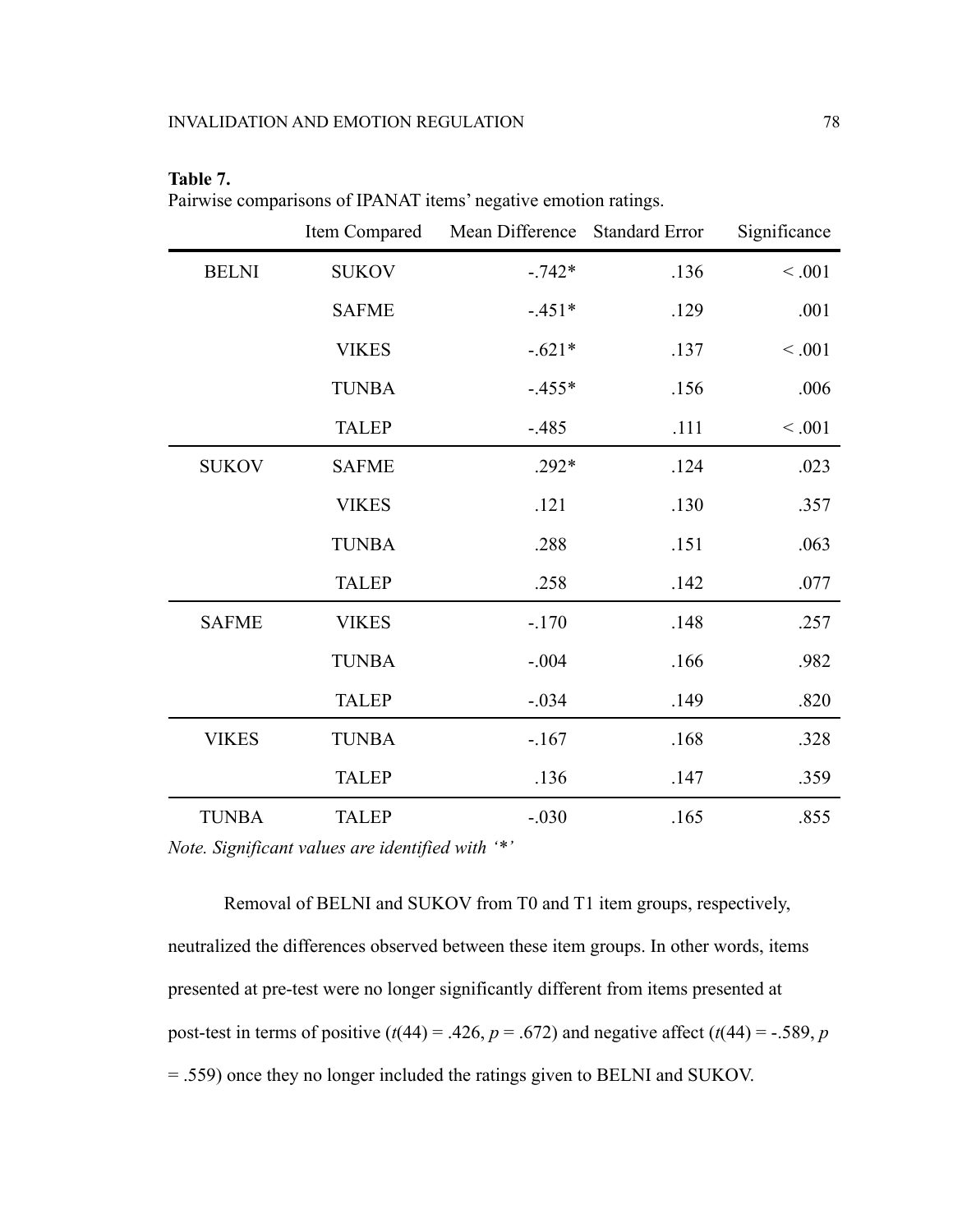**Table 7.**

Pairwise comparisons of IPANAT items' negative emotion ratings.

| | Item Compared | Mean Difference | Standard Error | Significance |
|---|---|---|---|---|
| BELNI | SUKOV | -.742* | .136 | < .001 |
| | SAFME | -.451* | .129 | .001 |
| | VIKES | -.621* | .137 | < .001 |
| | TUNBA | -.455* | .156 | .006 |
| | TALEP | -.485 | .111 | < .001 |
| SUKOV | SAFME | .292* | .124 | .023 |
| | VIKES | .121 | .130 | .357 |
| | TUNBA | .288 | .151 | .063 |
| | TALEP | .258 | .142 | .077 |
| SAFME | VIKES | -.170 | .148 | .257 |
| | TUNBA | -.004 | .166 | .982 |
| | TALEP | -.034 | .149 | .820 |
| VIKES | TUNBA | -.167 | .168 | .328 |
| | TALEP | .136 | .147 | .359 |
| TUNBA | TALEP | -.030 | .165 | .855 |

*Note. Significant values are identified with '*'*

Removal of BELNI and SUKOV from T0 and T1 item groups, respectively, neutralized the differences observed between these item groups. In other words, items presented at pre-test were no longer significantly different from items presented at post-test in terms of positive ($t(44) = .426$, $p = .672$) and negative affect ($t(44) = -.589$, $p = .559$) once they no longer included the ratings given to BELNI and SUKOV.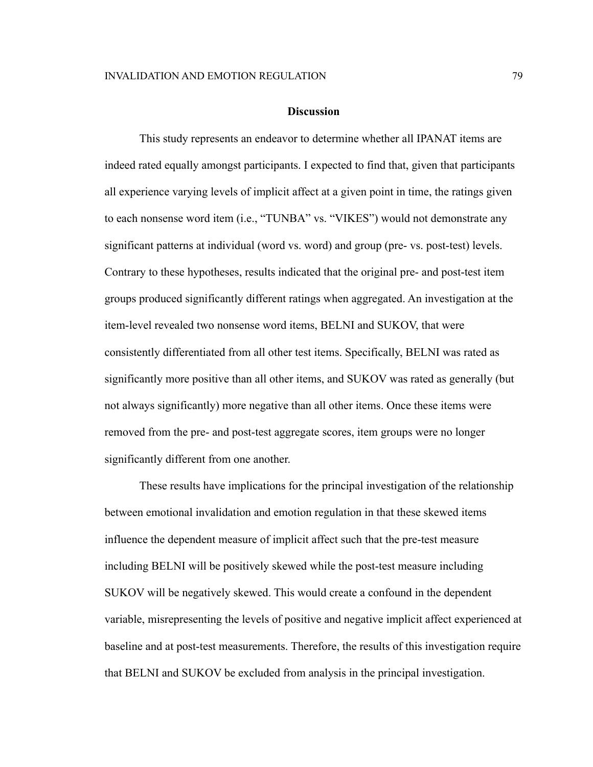## Discussion

This study represents an endeavor to determine whether all IPANAT items are indeed rated equally amongst participants. I expected to find that, given that participants all experience varying levels of implicit affect at a given point in time, the ratings given to each nonsense word item (i.e., "TUNBA" vs. "VIKES") would not demonstrate any significant patterns at individual (word vs. word) and group (pre- vs. post-test) levels. Contrary to these hypotheses, results indicated that the original pre- and post-test item groups produced significantly different ratings when aggregated. An investigation at the item-level revealed two nonsense word items, BELNI and SUKOV, that were consistently differentiated from all other test items. Specifically, BELNI was rated as significantly more positive than all other items, and SUKOV was rated as generally (but not always significantly) more negative than all other items. Once these items were removed from the pre- and post-test aggregate scores, item groups were no longer significantly different from one another.

These results have implications for the principal investigation of the relationship between emotional invalidation and emotion regulation in that these skewed items influence the dependent measure of implicit affect such that the pre-test measure including BELNI will be positively skewed while the post-test measure including SUKOV will be negatively skewed. This would create a confound in the dependent variable, misrepresenting the levels of positive and negative implicit affect experienced at baseline and at post-test measurements. Therefore, the results of this investigation require that BELNI and SUKOV be excluded from analysis in the principal investigation.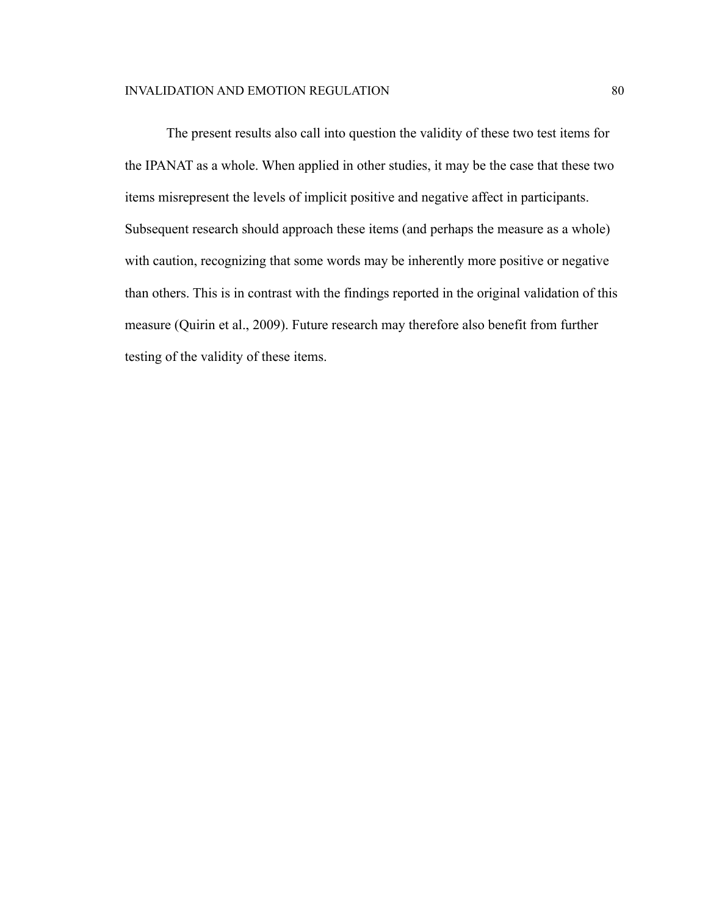The present results also call into question the validity of these two test items for the IPANAT as a whole. When applied in other studies, it may be the case that these two items misrepresent the levels of implicit positive and negative affect in participants. Subsequent research should approach these items (and perhaps the measure as a whole) with caution, recognizing that some words may be inherently more positive or negative than others. This is in contrast with the findings reported in the original validation of this measure (Quirin et al., 2009). Future research may therefore also benefit from further testing of the validity of these items.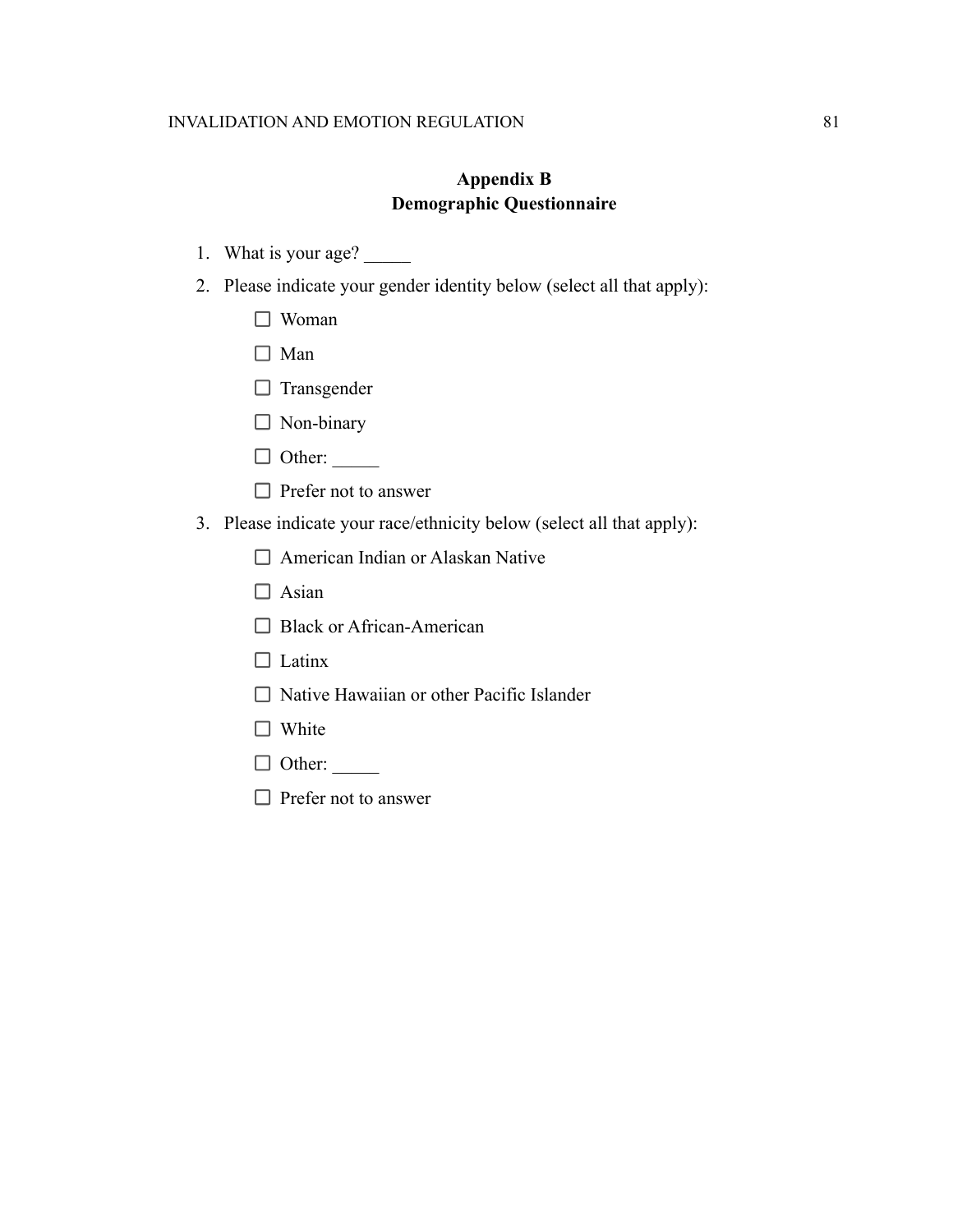# Appendix B
## Demographic Questionnaire

1. What is your age? _____
2. Please indicate your gender identity below (select all that apply):
   - ☐ Woman
   - ☐ Man
   - ☐ Transgender
   - ☐ Non-binary
   - ☐ Other: _____
   - ☐ Prefer not to answer
3. Please indicate your race/ethnicity below (select all that apply):
   - ☐ American Indian or Alaskan Native
   - ☐ Asian
   - ☐ Black or African-American
   - ☐ Latinx
   - ☐ Native Hawaiian or other Pacific Islander
   - ☐ White
   - ☐ Other: _____
   - ☐ Prefer not to answer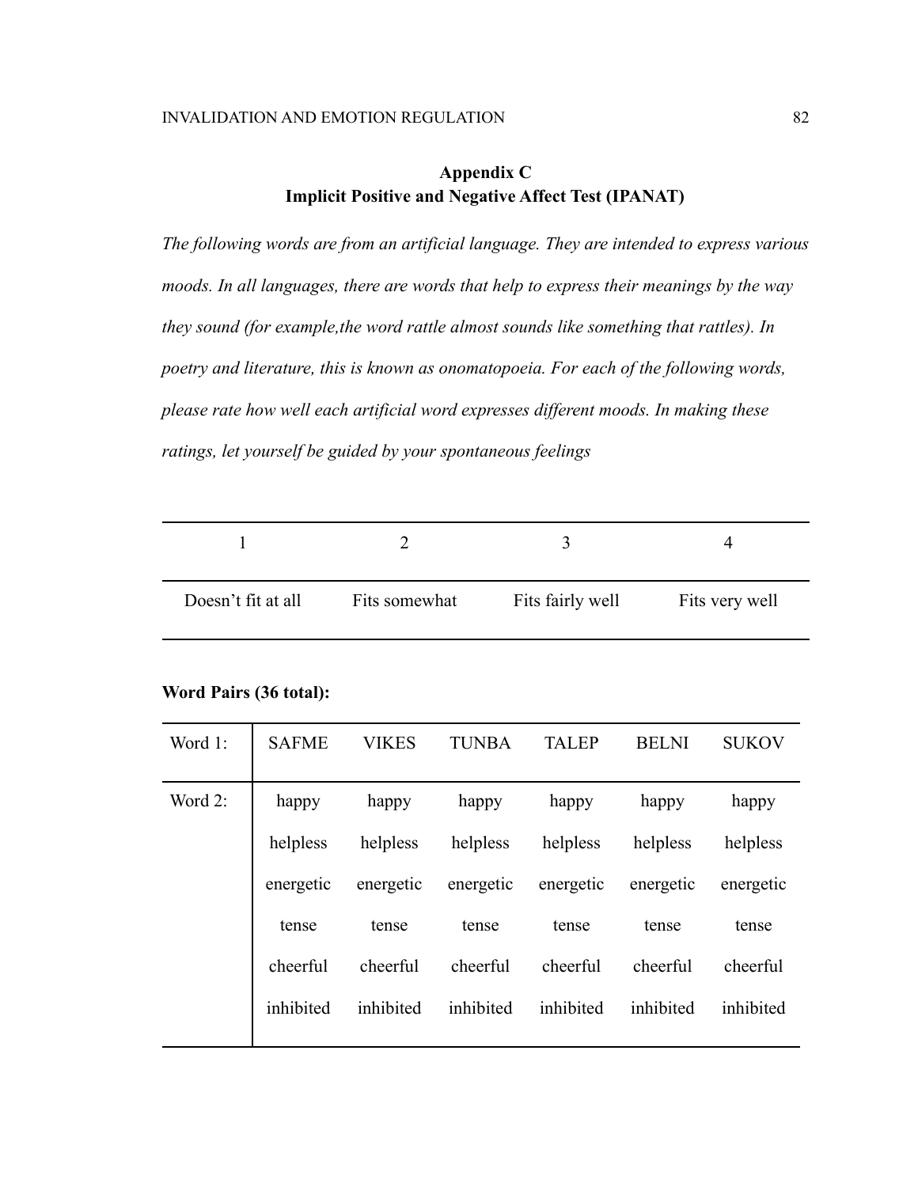## Appendix C
## Implicit Positive and Negative Affect Test (IPANAT)

*The following words are from an artificial language. They are intended to express various moods. In all languages, there are words that help to express their meanings by the way they sound (for example,the word rattle almost sounds like something that rattles). In poetry and literature, this is known as onomatopoeia. For each of the following words, please rate how well each artificial word expresses different moods. In making these ratings, let yourself be guided by your spontaneous feelings*

| 1 | 2 | 3 | 4 |
|---|---|---|---|
| Doesn't fit at all | Fits somewhat | Fits fairly well | Fits very well |

**Word Pairs (36 total):**

| Word 1: | SAFME | VIKES | TUNBA | TALEP | BELNI | SUKOV |
|---|---|---|---|---|---|---|
| Word 2: | happy | happy | happy | happy | happy | happy |
| | helpless | helpless | helpless | helpless | helpless | helpless |
| | energetic | energetic | energetic | energetic | energetic | energetic |
| | tense | tense | tense | tense | tense | tense |
| | cheerful | cheerful | cheerful | cheerful | cheerful | cheerful |
| | inhibited | inhibited | inhibited | inhibited | inhibited | inhibited |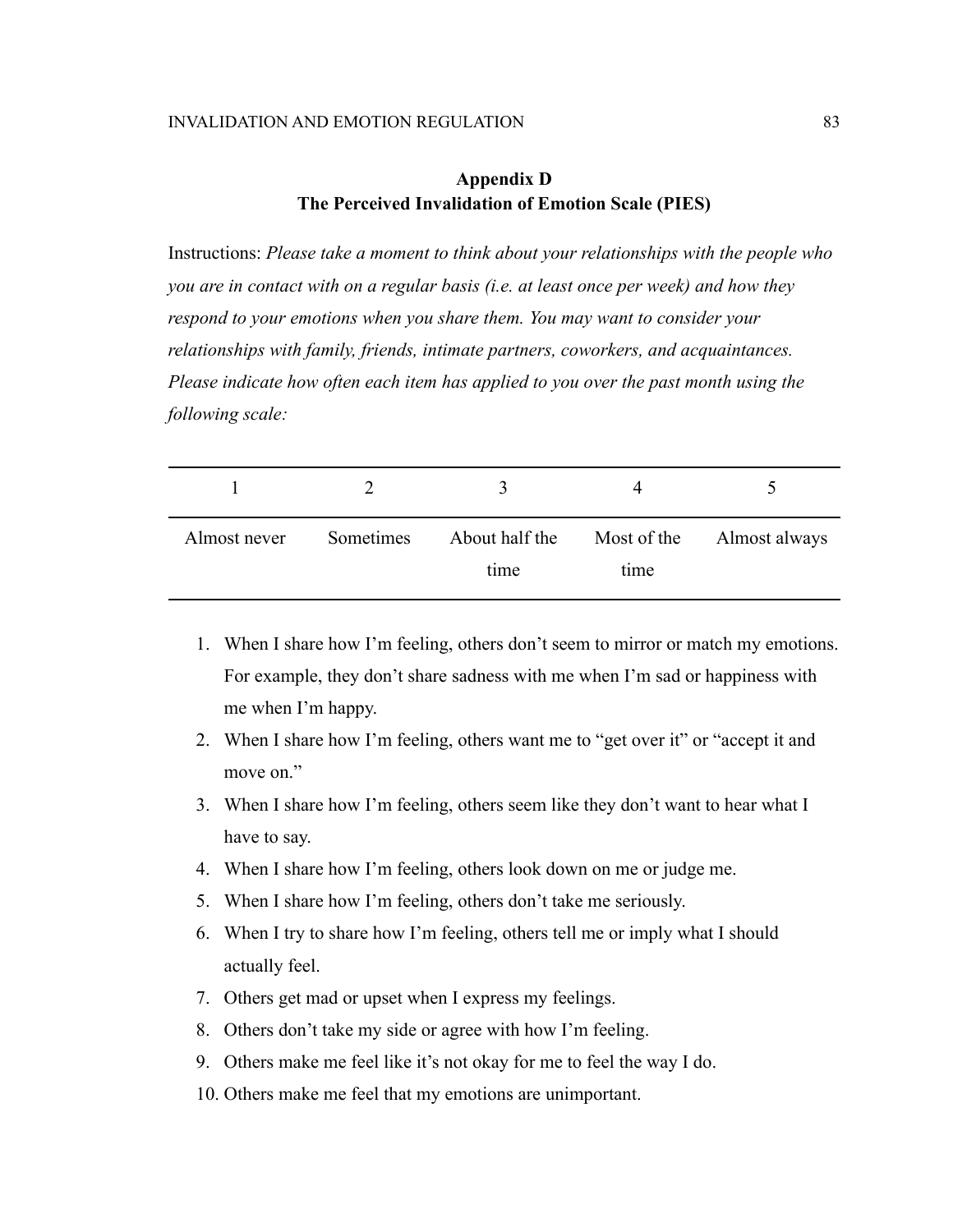## Appendix D
## The Perceived Invalidation of Emotion Scale (PIES)

Instructions: *Please take a moment to think about your relationships with the people who you are in contact with on a regular basis (i.e. at least once per week) and how they respond to your emotions when you share them. You may want to consider your relationships with family, friends, intimate partners, coworkers, and acquaintances. Please indicate how often each item has applied to you over the past month using the following scale:*

| 1 | 2 | 3 | 4 | 5 |
|---|---|---|---|---|
| Almost never | Sometimes | About half the time | Most of the time | Almost always |

1. When I share how I'm feeling, others don't seem to mirror or match my emotions. For example, they don't share sadness with me when I'm sad or happiness with me when I'm happy.
2. When I share how I'm feeling, others want me to "get over it" or "accept it and move on."
3. When I share how I'm feeling, others seem like they don't want to hear what I have to say.
4. When I share how I'm feeling, others look down on me or judge me.
5. When I share how I'm feeling, others don't take me seriously.
6. When I try to share how I'm feeling, others tell me or imply what I should actually feel.
7. Others get mad or upset when I express my feelings.
8. Others don't take my side or agree with how I'm feeling.
9. Others make me feel like it's not okay for me to feel the way I do.
10. Others make me feel that my emotions are unimportant.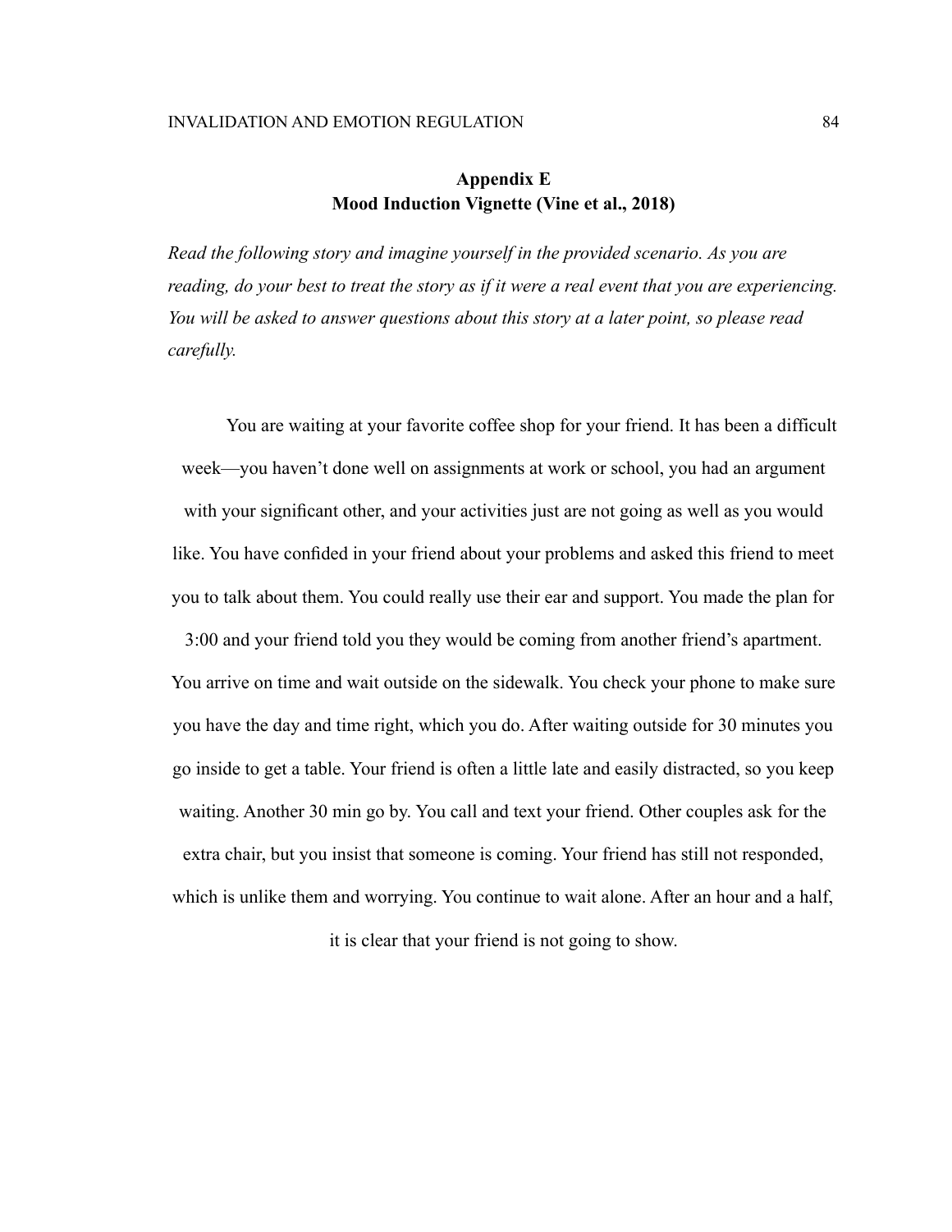## Appendix E
## Mood Induction Vignette (Vine et al., 2018)

*Read the following story and imagine yourself in the provided scenario. As you are reading, do your best to treat the story as if it were a real event that you are experiencing. You will be asked to answer questions about this story at a later point, so please read carefully.*

You are waiting at your favorite coffee shop for your friend. It has been a difficult week—you haven't done well on assignments at work or school, you had an argument with your significant other, and your activities just are not going as well as you would like. You have confided in your friend about your problems and asked this friend to meet you to talk about them. You could really use their ear and support. You made the plan for 3:00 and your friend told you they would be coming from another friend's apartment. You arrive on time and wait outside on the sidewalk. You check your phone to make sure you have the day and time right, which you do. After waiting outside for 30 minutes you go inside to get a table. Your friend is often a little late and easily distracted, so you keep waiting. Another 30 min go by. You call and text your friend. Other couples ask for the extra chair, but you insist that someone is coming. Your friend has still not responded, which is unlike them and worrying. You continue to wait alone. After an hour and a half, it is clear that your friend is not going to show.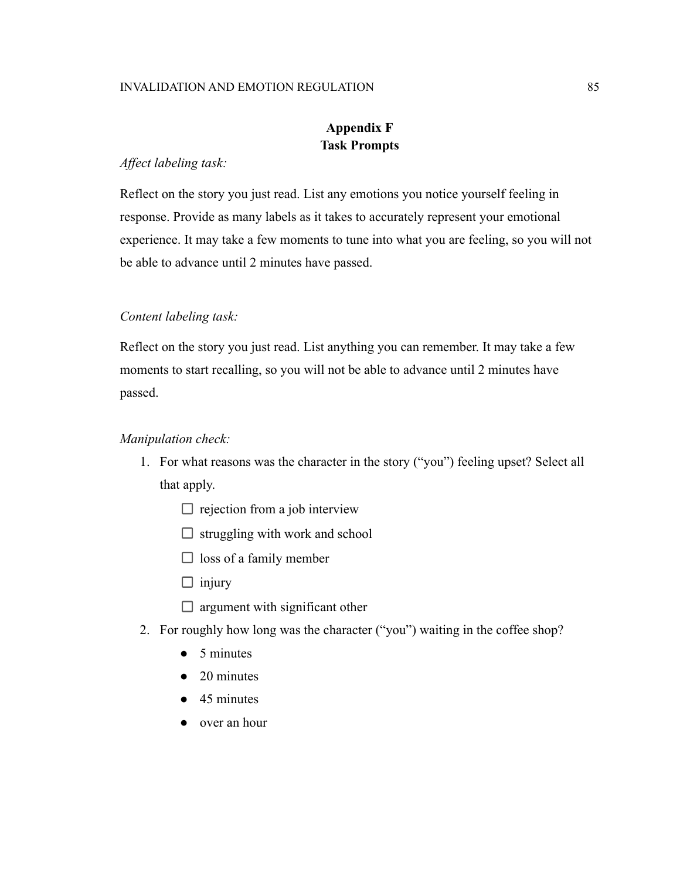# Appendix F
## Task Prompts

*Affect labeling task:*

Reflect on the story you just read. List any emotions you notice yourself feeling in response. Provide as many labels as it takes to accurately represent your emotional experience. It may take a few moments to tune into what you are feeling, so you will not be able to advance until 2 minutes have passed.

*Content labeling task:*

Reflect on the story you just read. List anything you can remember. It may take a few moments to start recalling, so you will not be able to advance until 2 minutes have passed.

*Manipulation check:*

1. For what reasons was the character in the story ("you") feeling upset? Select all that apply.
   - ☐ rejection from a job interview
   - ☐ struggling with work and school
   - ☐ loss of a family member
   - ☐ injury
   - ☐ argument with significant other
2. For roughly how long was the character ("you") waiting in the coffee shop?
   - 5 minutes
   - 20 minutes
   - 45 minutes
   - over an hour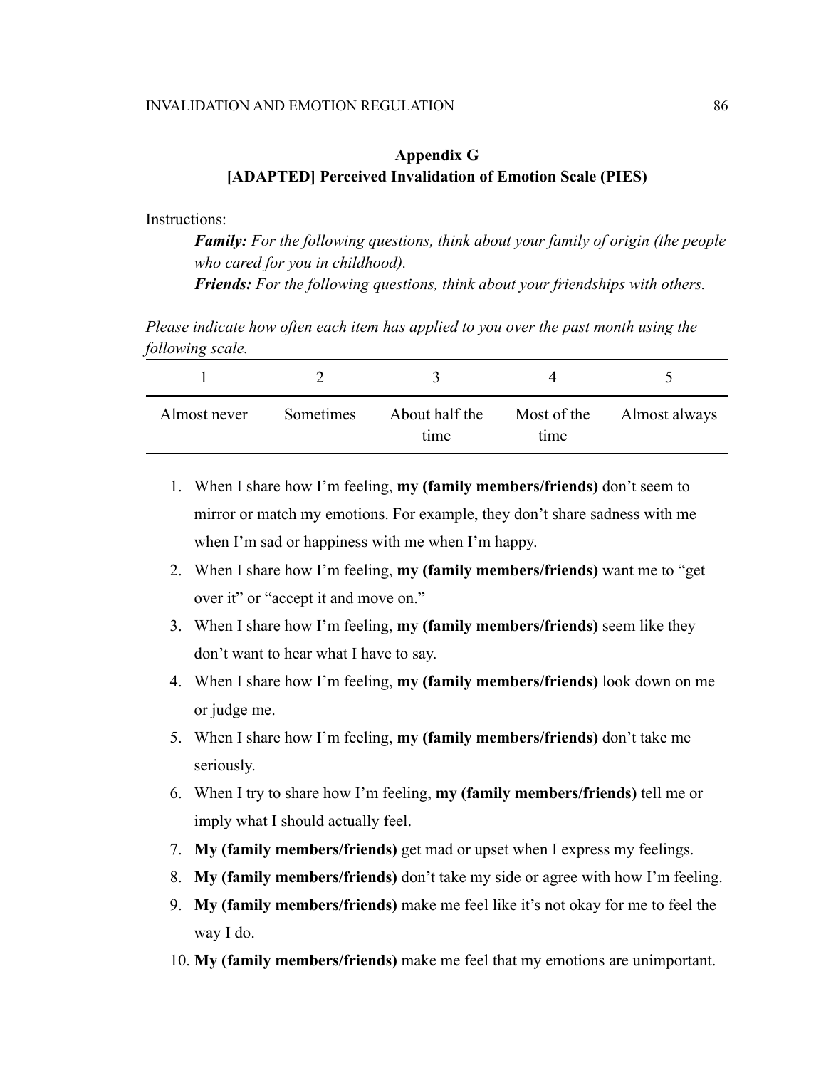## Appendix G
## [ADAPTED] Perceived Invalidation of Emotion Scale (PIES)

Instructions:

> ***Family:*** *For the following questions, think about your family of origin (the people who cared for you in childhood).*
>
> ***Friends:*** *For the following questions, think about your friendships with others.*

*Please indicate how often each item has applied to you over the past month using the following scale.*

| 1 | 2 | 3 | 4 | 5 |
|---|---|---|---|---|
| Almost never | Sometimes | About half the time | Most of the time | Almost always |

1. When I share how I'm feeling, **my (family members/friends)** don't seem to mirror or match my emotions. For example, they don't share sadness with me when I'm sad or happiness with me when I'm happy.
2. When I share how I'm feeling, **my (family members/friends)** want me to "get over it" or "accept it and move on."
3. When I share how I'm feeling, **my (family members/friends)** seem like they don't want to hear what I have to say.
4. When I share how I'm feeling, **my (family members/friends)** look down on me or judge me.
5. When I share how I'm feeling, **my (family members/friends)** don't take me seriously.
6. When I try to share how I'm feeling, **my (family members/friends)** tell me or imply what I should actually feel.
7. **My (family members/friends)** get mad or upset when I express my feelings.
8. **My (family members/friends)** don't take my side or agree with how I'm feeling.
9. **My (family members/friends)** make me feel like it's not okay for me to feel the way I do.
10. **My (family members/friends)** make me feel that my emotions are unimportant.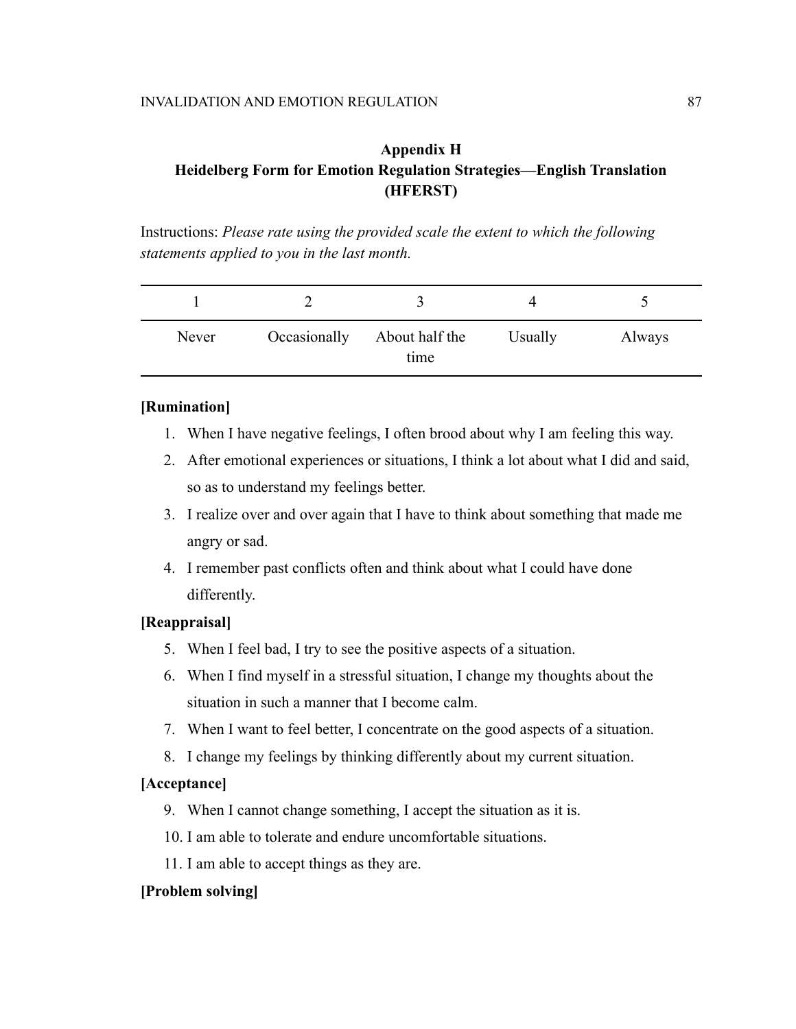## Appendix H
## Heidelberg Form for Emotion Regulation Strategies—English Translation (HFERST)

Instructions: *Please rate using the provided scale the extent to which the following statements applied to you in the last month.*

| 1 | 2 | 3 | 4 | 5 |
|---|---|---|---|---|
| Never | Occasionally | About half the time | Usually | Always |

**[Rumination]**

1. When I have negative feelings, I often brood about why I am feeling this way.
2. After emotional experiences or situations, I think a lot about what I did and said, so as to understand my feelings better.
3. I realize over and over again that I have to think about something that made me angry or sad.
4. I remember past conflicts often and think about what I could have done differently.

**[Reappraisal]**

5. When I feel bad, I try to see the positive aspects of a situation.
6. When I find myself in a stressful situation, I change my thoughts about the situation in such a manner that I become calm.
7. When I want to feel better, I concentrate on the good aspects of a situation.
8. I change my feelings by thinking differently about my current situation.

**[Acceptance]**

9. When I cannot change something, I accept the situation as it is.
10. I am able to tolerate and endure uncomfortable situations.
11. I am able to accept things as they are.

**[Problem solving]**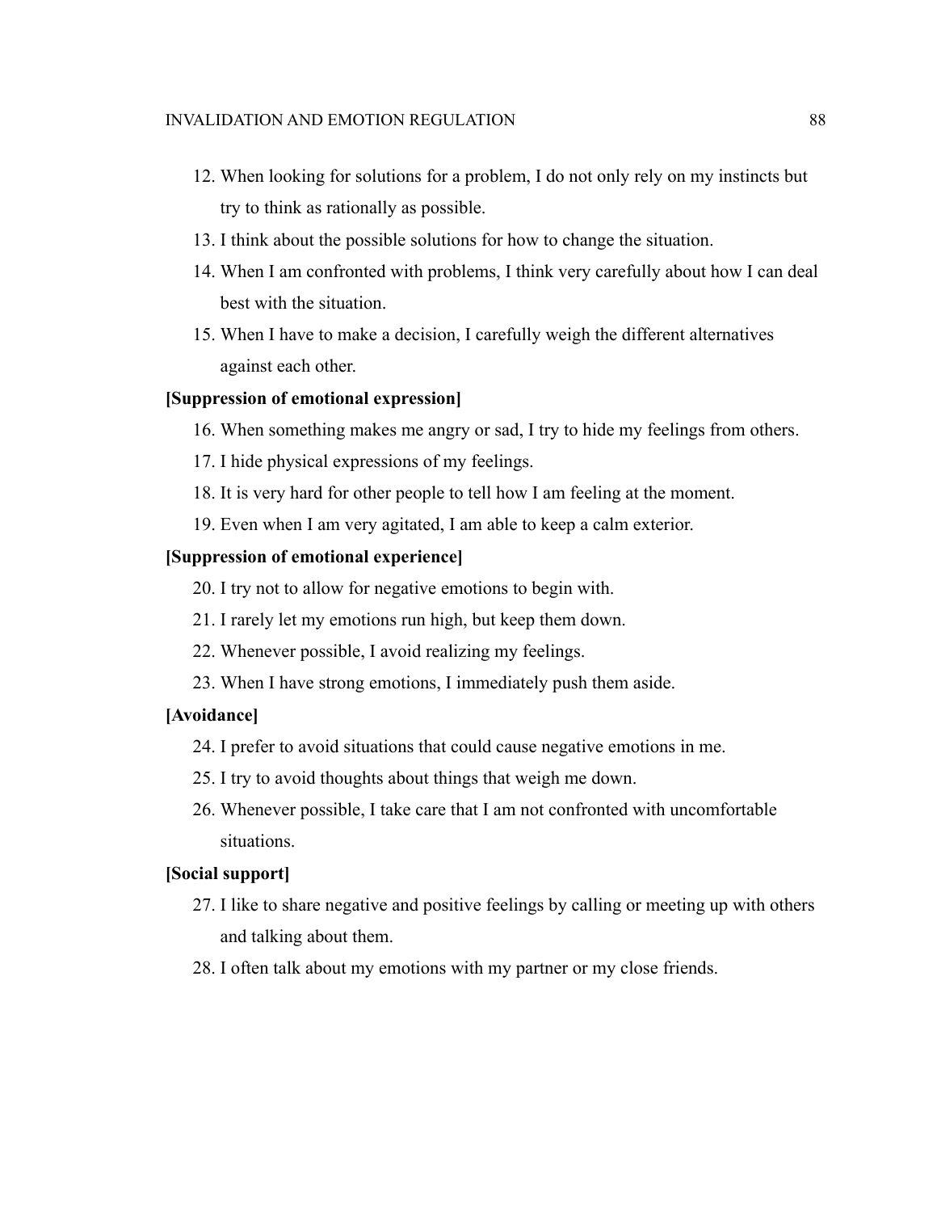12. When looking for solutions for a problem, I do not only rely on my instincts but try to think as rationally as possible.
13. I think about the possible solutions for how to change the situation.
14. When I am confronted with problems, I think very carefully about how I can deal best with the situation.
15. When I have to make a decision, I carefully weigh the different alternatives against each other.

**[Suppression of emotional expression]**

16. When something makes me angry or sad, I try to hide my feelings from others.
17. I hide physical expressions of my feelings.
18. It is very hard for other people to tell how I am feeling at the moment.
19. Even when I am very agitated, I am able to keep a calm exterior.

**[Suppression of emotional experience]**

20. I try not to allow for negative emotions to begin with.
21. I rarely let my emotions run high, but keep them down.
22. Whenever possible, I avoid realizing my feelings.
23. When I have strong emotions, I immediately push them aside.

**[Avoidance]**

24. I prefer to avoid situations that could cause negative emotions in me.
25. I try to avoid thoughts about things that weigh me down.
26. Whenever possible, I take care that I am not confronted with uncomfortable situations.

**[Social support]**

27. I like to share negative and positive feelings by calling or meeting up with others and talking about them.
28. I often talk about my emotions with my partner or my close friends.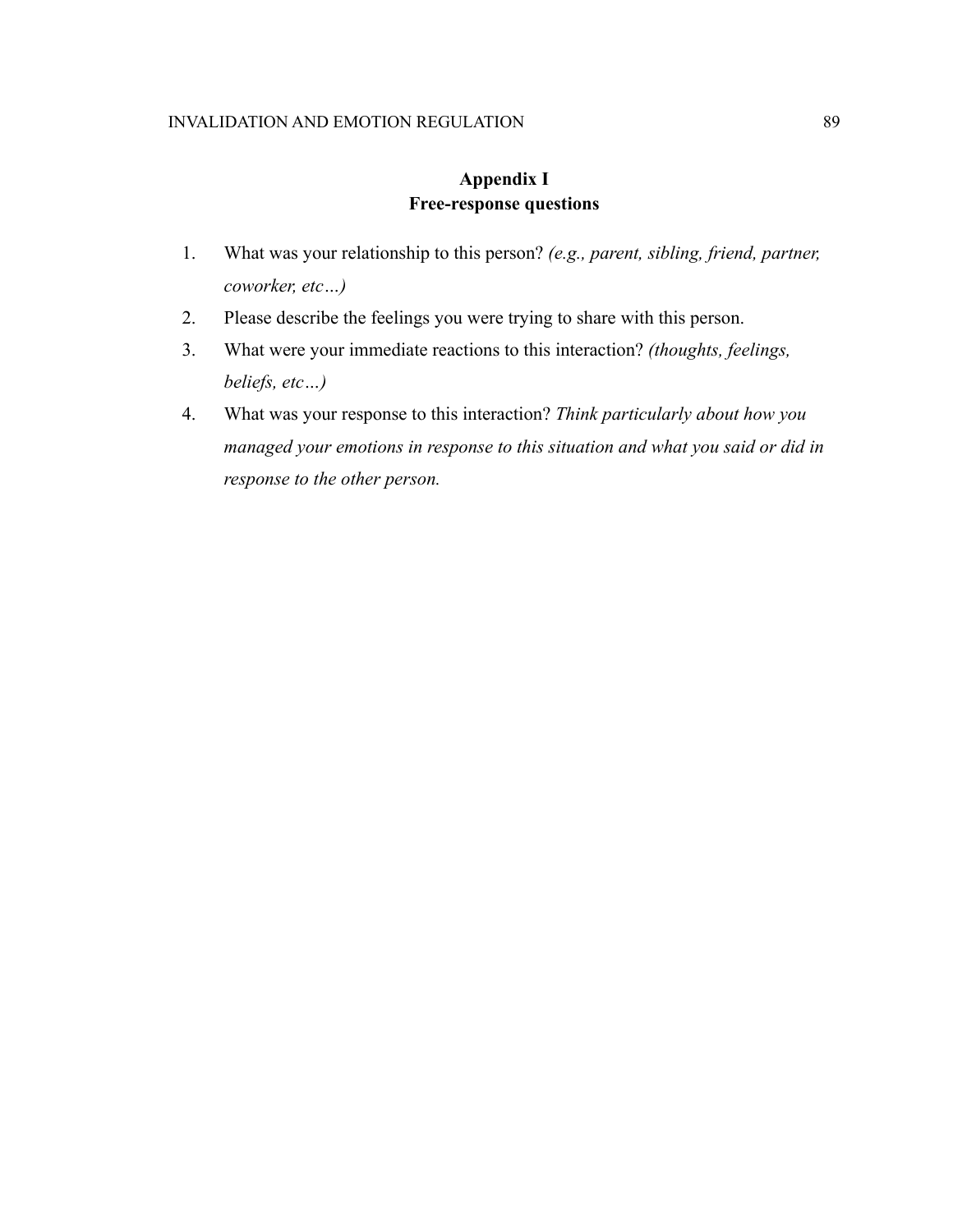# Appendix I
## Free-response questions

1. What was your relationship to this person? *(e.g., parent, sibling, friend, partner, coworker, etc…)*
2. Please describe the feelings you were trying to share with this person.
3. What were your immediate reactions to this interaction? *(thoughts, feelings, beliefs, etc…)*
4. What was your response to this interaction? *Think particularly about how you managed your emotions in response to this situation and what you said or did in response to the other person.*